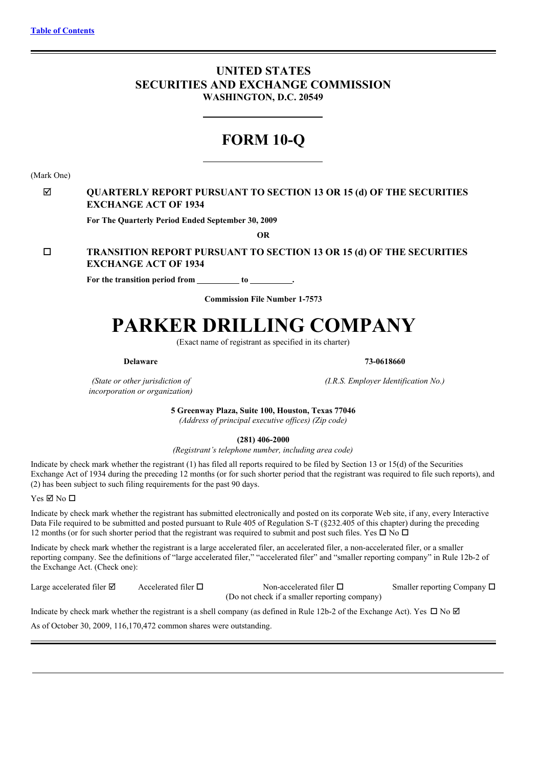[Table of Contents](#)

# UNITED STATES
# SECURITIES AND EXCHANGE COMMISSION
**WASHINGTON, D.C. 20549**

# FORM 10-Q

(Mark One)

☑ **QUARTERLY REPORT PURSUANT TO SECTION 13 OR 15 (d) OF THE SECURITIES EXCHANGE ACT OF 1934**

**For The Quarterly Period Ended September 30, 2009**

**OR**

☐ **TRANSITION REPORT PURSUANT TO SECTION 13 OR 15 (d) OF THE SECURITIES EXCHANGE ACT OF 1934**

**For the transition period from __________ to __________.**

**Commission File Number 1-7573**

# PARKER DRILLING COMPANY

(Exact name of registrant as specified in its charter)

| | |
|---|---|
| **Delaware** | **73-0618660** |
| *(State or other jurisdiction of incorporation or organization)* | *(I.R.S. Employer Identification No.)* |

**5 Greenway Plaza, Suite 100, Houston, Texas 77046**
*(Address of principal executive offices) (Zip code)*

**(281) 406-2000**
*(Registrant's telephone number, including area code)*

Indicate by check mark whether the registrant (1) has filed all reports required to be filed by Section 13 or 15(d) of the Securities Exchange Act of 1934 during the preceding 12 months (or for such shorter period that the registrant was required to file such reports), and (2) has been subject to such filing requirements for the past 90 days.

Yes ☑ No ☐

Indicate by check mark whether the registrant has submitted electronically and posted on its corporate Web site, if any, every Interactive Data File required to be submitted and posted pursuant to Rule 405 of Regulation S-T (§232.405 of this chapter) during the preceding 12 months (or for such shorter period that the registrant was required to submit and post such files. Yes ☐ No ☐

Indicate by check mark whether the registrant is a large accelerated filer, an accelerated filer, a non-accelerated filer, or a smaller reporting company. See the definitions of "large accelerated filer," "accelerated filer" and "smaller reporting company" in Rule 12b-2 of the Exchange Act. (Check one):

| | | | |
|---|---|---|---|
| Large accelerated filer ☑ | Accelerated filer ☐ | Non-accelerated filer ☐ (Do not check if a smaller reporting company) | Smaller reporting Company ☐ |

Indicate by check mark whether the registrant is a shell company (as defined in Rule 12b-2 of the Exchange Act). Yes ☐ No ☑

As of October 30, 2009, 116,170,472 common shares were outstanding.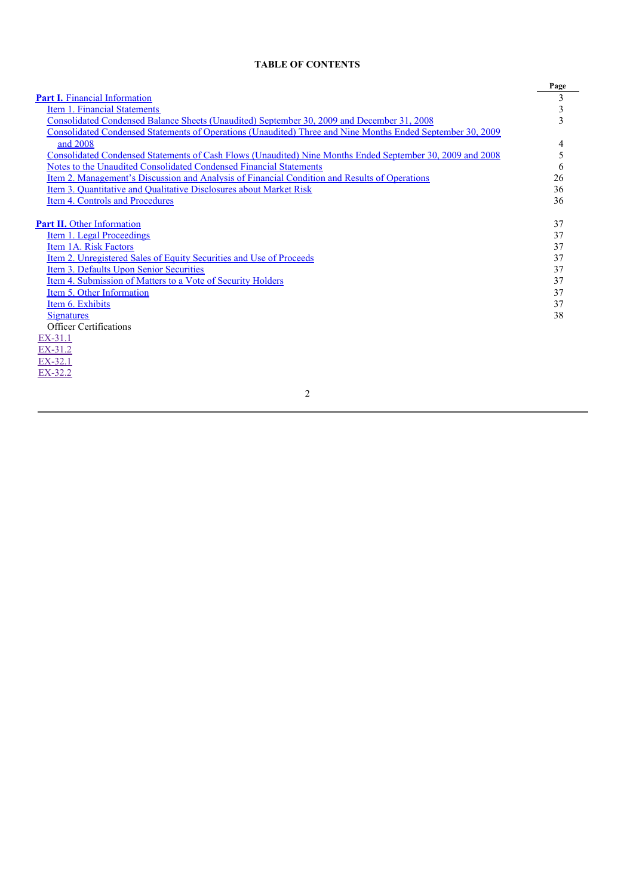**TABLE OF CONTENTS**

| | Page |
|---|---|
| **Part I.** Financial Information | 3 |
| Item 1. Financial Statements | 3 |
| Consolidated Condensed Balance Sheets (Unaudited) September 30, 2009 and December 31, 2008 | 3 |
| Consolidated Condensed Statements of Operations (Unaudited) Three and Nine Months Ended September 30, 2009 and 2008 | 4 |
| Consolidated Condensed Statements of Cash Flows (Unaudited) Nine Months Ended September 30, 2009 and 2008 | 5 |
| Notes to the Unaudited Consolidated Condensed Financial Statements | 6 |
| Item 2. Management's Discussion and Analysis of Financial Condition and Results of Operations | 26 |
| Item 3. Quantitative and Qualitative Disclosures about Market Risk | 36 |
| Item 4. Controls and Procedures | 36 |
| | |
| **Part II.** Other Information | 37 |
| Item 1. Legal Proceedings | 37 |
| Item 1A. Risk Factors | 37 |
| Item 2. Unregistered Sales of Equity Securities and Use of Proceeds | 37 |
| Item 3. Defaults Upon Senior Securities | 37 |
| Item 4. Submission of Matters to a Vote of Security Holders | 37 |
| Item 5. Other Information | 37 |
| Item 6. Exhibits | 37 |
| Signatures | 38 |
| Officer Certifications | |
| EX-31.1 | |
| EX-31.2 | |
| EX-32.1 | |
| EX-32.2 | |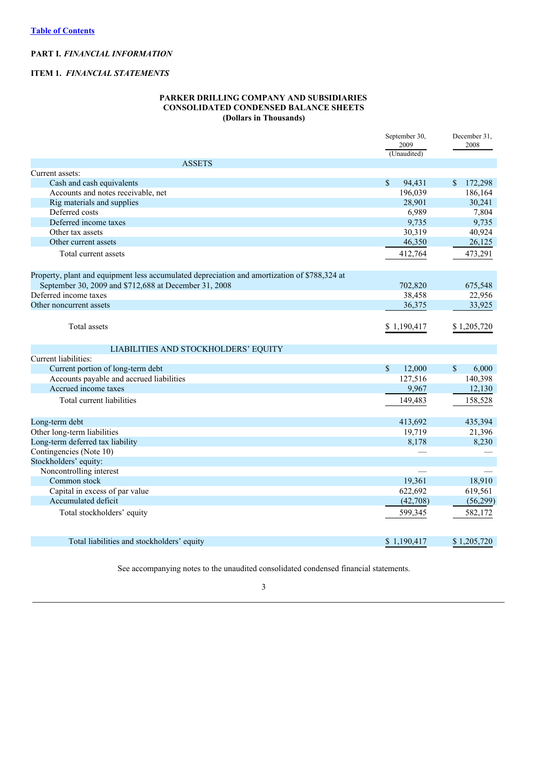[Table of Contents](#)

**PART I.** ***FINANCIAL INFORMATION***

**ITEM 1.** ***FINANCIAL STATEMENTS***

**PARKER DRILLING COMPANY AND SUBSIDIARIES**
**CONSOLIDATED CONDENSED BALANCE SHEETS**
**(Dollars in Thousands)**

| | September 30, 2009 (Unaudited) | December 31, 2008 |
|---|---|---|
| ASSETS | | |
| Current assets: | | |
| Cash and cash equivalents | $ 94,431 | $ 172,298 |
| Accounts and notes receivable, net | 196,039 | 186,164 |
| Rig materials and supplies | 28,901 | 30,241 |
| Deferred costs | 6,989 | 7,804 |
| Deferred income taxes | 9,735 | 9,735 |
| Other tax assets | 30,319 | 40,924 |
| Other current assets | 46,350 | 26,125 |
| Total current assets | 412,764 | 473,291 |
| Property, plant and equipment less accumulated depreciation and amortization of $788,324 at September 30, 2009 and $712,688 at December 31, 2008 | 702,820 | 675,548 |
| Deferred income taxes | 38,458 | 22,956 |
| Other noncurrent assets | 36,375 | 33,925 |
| Total assets | $ 1,190,417 | $ 1,205,720 |
| LIABILITIES AND STOCKHOLDERS' EQUITY | | |
| Current liabilities: | | |
| Current portion of long-term debt | $ 12,000 | $ 6,000 |
| Accounts payable and accrued liabilities | 127,516 | 140,398 |
| Accrued income taxes | 9,967 | 12,130 |
| Total current liabilities | 149,483 | 158,528 |
| Long-term debt | 413,692 | 435,394 |
| Other long-term liabilities | 19,719 | 21,396 |
| Long-term deferred tax liability | 8,178 | 8,230 |
| Contingencies (Note 10) | — | — |
| Stockholders' equity: | | |
| Noncontrolling interest | — | — |
| Common stock | 19,361 | 18,910 |
| Capital in excess of par value | 622,692 | 619,561 |
| Accumulated deficit | (42,708) | (56,299) |
| Total stockholders' equity | 599,345 | 582,172 |
| Total liabilities and stockholders' equity | $ 1,190,417 | $ 1,205,720 |

See accompanying notes to the unaudited consolidated condensed financial statements.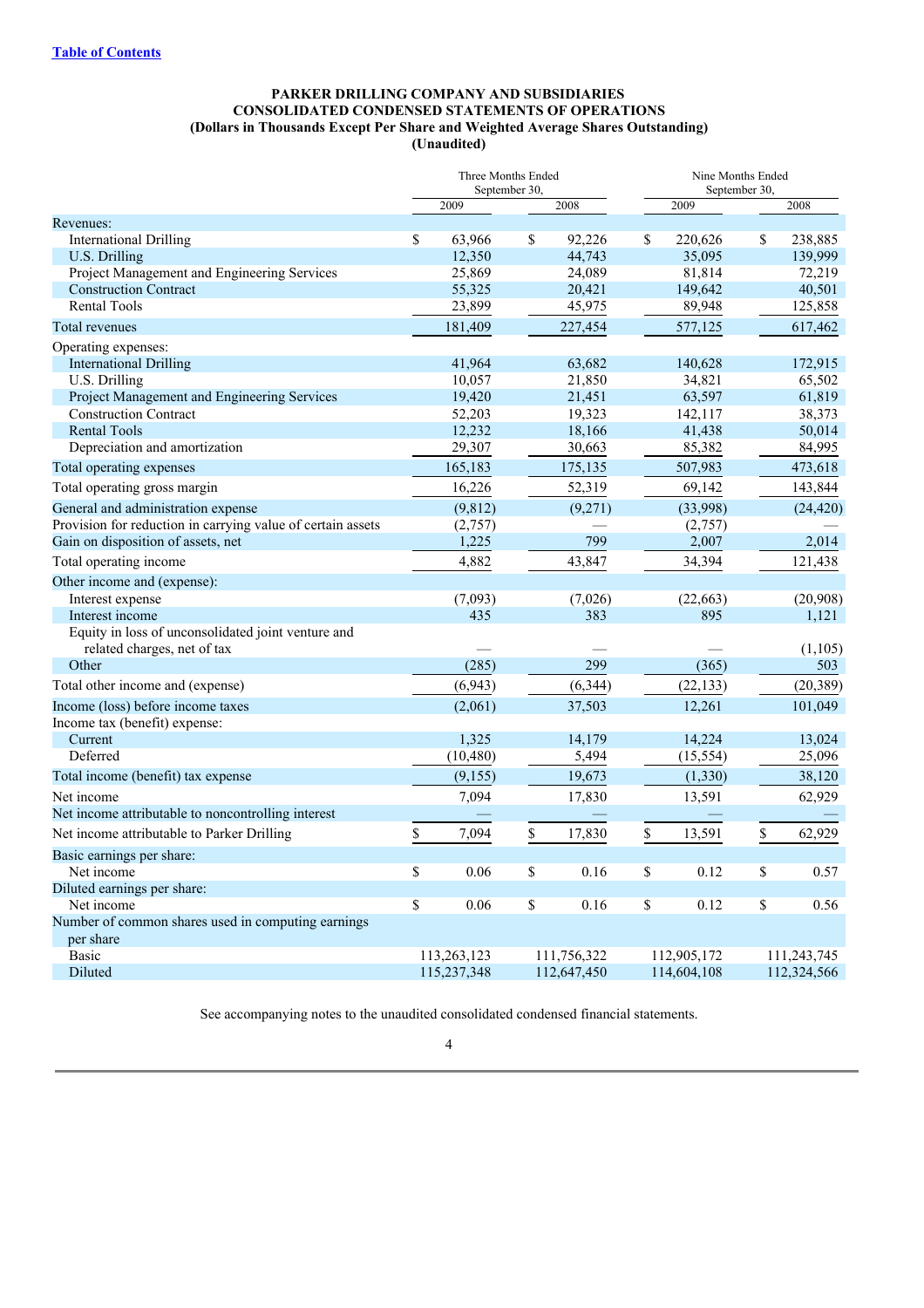[Table of Contents]

**PARKER DRILLING COMPANY AND SUBSIDIARIES**
**CONSOLIDATED CONDENSED STATEMENTS OF OPERATIONS**
**(Dollars in Thousands Except Per Share and Weighted Average Shares Outstanding)**
**(Unaudited)**

| | Three Months Ended September 30, | | Nine Months Ended September 30, | |
|---|---|---|---|---|
| | 2009 | 2008 | 2009 | 2008 |
| Revenues: | | | | |
| International Drilling | $ 63,966 | $ 92,226 | $ 220,626 | $ 238,885 |
| U.S. Drilling | 12,350 | 44,743 | 35,095 | 139,999 |
| Project Management and Engineering Services | 25,869 | 24,089 | 81,814 | 72,219 |
| Construction Contract | 55,325 | 20,421 | 149,642 | 40,501 |
| Rental Tools | 23,899 | 45,975 | 89,948 | 125,858 |
| Total revenues | 181,409 | 227,454 | 577,125 | 617,462 |
| Operating expenses: | | | | |
| International Drilling | 41,964 | 63,682 | 140,628 | 172,915 |
| U.S. Drilling | 10,057 | 21,850 | 34,821 | 65,502 |
| Project Management and Engineering Services | 19,420 | 21,451 | 63,597 | 61,819 |
| Construction Contract | 52,203 | 19,323 | 142,117 | 38,373 |
| Rental Tools | 12,232 | 18,166 | 41,438 | 50,014 |
| Depreciation and amortization | 29,307 | 30,663 | 85,382 | 84,995 |
| Total operating expenses | 165,183 | 175,135 | 507,983 | 473,618 |
| Total operating gross margin | 16,226 | 52,319 | 69,142 | 143,844 |
| General and administration expense | (9,812) | (9,271) | (33,998) | (24,420) |
| Provision for reduction in carrying value of certain assets | (2,757) | — | (2,757) | — |
| Gain on disposition of assets, net | 1,225 | 799 | 2,007 | 2,014 |
| Total operating income | 4,882 | 43,847 | 34,394 | 121,438 |
| Other income and (expense): | | | | |
| Interest expense | (7,093) | (7,026) | (22,663) | (20,908) |
| Interest income | 435 | 383 | 895 | 1,121 |
| Equity in loss of unconsolidated joint venture and related charges, net of tax | — | — | — | (1,105) |
| Other | (285) | 299 | (365) | 503 |
| Total other income and (expense) | (6,943) | (6,344) | (22,133) | (20,389) |
| Income (loss) before income taxes | (2,061) | 37,503 | 12,261 | 101,049 |
| Income tax (benefit) expense: | | | | |
| Current | 1,325 | 14,179 | 14,224 | 13,024 |
| Deferred | (10,480) | 5,494 | (15,554) | 25,096 |
| Total income (benefit) tax expense | (9,155) | 19,673 | (1,330) | 38,120 |
| Net income | 7,094 | 17,830 | 13,591 | 62,929 |
| Net income attributable to noncontrolling interest | — | — | — | — |
| Net income attributable to Parker Drilling | $ 7,094 | $ 17,830 | $ 13,591 | $ 62,929 |
| Basic earnings per share: | | | | |
| Net income | $ 0.06 | $ 0.16 | $ 0.12 | $ 0.57 |
| Diluted earnings per share: | | | | |
| Net income | $ 0.06 | $ 0.16 | $ 0.12 | $ 0.56 |
| Number of common shares used in computing earnings per share | | | | |
| Basic | 113,263,123 | 111,756,322 | 112,905,172 | 111,243,745 |
| Diluted | 115,237,348 | 112,647,450 | 114,604,108 | 112,324,566 |

See accompanying notes to the unaudited consolidated condensed financial statements.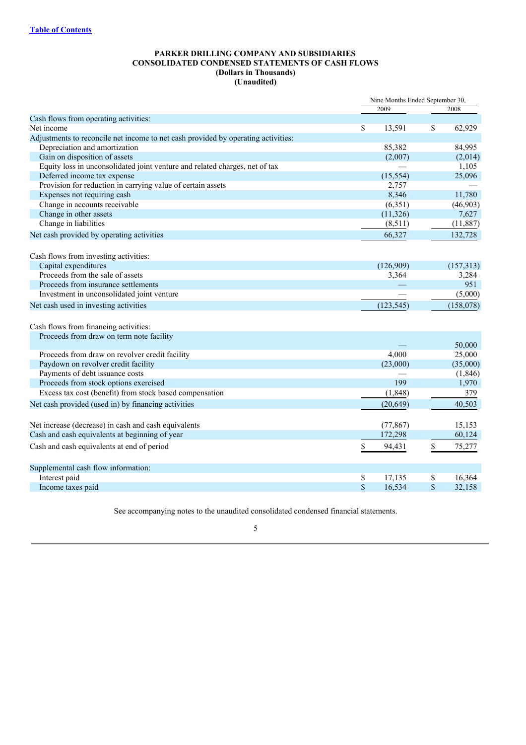[Table of Contents](#)

# PARKER DRILLING COMPANY AND SUBSIDIARIES
## CONSOLIDATED CONDENSED STATEMENTS OF CASH FLOWS
### (Dollars in Thousands)
### (Unaudited)

| | Nine Months Ended September 30, | |
|---|---|---|
| | 2009 | 2008 |
| Cash flows from operating activities: | | |
| Net income | $ 13,591 | $ 62,929 |
| Adjustments to reconcile net income to net cash provided by operating activities: | | |
| Depreciation and amortization | 85,382 | 84,995 |
| Gain on disposition of assets | (2,007) | (2,014) |
| Equity loss in unconsolidated joint venture and related charges, net of tax | — | 1,105 |
| Deferred income tax expense | (15,554) | 25,096 |
| Provision for reduction in carrying value of certain assets | 2,757 | — |
| Expenses not requiring cash | 8,346 | 11,780 |
| Change in accounts receivable | (6,351) | (46,903) |
| Change in other assets | (11,326) | 7,627 |
| Change in liabilities | (8,511) | (11,887) |
| Net cash provided by operating activities | 66,327 | 132,728 |
| | | |
| Cash flows from investing activities: | | |
| Capital expenditures | (126,909) | (157,313) |
| Proceeds from the sale of assets | 3,364 | 3,284 |
| Proceeds from insurance settlements | — | 951 |
| Investment in unconsolidated joint venture | — | (5,000) |
| Net cash used in investing activities | (123,545) | (158,078) |
| | | |
| Cash flows from financing activities: | | |
| Proceeds from draw on term note facility | — | 50,000 |
| Proceeds from draw on revolver credit facility | 4,000 | 25,000 |
| Paydown on revolver credit facility | (23,000) | (35,000) |
| Payments of debt issuance costs | — | (1,846) |
| Proceeds from stock options exercised | 199 | 1,970 |
| Excess tax cost (benefit) from stock based compensation | (1,848) | 379 |
| Net cash provided (used in) by financing activities | (20,649) | 40,503 |
| | | |
| Net increase (decrease) in cash and cash equivalents | (77,867) | 15,153 |
| Cash and cash equivalents at beginning of year | 172,298 | 60,124 |
| Cash and cash equivalents at end of period | $ 94,431 | $ 75,277 |
| | | |
| Supplemental cash flow information: | | |
| Interest paid | $ 17,135 | $ 16,364 |
| Income taxes paid | $ 16,534 | $ 32,158 |

See accompanying notes to the unaudited consolidated condensed financial statements.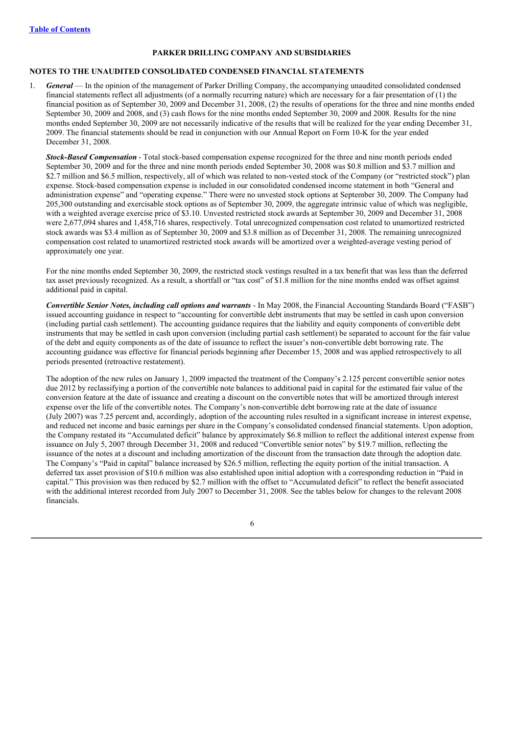[Table of Contents](#)

## PARKER DRILLING COMPANY AND SUBSIDIARIES

### NOTES TO THE UNAUDITED CONSOLIDATED CONDENSED FINANCIAL STATEMENTS

1. ***General*** — In the opinion of the management of Parker Drilling Company, the accompanying unaudited consolidated condensed financial statements reflect all adjustments (of a normally recurring nature) which are necessary for a fair presentation of (1) the financial position as of September 30, 2009 and December 31, 2008, (2) the results of operations for the three and nine months ended September 30, 2009 and 2008, and (3) cash flows for the nine months ended September 30, 2009 and 2008. Results for the nine months ended September 30, 2009 are not necessarily indicative of the results that will be realized for the year ending December 31, 2009. The financial statements should be read in conjunction with our Annual Report on Form 10-K for the year ended December 31, 2008.

   ***Stock-Based Compensation*** - Total stock-based compensation expense recognized for the three and nine month periods ended September 30, 2009 and for the three and nine month periods ended September 30, 2008 was \$0.8 million and \$3.7 million and \$2.7 million and \$6.5 million, respectively, all of which was related to non-vested stock of the Company (or "restricted stock") plan expense. Stock-based compensation expense is included in our consolidated condensed income statement in both "General and administration expense" and "operating expense." There were no unvested stock options at September 30, 2009. The Company had 205,300 outstanding and exercisable stock options as of September 30, 2009, the aggregate intrinsic value of which was negligible, with a weighted average exercise price of \$3.10. Unvested restricted stock awards at September 30, 2009 and December 31, 2008 were 2,677,094 shares and 1,458,716 shares, respectively. Total unrecognized compensation cost related to unamortized restricted stock awards was \$3.4 million as of September 30, 2009 and \$3.8 million as of December 31, 2008. The remaining unrecognized compensation cost related to unamortized restricted stock awards will be amortized over a weighted-average vesting period of approximately one year.

   For the nine months ended September 30, 2009, the restricted stock vestings resulted in a tax benefit that was less than the deferred tax asset previously recognized. As a result, a shortfall or "tax cost" of \$1.8 million for the nine months ended was offset against additional paid in capital.

   ***Convertible Senior Notes, including call options and warrants*** - In May 2008, the Financial Accounting Standards Board ("FASB") issued accounting guidance in respect to "accounting for convertible debt instruments that may be settled in cash upon conversion (including partial cash settlement). The accounting guidance requires that the liability and equity components of convertible debt instruments that may be settled in cash upon conversion (including partial cash settlement) be separated to account for the fair value of the debt and equity components as of the date of issuance to reflect the issuer's non-convertible debt borrowing rate. The accounting guidance was effective for financial periods beginning after December 15, 2008 and was applied retrospectively to all periods presented (retroactive restatement).

   The adoption of the new rules on January 1, 2009 impacted the treatment of the Company's 2.125 percent convertible senior notes due 2012 by reclassifying a portion of the convertible note balances to additional paid in capital for the estimated fair value of the conversion feature at the date of issuance and creating a discount on the convertible notes that will be amortized through interest expense over the life of the convertible notes. The Company's non-convertible debt borrowing rate at the date of issuance (July 2007) was 7.25 percent and, accordingly, adoption of the accounting rules resulted in a significant increase in interest expense, and reduced net income and basic earnings per share in the Company's consolidated condensed financial statements. Upon adoption, the Company restated its "Accumulated deficit" balance by approximately \$6.8 million to reflect the additional interest expense from issuance on July 5, 2007 through December 31, 2008 and reduced "Convertible senior notes" by \$19.7 million, reflecting the issuance of the notes at a discount and including amortization of the discount from the transaction date through the adoption date. The Company's "Paid in capital" balance increased by \$26.5 million, reflecting the equity portion of the initial transaction. A deferred tax asset provision of \$10.6 million was also established upon initial adoption with a corresponding reduction in "Paid in capital." This provision was then reduced by \$2.7 million with the offset to "Accumulated deficit" to reflect the benefit associated with the additional interest recorded from July 2007 to December 31, 2008. See the tables below for changes to the relevant 2008 financials.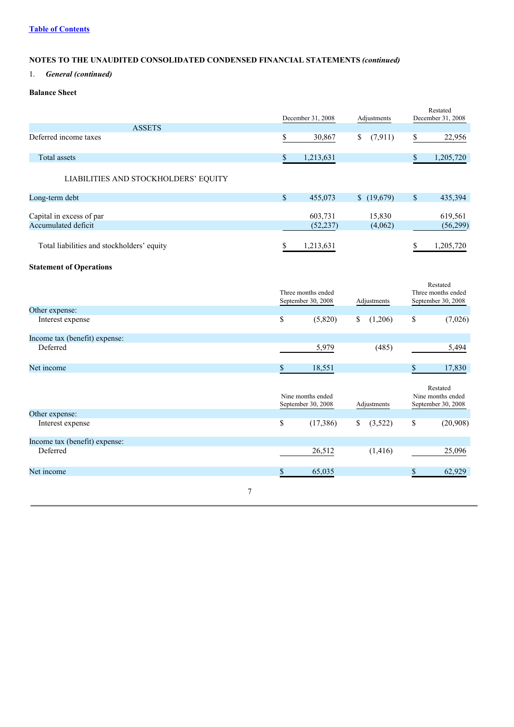[Table of Contents](#)

**NOTES TO THE UNAUDITED CONSOLIDATED CONDENSED FINANCIAL STATEMENTS *(continued)***

1. ***General (continued)***

**Balance Sheet**

| | December 31, 2008 | Adjustments | Restated December 31, 2008 |
|---|---|---|---|
| ASSETS | | | |
| Deferred income taxes | $ 30,867 | $ (7,911) | $ 22,956 |
| Total assets | $ 1,213,631 | | $ 1,205,720 |
| LIABILITIES AND STOCKHOLDERS' EQUITY | | | |
| Long-term debt | $ 455,073 | $ (19,679) | $ 435,394 |
| Capital in excess of par | 603,731 | 15,830 | 619,561 |
| Accumulated deficit | (52,237) | (4,062) | (56,299) |
| Total liabilities and stockholders' equity | $ 1,213,631 | | $ 1,205,720 |

**Statement of Operations**

| | Three months ended September 30, 2008 | Adjustments | Restated Three months ended September 30, 2008 |
|---|---|---|---|
| Other expense: | | | |
| Interest expense | $ (5,820) | $ (1,206) | $ (7,026) |
| Income tax (benefit) expense: | | | |
| Deferred | 5,979 | (485) | 5,494 |
| Net income | $ 18,551 | | $ 17,830 |

| | Nine months ended September 30, 2008 | Adjustments | Restated Nine months ended September 30, 2008 |
|---|---|---|---|
| Other expense: | | | |
| Interest expense | $ (17,386) | $ (3,522) | $ (20,908) |
| Income tax (benefit) expense: | | | |
| Deferred | 26,512 | (1,416) | 25,096 |
| Net income | $ 65,035 | | $ 62,929 |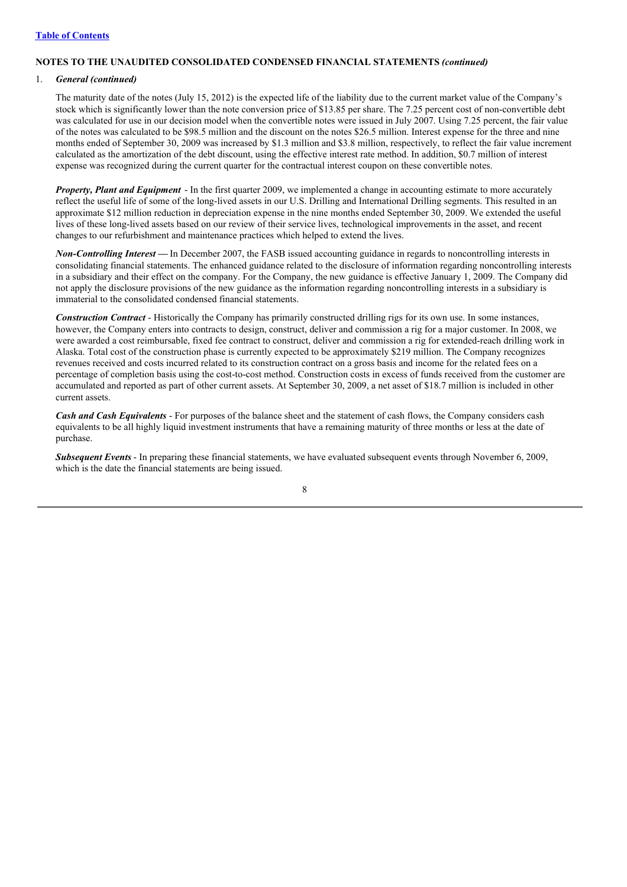**NOTES TO THE UNAUDITED CONSOLIDATED CONDENSED FINANCIAL STATEMENTS** *(continued)*

1. ***General (continued)***

The maturity date of the notes (July 15, 2012) is the expected life of the liability due to the current market value of the Company's stock which is significantly lower than the note conversion price of $13.85 per share. The 7.25 percent cost of non-convertible debt was calculated for use in our decision model when the convertible notes were issued in July 2007. Using 7.25 percent, the fair value of the notes was calculated to be $98.5 million and the discount on the notes $26.5 million. Interest expense for the three and nine months ended of September 30, 2009 was increased by $1.3 million and $3.8 million, respectively, to reflect the fair value increment calculated as the amortization of the debt discount, using the effective interest rate method. In addition, $0.7 million of interest expense was recognized during the current quarter for the contractual interest coupon on these convertible notes.

***Property, Plant and Equipment*** - In the first quarter 2009, we implemented a change in accounting estimate to more accurately reflect the useful life of some of the long-lived assets in our U.S. Drilling and International Drilling segments. This resulted in an approximate $12 million reduction in depreciation expense in the nine months ended September 30, 2009. We extended the useful lives of these long-lived assets based on our review of their service lives, technological improvements in the asset, and recent changes to our refurbishment and maintenance practices which helped to extend the lives.

***Non-Controlling Interest*** — In December 2007, the FASB issued accounting guidance in regards to noncontrolling interests in consolidating financial statements. The enhanced guidance related to the disclosure of information regarding noncontrolling interests in a subsidiary and their effect on the company. For the Company, the new guidance is effective January 1, 2009. The Company did not apply the disclosure provisions of the new guidance as the information regarding noncontrolling interests in a subsidiary is immaterial to the consolidated condensed financial statements.

***Construction Contract*** - Historically the Company has primarily constructed drilling rigs for its own use. In some instances, however, the Company enters into contracts to design, construct, deliver and commission a rig for a major customer. In 2008, we were awarded a cost reimbursable, fixed fee contract to construct, deliver and commission a rig for extended-reach drilling work in Alaska. Total cost of the construction phase is currently expected to be approximately $219 million. The Company recognizes revenues received and costs incurred related to its construction contract on a gross basis and income for the related fees on a percentage of completion basis using the cost-to-cost method. Construction costs in excess of funds received from the customer are accumulated and reported as part of other current assets. At September 30, 2009, a net asset of $18.7 million is included in other current assets.

***Cash and Cash Equivalents*** - For purposes of the balance sheet and the statement of cash flows, the Company considers cash equivalents to be all highly liquid investment instruments that have a remaining maturity of three months or less at the date of purchase.

***Subsequent Events*** - In preparing these financial statements, we have evaluated subsequent events through November 6, 2009, which is the date the financial statements are being issued.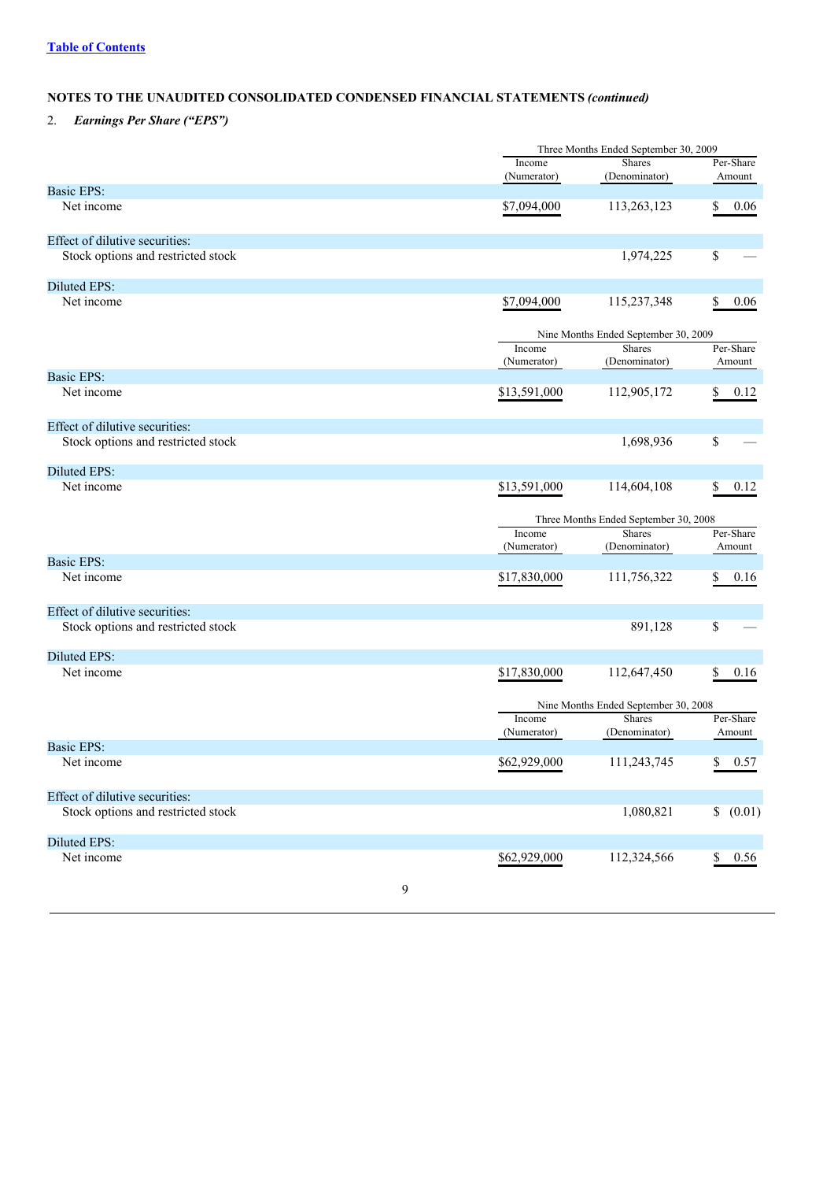**NOTES TO THE UNAUDITED CONSOLIDATED CONDENSED FINANCIAL STATEMENTS *(continued)***

2. ***Earnings Per Share ("EPS")***

| | Three Months Ended September 30, 2009 | | |
|---|---|---|---|
| | Income (Numerator) | Shares (Denominator) | Per-Share Amount |
| Basic EPS: | | | |
| Net income | $7,094,000 | 113,263,123 | $ 0.06 |
| Effect of dilutive securities: | | | |
| Stock options and restricted stock | | 1,974,225 | $ — |
| Diluted EPS: | | | |
| Net income | $7,094,000 | 115,237,348 | $ 0.06 |

| | Nine Months Ended September 30, 2009 | | |
|---|---|---|---|
| | Income (Numerator) | Shares (Denominator) | Per-Share Amount |
| Basic EPS: | | | |
| Net income | $13,591,000 | 112,905,172 | $ 0.12 |
| Effect of dilutive securities: | | | |
| Stock options and restricted stock | | 1,698,936 | $ — |
| Diluted EPS: | | | |
| Net income | $13,591,000 | 114,604,108 | $ 0.12 |

| | Three Months Ended September 30, 2008 | | |
|---|---|---|---|
| | Income (Numerator) | Shares (Denominator) | Per-Share Amount |
| Basic EPS: | | | |
| Net income | $17,830,000 | 111,756,322 | $ 0.16 |
| Effect of dilutive securities: | | | |
| Stock options and restricted stock | | 891,128 | $ — |
| Diluted EPS: | | | |
| Net income | $17,830,000 | 112,647,450 | $ 0.16 |

| | Nine Months Ended September 30, 2008 | | |
|---|---|---|---|
| | Income (Numerator) | Shares (Denominator) | Per-Share Amount |
| Basic EPS: | | | |
| Net income | $62,929,000 | 111,243,745 | $ 0.57 |
| Effect of dilutive securities: | | | |
| Stock options and restricted stock | | 1,080,821 | $ (0.01) |
| Diluted EPS: | | | |
| Net income | $62,929,000 | 112,324,566 | $ 0.56 |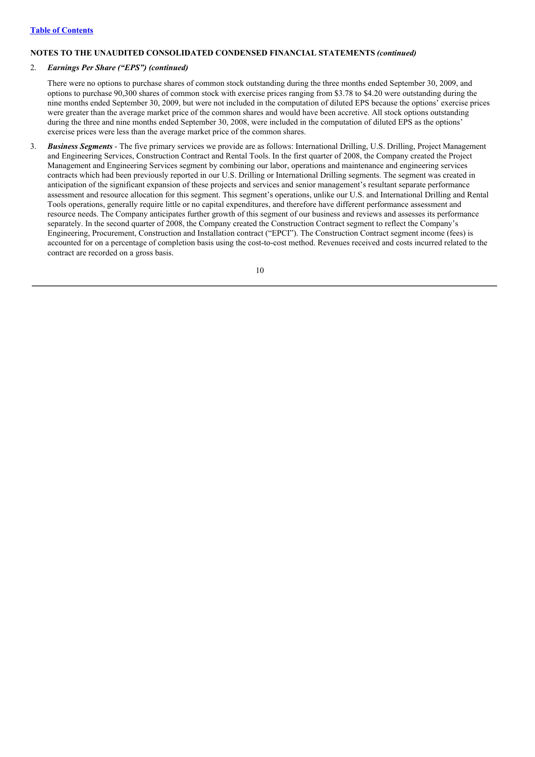[Table of Contents](#)

**NOTES TO THE UNAUDITED CONSOLIDATED CONDENSED FINANCIAL STATEMENTS *(continued)***

2. ***Earnings Per Share ("EPS") (continued)***

   There were no options to purchase shares of common stock outstanding during the three months ended September 30, 2009, and options to purchase 90,300 shares of common stock with exercise prices ranging from $3.78 to $4.20 were outstanding during the nine months ended September 30, 2009, but were not included in the computation of diluted EPS because the options' exercise prices were greater than the average market price of the common shares and would have been accretive. All stock options outstanding during the three and nine months ended September 30, 2008, were included in the computation of diluted EPS as the options' exercise prices were less than the average market price of the common shares.

3. ***Business Segments*** - The five primary services we provide are as follows: International Drilling, U.S. Drilling, Project Management and Engineering Services, Construction Contract and Rental Tools. In the first quarter of 2008, the Company created the Project Management and Engineering Services segment by combining our labor, operations and maintenance and engineering services contracts which had been previously reported in our U.S. Drilling or International Drilling segments. The segment was created in anticipation of the significant expansion of these projects and services and senior management's resultant separate performance assessment and resource allocation for this segment. This segment's operations, unlike our U.S. and International Drilling and Rental Tools operations, generally require little or no capital expenditures, and therefore have different performance assessment and resource needs. The Company anticipates further growth of this segment of our business and reviews and assesses its performance separately. In the second quarter of 2008, the Company created the Construction Contract segment to reflect the Company's Engineering, Procurement, Construction and Installation contract ("EPCI"). The Construction Contract segment income (fees) is accounted for on a percentage of completion basis using the cost-to-cost method. Revenues received and costs incurred related to the contract are recorded on a gross basis.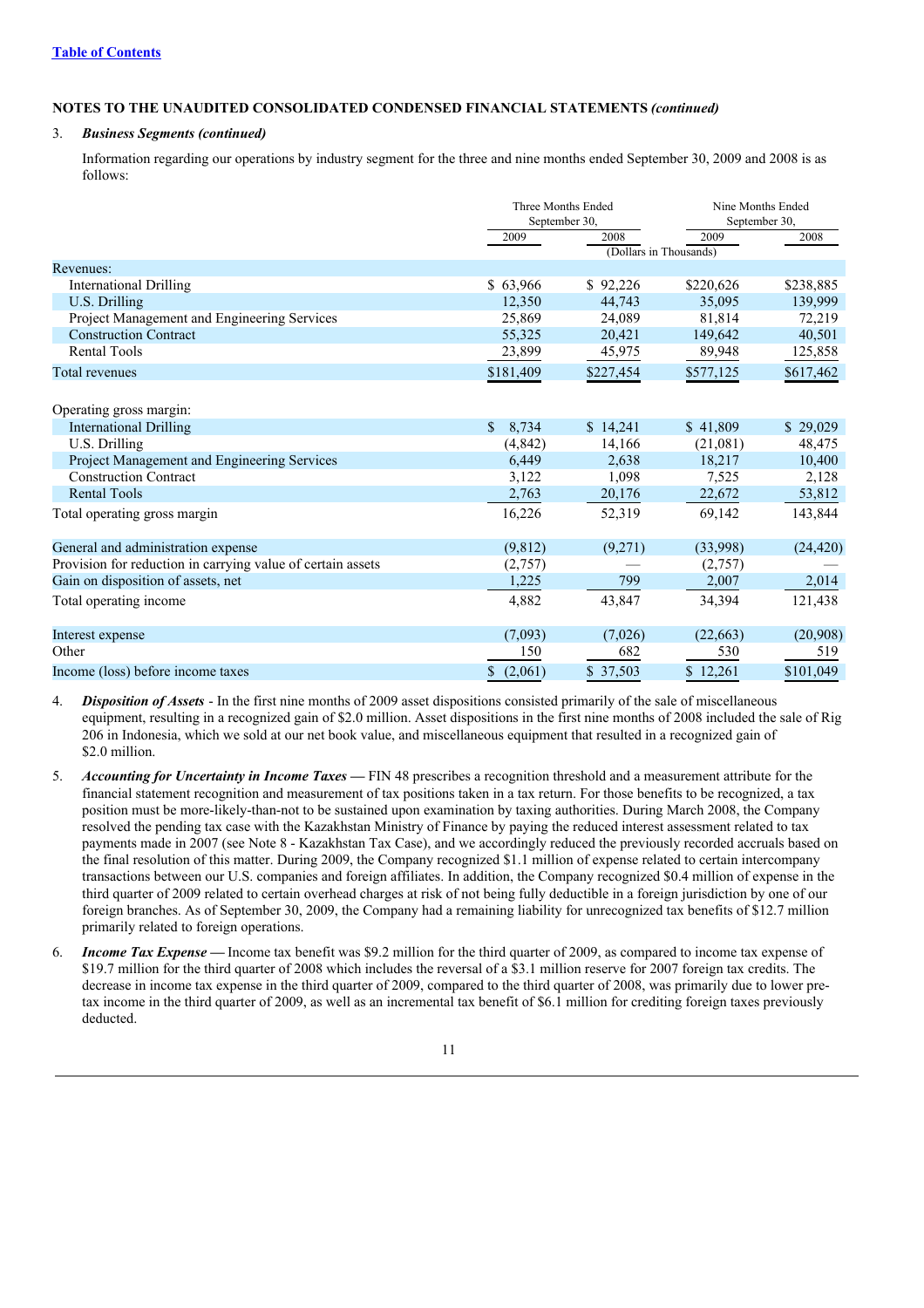[Table of Contents](#)

**NOTES TO THE UNAUDITED CONSOLIDATED CONDENSED FINANCIAL STATEMENTS *(continued)***

3. ***Business Segments (continued)***

Information regarding our operations by industry segment for the three and nine months ended September 30, 2009 and 2008 is as follows:

| | Three Months Ended September 30, | | Nine Months Ended September 30, | |
|---|---|---|---|---|
| | 2009 | 2008 | 2009 | 2008 |
| | (Dollars in Thousands) | | | |
| Revenues: | | | | |
| International Drilling | $ 63,966 | $ 92,226 | $220,626 | $238,885 |
| U.S. Drilling | 12,350 | 44,743 | 35,095 | 139,999 |
| Project Management and Engineering Services | 25,869 | 24,089 | 81,814 | 72,219 |
| Construction Contract | 55,325 | 20,421 | 149,642 | 40,501 |
| Rental Tools | 23,899 | 45,975 | 89,948 | 125,858 |
| Total revenues | $181,409 | $227,454 | $577,125 | $617,462 |
| Operating gross margin: | | | | |
| International Drilling | $ 8,734 | $ 14,241 | $ 41,809 | $ 29,029 |
| U.S. Drilling | (4,842) | 14,166 | (21,081) | 48,475 |
| Project Management and Engineering Services | 6,449 | 2,638 | 18,217 | 10,400 |
| Construction Contract | 3,122 | 1,098 | 7,525 | 2,128 |
| Rental Tools | 2,763 | 20,176 | 22,672 | 53,812 |
| Total operating gross margin | 16,226 | 52,319 | 69,142 | 143,844 |
| General and administration expense | (9,812) | (9,271) | (33,998) | (24,420) |
| Provision for reduction in carrying value of certain assets | (2,757) | — | (2,757) | — |
| Gain on disposition of assets, net | 1,225 | 799 | 2,007 | 2,014 |
| Total operating income | 4,882 | 43,847 | 34,394 | 121,438 |
| Interest expense | (7,093) | (7,026) | (22,663) | (20,908) |
| Other | 150 | 682 | 530 | 519 |
| Income (loss) before income taxes | $ (2,061) | $ 37,503 | $ 12,261 | $101,049 |

4. ***Disposition of Assets*** - In the first nine months of 2009 asset dispositions consisted primarily of the sale of miscellaneous equipment, resulting in a recognized gain of $2.0 million. Asset dispositions in the first nine months of 2008 included the sale of Rig 206 in Indonesia, which we sold at our net book value, and miscellaneous equipment that resulted in a recognized gain of $2.0 million.

5. ***Accounting for Uncertainty in Income Taxes* —** FIN 48 prescribes a recognition threshold and a measurement attribute for the financial statement recognition and measurement of tax positions taken in a tax return. For those benefits to be recognized, a tax position must be more-likely-than-not to be sustained upon examination by taxing authorities. During March 2008, the Company resolved the pending tax case with the Kazakhstan Ministry of Finance by paying the reduced interest assessment related to tax payments made in 2007 (see Note 8 - Kazakhstan Tax Case), and we accordingly reduced the previously recorded accruals based on the final resolution of this matter. During 2009, the Company recognized $1.1 million of expense related to certain intercompany transactions between our U.S. companies and foreign affiliates. In addition, the Company recognized $0.4 million of expense in the third quarter of 2009 related to certain overhead charges at risk of not being fully deductible in a foreign jurisdiction by one of our foreign branches. As of September 30, 2009, the Company had a remaining liability for unrecognized tax benefits of $12.7 million primarily related to foreign operations.

6. ***Income Tax Expense* —** Income tax benefit was $9.2 million for the third quarter of 2009, as compared to income tax expense of $19.7 million for the third quarter of 2008 which includes the reversal of a $3.1 million reserve for 2007 foreign tax credits. The decrease in income tax expense in the third quarter of 2009, compared to the third quarter of 2008, was primarily due to lower pre-tax income in the third quarter of 2009, as well as an incremental tax benefit of $6.1 million for crediting foreign taxes previously deducted.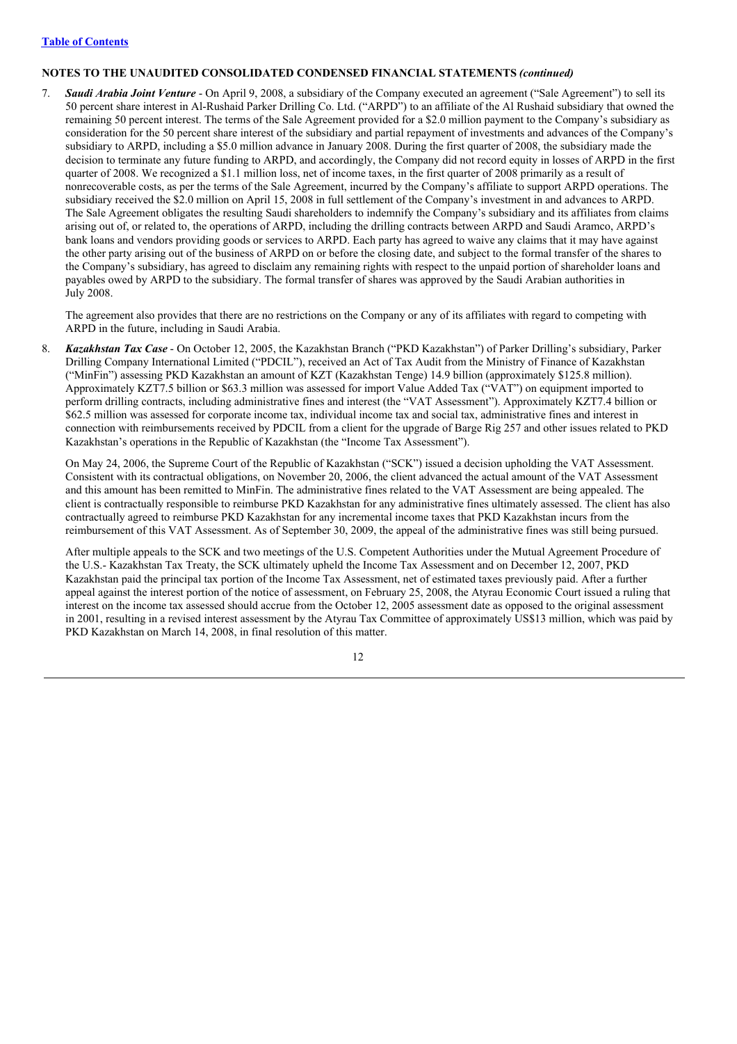**NOTES TO THE UNAUDITED CONSOLIDATED CONDENSED FINANCIAL STATEMENTS** ***(continued)***

7. ***Saudi Arabia Joint Venture*** - On April 9, 2008, a subsidiary of the Company executed an agreement ("Sale Agreement") to sell its 50 percent share interest in Al-Rushaid Parker Drilling Co. Ltd. ("ARPD") to an affiliate of the Al Rushaid subsidiary that owned the remaining 50 percent interest. The terms of the Sale Agreement provided for a $2.0 million payment to the Company's subsidiary as consideration for the 50 percent share interest of the subsidiary and partial repayment of investments and advances of the Company's subsidiary to ARPD, including a $5.0 million advance in January 2008. During the first quarter of 2008, the subsidiary made the decision to terminate any future funding to ARPD, and accordingly, the Company did not record equity in losses of ARPD in the first quarter of 2008. We recognized a $1.1 million loss, net of income taxes, in the first quarter of 2008 primarily as a result of nonrecoverable costs, as per the terms of the Sale Agreement, incurred by the Company's affiliate to support ARPD operations. The subsidiary received the $2.0 million on April 15, 2008 in full settlement of the Company's investment in and advances to ARPD. The Sale Agreement obligates the resulting Saudi shareholders to indemnify the Company's subsidiary and its affiliates from claims arising out of, or related to, the operations of ARPD, including the drilling contracts between ARPD and Saudi Aramco, ARPD's bank loans and vendors providing goods or services to ARPD. Each party has agreed to waive any claims that it may have against the other party arising out of the business of ARPD on or before the closing date, and subject to the formal transfer of the shares to the Company's subsidiary, has agreed to disclaim any remaining rights with respect to the unpaid portion of shareholder loans and payables owed by ARPD to the subsidiary. The formal transfer of shares was approved by the Saudi Arabian authorities in July 2008.

   The agreement also provides that there are no restrictions on the Company or any of its affiliates with regard to competing with ARPD in the future, including in Saudi Arabia.

8. ***Kazakhstan Tax Case*** - On October 12, 2005, the Kazakhstan Branch ("PKD Kazakhstan") of Parker Drilling's subsidiary, Parker Drilling Company International Limited ("PDCIL"), received an Act of Tax Audit from the Ministry of Finance of Kazakhstan ("MinFin") assessing PKD Kazakhstan an amount of KZT (Kazakhstan Tenge) 14.9 billion (approximately $125.8 million). Approximately KZT7.5 billion or $63.3 million was assessed for import Value Added Tax ("VAT") on equipment imported to perform drilling contracts, including administrative fines and interest (the "VAT Assessment"). Approximately KZT7.4 billion or $62.5 million was assessed for corporate income tax, individual income tax and social tax, administrative fines and interest in connection with reimbursements received by PDCIL from a client for the upgrade of Barge Rig 257 and other issues related to PKD Kazakhstan's operations in the Republic of Kazakhstan (the "Income Tax Assessment").

   On May 24, 2006, the Supreme Court of the Republic of Kazakhstan ("SCK") issued a decision upholding the VAT Assessment. Consistent with its contractual obligations, on November 20, 2006, the client advanced the actual amount of the VAT Assessment and this amount has been remitted to MinFin. The administrative fines related to the VAT Assessment are being appealed. The client is contractually responsible to reimburse PKD Kazakhstan for any administrative fines ultimately assessed. The client has also contractually agreed to reimburse PKD Kazakhstan for any incremental income taxes that PKD Kazakhstan incurs from the reimbursement of this VAT Assessment. As of September 30, 2009, the appeal of the administrative fines was still being pursued.

   After multiple appeals to the SCK and two meetings of the U.S. Competent Authorities under the Mutual Agreement Procedure of the U.S.- Kazakhstan Tax Treaty, the SCK ultimately upheld the Income Tax Assessment and on December 12, 2007, PKD Kazakhstan paid the principal tax portion of the Income Tax Assessment, net of estimated taxes previously paid. After a further appeal against the interest portion of the notice of assessment, on February 25, 2008, the Atyrau Economic Court issued a ruling that interest on the income tax assessed should accrue from the October 12, 2005 assessment date as opposed to the original assessment in 2001, resulting in a revised interest assessment by the Atyrau Tax Committee of approximately US$13 million, which was paid by PKD Kazakhstan on March 14, 2008, in final resolution of this matter.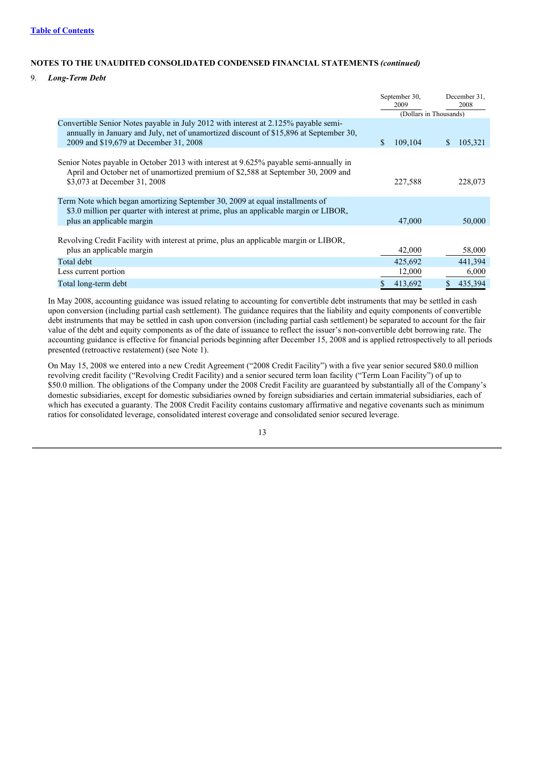**NOTES TO THE UNAUDITED CONSOLIDATED CONDENSED FINANCIAL STATEMENTS *(continued)***

9. ***Long-Term Debt***

| | September 30, 2009 | December 31, 2008 |
|---|---|---|
| | (Dollars in Thousands) | |
| Convertible Senior Notes payable in July 2012 with interest at 2.125% payable semi-annually in January and July, net of unamortized discount of $15,896 at September 30, 2009 and $19,679 at December 31, 2008 | $ 109,104 | $ 105,321 |
| Senior Notes payable in October 2013 with interest at 9.625% payable semi-annually in April and October net of unamortized premium of $2,588 at September 30, 2009 and $3,073 at December 31, 2008 | 227,588 | 228,073 |
| Term Note which began amortizing September 30, 2009 at equal installments of $3.0 million per quarter with interest at prime, plus an applicable margin or LIBOR, plus an applicable margin | 47,000 | 50,000 |
| Revolving Credit Facility with interest at prime, plus an applicable margin or LIBOR, plus an applicable margin | 42,000 | 58,000 |
| Total debt | 425,692 | 441,394 |
| Less current portion | 12,000 | 6,000 |
| Total long-term debt | $ 413,692 | $ 435,394 |

In May 2008, accounting guidance was issued relating to accounting for convertible debt instruments that may be settled in cash upon conversion (including partial cash settlement). The guidance requires that the liability and equity components of convertible debt instruments that may be settled in cash upon conversion (including partial cash settlement) be separated to account for the fair value of the debt and equity components as of the date of issuance to reflect the issuer's non-convertible debt borrowing rate. The accounting guidance is effective for financial periods beginning after December 15, 2008 and is applied retrospectively to all periods presented (retroactive restatement) (see Note 1).

On May 15, 2008 we entered into a new Credit Agreement ("2008 Credit Facility") with a five year senior secured $80.0 million revolving credit facility ("Revolving Credit Facility) and a senior secured term loan facility ("Term Loan Facility") of up to $50.0 million. The obligations of the Company under the 2008 Credit Facility are guaranteed by substantially all of the Company's domestic subsidiaries, except for domestic subsidiaries owned by foreign subsidiaries and certain immaterial subsidiaries, each of which has executed a guaranty. The 2008 Credit Facility contains customary affirmative and negative covenants such as minimum ratios for consolidated leverage, consolidated interest coverage and consolidated senior secured leverage.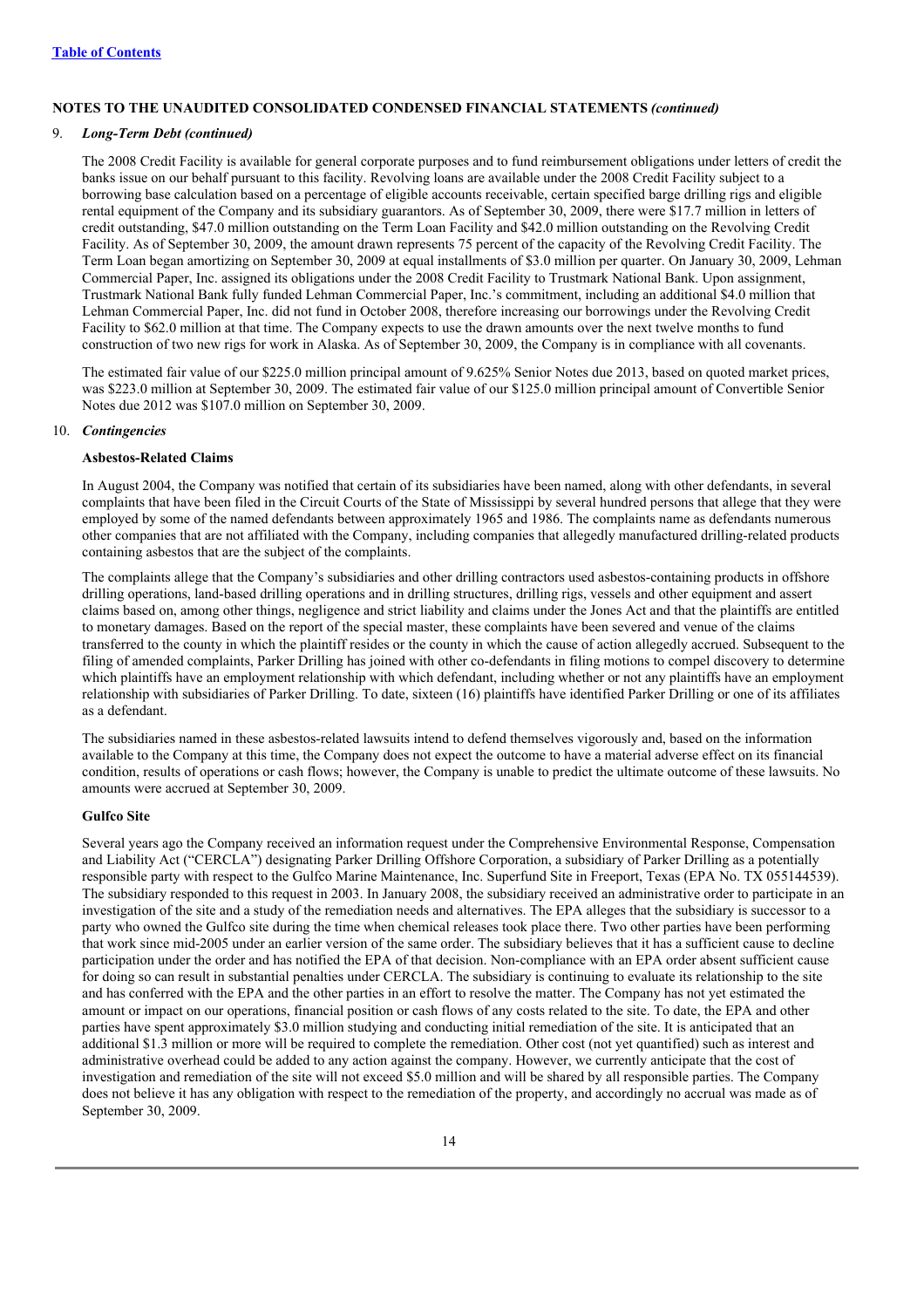[Table of Contents](#)

**NOTES TO THE UNAUDITED CONSOLIDATED CONDENSED FINANCIAL STATEMENTS** ***(continued)***

9. ***Long-Term Debt (continued)***

The 2008 Credit Facility is available for general corporate purposes and to fund reimbursement obligations under letters of credit the banks issue on our behalf pursuant to this facility. Revolving loans are available under the 2008 Credit Facility subject to a borrowing base calculation based on a percentage of eligible accounts receivable, certain specified barge drilling rigs and eligible rental equipment of the Company and its subsidiary guarantors. As of September 30, 2009, there were $17.7 million in letters of credit outstanding, $47.0 million outstanding on the Term Loan Facility and $42.0 million outstanding on the Revolving Credit Facility. As of September 30, 2009, the amount drawn represents 75 percent of the capacity of the Revolving Credit Facility. The Term Loan began amortizing on September 30, 2009 at equal installments of $3.0 million per quarter. On January 30, 2009, Lehman Commercial Paper, Inc. assigned its obligations under the 2008 Credit Facility to Trustmark National Bank. Upon assignment, Trustmark National Bank fully funded Lehman Commercial Paper, Inc.'s commitment, including an additional $4.0 million that Lehman Commercial Paper, Inc. did not fund in October 2008, therefore increasing our borrowings under the Revolving Credit Facility to $62.0 million at that time. The Company expects to use the drawn amounts over the next twelve months to fund construction of two new rigs for work in Alaska. As of September 30, 2009, the Company is in compliance with all covenants.

The estimated fair value of our $225.0 million principal amount of 9.625% Senior Notes due 2013, based on quoted market prices, was $223.0 million at September 30, 2009. The estimated fair value of our $125.0 million principal amount of Convertible Senior Notes due 2012 was $107.0 million on September 30, 2009.

10. ***Contingencies***

**Asbestos-Related Claims**

In August 2004, the Company was notified that certain of its subsidiaries have been named, along with other defendants, in several complaints that have been filed in the Circuit Courts of the State of Mississippi by several hundred persons that allege that they were employed by some of the named defendants between approximately 1965 and 1986. The complaints name as defendants numerous other companies that are not affiliated with the Company, including companies that allegedly manufactured drilling-related products containing asbestos that are the subject of the complaints.

The complaints allege that the Company's subsidiaries and other drilling contractors used asbestos-containing products in offshore drilling operations, land-based drilling operations and in drilling structures, drilling rigs, vessels and other equipment and assert claims based on, among other things, negligence and strict liability and claims under the Jones Act and that the plaintiffs are entitled to monetary damages. Based on the report of the special master, these complaints have been severed and venue of the claims transferred to the county in which the plaintiff resides or the county in which the cause of action allegedly accrued. Subsequent to the filing of amended complaints, Parker Drilling has joined with other co-defendants in filing motions to compel discovery to determine which plaintiffs have an employment relationship with which defendant, including whether or not any plaintiffs have an employment relationship with subsidiaries of Parker Drilling. To date, sixteen (16) plaintiffs have identified Parker Drilling or one of its affiliates as a defendant.

The subsidiaries named in these asbestos-related lawsuits intend to defend themselves vigorously and, based on the information available to the Company at this time, the Company does not expect the outcome to have a material adverse effect on its financial condition, results of operations or cash flows; however, the Company is unable to predict the ultimate outcome of these lawsuits. No amounts were accrued at September 30, 2009.

**Gulfco Site**

Several years ago the Company received an information request under the Comprehensive Environmental Response, Compensation and Liability Act ("CERCLA") designating Parker Drilling Offshore Corporation, a subsidiary of Parker Drilling as a potentially responsible party with respect to the Gulfco Marine Maintenance, Inc. Superfund Site in Freeport, Texas (EPA No. TX 055144539). The subsidiary responded to this request in 2003. In January 2008, the subsidiary received an administrative order to participate in an investigation of the site and a study of the remediation needs and alternatives. The EPA alleges that the subsidiary is successor to a party who owned the Gulfco site during the time when chemical releases took place there. Two other parties have been performing that work since mid-2005 under an earlier version of the same order. The subsidiary believes that it has a sufficient cause to decline participation under the order and has notified the EPA of that decision. Non-compliance with an EPA order absent sufficient cause for doing so can result in substantial penalties under CERCLA. The subsidiary is continuing to evaluate its relationship to the site and has conferred with the EPA and the other parties in an effort to resolve the matter. The Company has not yet estimated the amount or impact on our operations, financial position or cash flows of any costs related to the site. To date, the EPA and other parties have spent approximately $3.0 million studying and conducting initial remediation of the site. It is anticipated that an additional $1.3 million or more will be required to complete the remediation. Other cost (not yet quantified) such as interest and administrative overhead could be added to any action against the company. However, we currently anticipate that the cost of investigation and remediation of the site will not exceed $5.0 million and will be shared by all responsible parties. The Company does not believe it has any obligation with respect to the remediation of the property, and accordingly no accrual was made as of September 30, 2009.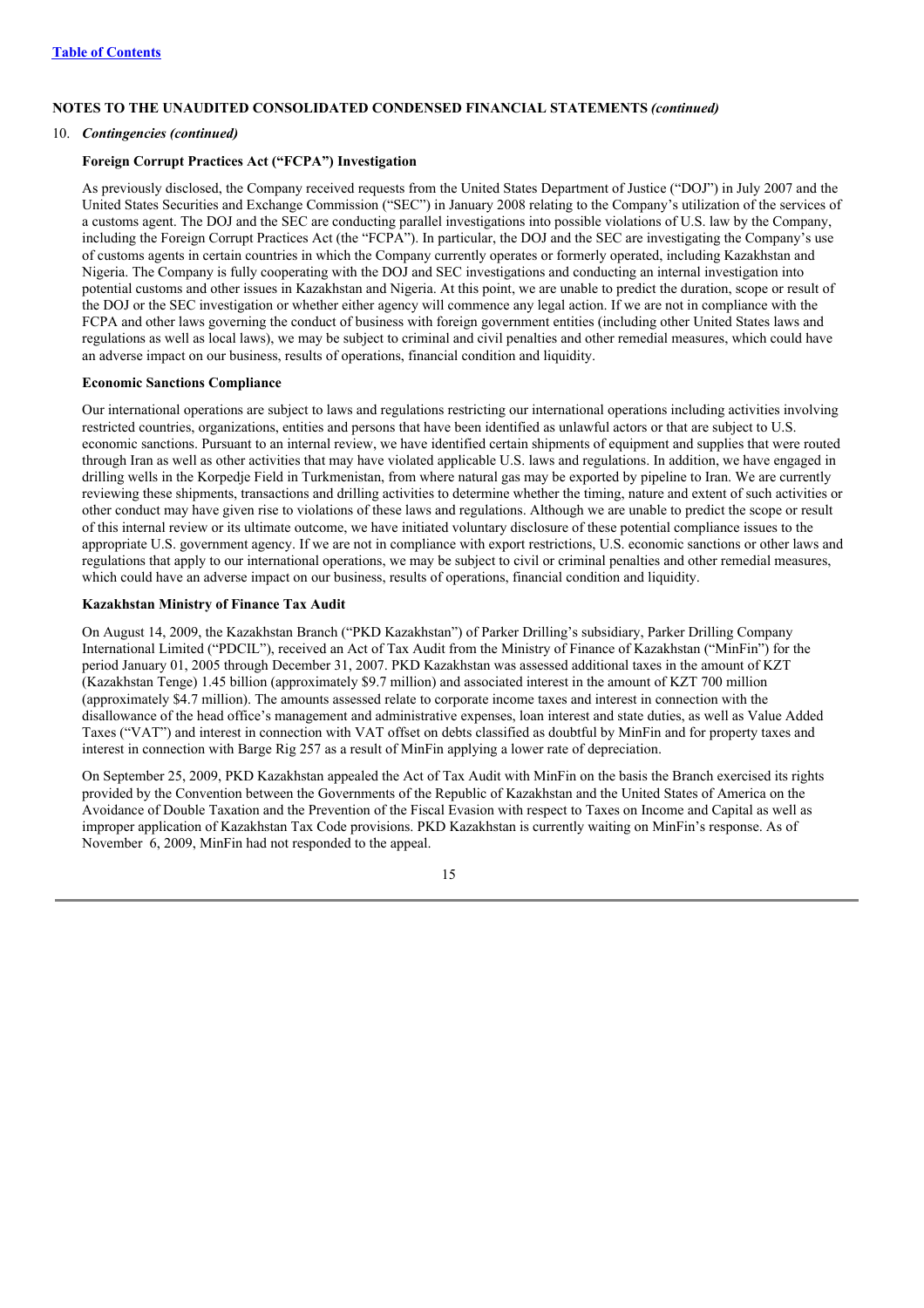[Table of Contents](#)

**NOTES TO THE UNAUDITED CONSOLIDATED CONDENSED FINANCIAL STATEMENTS *(continued)***

10. ***Contingencies (continued)***

**Foreign Corrupt Practices Act ("FCPA") Investigation**

As previously disclosed, the Company received requests from the United States Department of Justice ("DOJ") in July 2007 and the United States Securities and Exchange Commission ("SEC") in January 2008 relating to the Company's utilization of the services of a customs agent. The DOJ and the SEC are conducting parallel investigations into possible violations of U.S. law by the Company, including the Foreign Corrupt Practices Act (the "FCPA"). In particular, the DOJ and the SEC are investigating the Company's use of customs agents in certain countries in which the Company currently operates or formerly operated, including Kazakhstan and Nigeria. The Company is fully cooperating with the DOJ and SEC investigations and conducting an internal investigation into potential customs and other issues in Kazakhstan and Nigeria. At this point, we are unable to predict the duration, scope or result of the DOJ or the SEC investigation or whether either agency will commence any legal action. If we are not in compliance with the FCPA and other laws governing the conduct of business with foreign government entities (including other United States laws and regulations as well as local laws), we may be subject to criminal and civil penalties and other remedial measures, which could have an adverse impact on our business, results of operations, financial condition and liquidity.

**Economic Sanctions Compliance**

Our international operations are subject to laws and regulations restricting our international operations including activities involving restricted countries, organizations, entities and persons that have been identified as unlawful actors or that are subject to U.S. economic sanctions. Pursuant to an internal review, we have identified certain shipments of equipment and supplies that were routed through Iran as well as other activities that may have violated applicable U.S. laws and regulations. In addition, we have engaged in drilling wells in the Korpedje Field in Turkmenistan, from where natural gas may be exported by pipeline to Iran. We are currently reviewing these shipments, transactions and drilling activities to determine whether the timing, nature and extent of such activities or other conduct may have given rise to violations of these laws and regulations. Although we are unable to predict the scope or result of this internal review or its ultimate outcome, we have initiated voluntary disclosure of these potential compliance issues to the appropriate U.S. government agency. If we are not in compliance with export restrictions, U.S. economic sanctions or other laws and regulations that apply to our international operations, we may be subject to civil or criminal penalties and other remedial measures, which could have an adverse impact on our business, results of operations, financial condition and liquidity.

**Kazakhstan Ministry of Finance Tax Audit**

On August 14, 2009, the Kazakhstan Branch ("PKD Kazakhstan") of Parker Drilling's subsidiary, Parker Drilling Company International Limited ("PDCIL"), received an Act of Tax Audit from the Ministry of Finance of Kazakhstan ("MinFin") for the period January 01, 2005 through December 31, 2007. PKD Kazakhstan was assessed additional taxes in the amount of KZT (Kazakhstan Tenge) 1.45 billion (approximately \$9.7 million) and associated interest in the amount of KZT 700 million (approximately \$4.7 million). The amounts assessed relate to corporate income taxes and interest in connection with the disallowance of the head office's management and administrative expenses, loan interest and state duties, as well as Value Added Taxes ("VAT") and interest in connection with VAT offset on debts classified as doubtful by MinFin and for property taxes and interest in connection with Barge Rig 257 as a result of MinFin applying a lower rate of depreciation.

On September 25, 2009, PKD Kazakhstan appealed the Act of Tax Audit with MinFin on the basis the Branch exercised its rights provided by the Convention between the Governments of the Republic of Kazakhstan and the United States of America on the Avoidance of Double Taxation and the Prevention of the Fiscal Evasion with respect to Taxes on Income and Capital as well as improper application of Kazakhstan Tax Code provisions. PKD Kazakhstan is currently waiting on MinFin's response. As of November 6, 2009, MinFin had not responded to the appeal.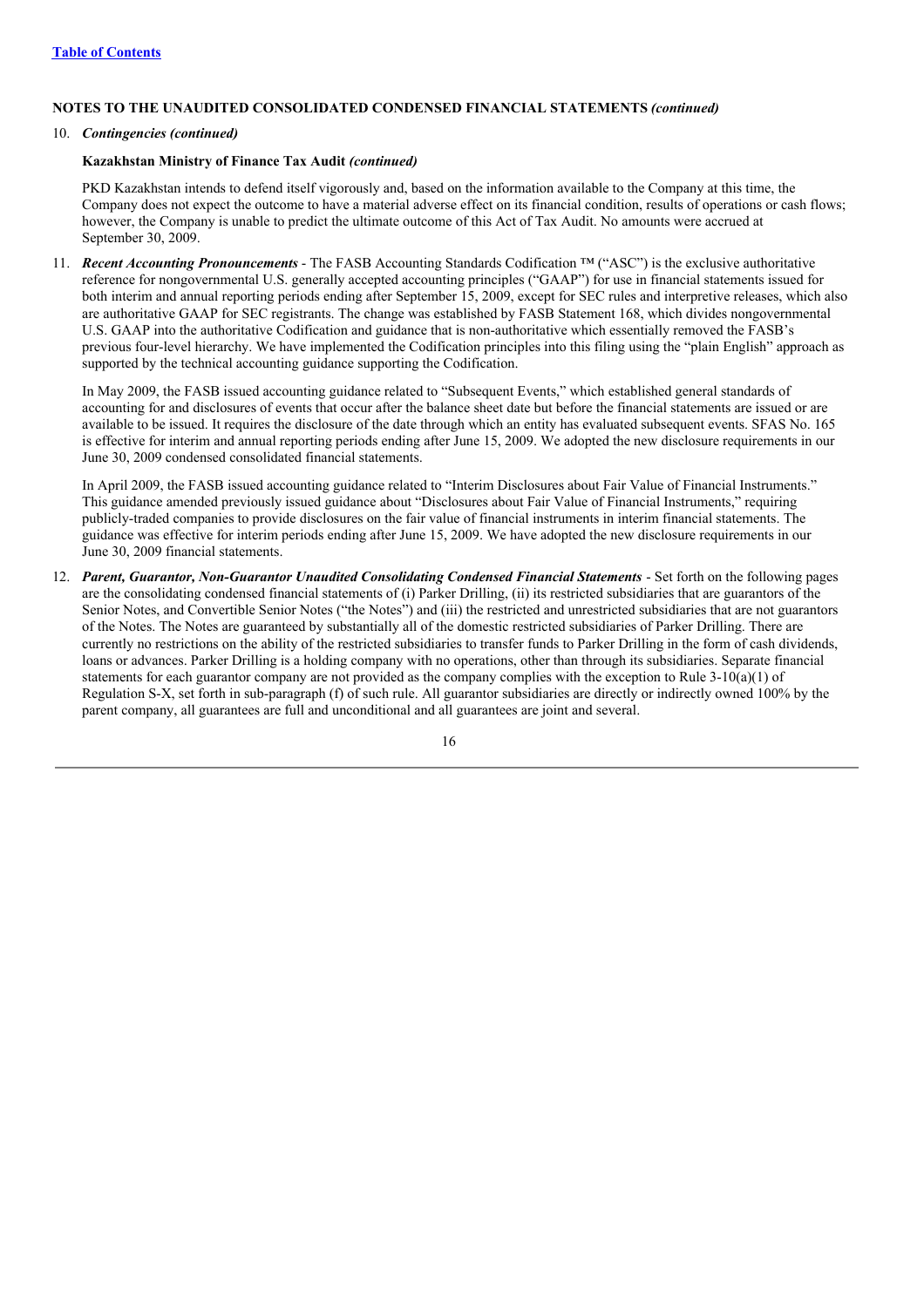[Table of Contents](#)

**NOTES TO THE UNAUDITED CONSOLIDATED CONDENSED FINANCIAL STATEMENTS** ***(continued)***

10. ***Contingencies (continued)***

**Kazakhstan Ministry of Finance Tax Audit** ***(continued)***

PKD Kazakhstan intends to defend itself vigorously and, based on the information available to the Company at this time, the Company does not expect the outcome to have a material adverse effect on its financial condition, results of operations or cash flows; however, the Company is unable to predict the ultimate outcome of this Act of Tax Audit. No amounts were accrued at September 30, 2009.

11. ***Recent Accounting Pronouncements*** - The FASB Accounting Standards Codification ™ ("ASC") is the exclusive authoritative reference for nongovernmental U.S. generally accepted accounting principles ("GAAP") for use in financial statements issued for both interim and annual reporting periods ending after September 15, 2009, except for SEC rules and interpretive releases, which also are authoritative GAAP for SEC registrants. The change was established by FASB Statement 168, which divides nongovernmental U.S. GAAP into the authoritative Codification and guidance that is non-authoritative which essentially removed the FASB's previous four-level hierarchy. We have implemented the Codification principles into this filing using the "plain English" approach as supported by the technical accounting guidance supporting the Codification.

   In May 2009, the FASB issued accounting guidance related to "Subsequent Events," which established general standards of accounting for and disclosures of events that occur after the balance sheet date but before the financial statements are issued or are available to be issued. It requires the disclosure of the date through which an entity has evaluated subsequent events. SFAS No. 165 is effective for interim and annual reporting periods ending after June 15, 2009. We adopted the new disclosure requirements in our June 30, 2009 condensed consolidated financial statements.

   In April 2009, the FASB issued accounting guidance related to "Interim Disclosures about Fair Value of Financial Instruments." This guidance amended previously issued guidance about "Disclosures about Fair Value of Financial Instruments," requiring publicly-traded companies to provide disclosures on the fair value of financial instruments in interim financial statements. The guidance was effective for interim periods ending after June 15, 2009. We have adopted the new disclosure requirements in our June 30, 2009 financial statements.

12. ***Parent, Guarantor, Non-Guarantor Unaudited Consolidating Condensed Financial Statements*** - Set forth on the following pages are the consolidating condensed financial statements of (i) Parker Drilling, (ii) its restricted subsidiaries that are guarantors of the Senior Notes, and Convertible Senior Notes ("the Notes") and (iii) the restricted and unrestricted subsidiaries that are not guarantors of the Notes. The Notes are guaranteed by substantially all of the domestic restricted subsidiaries of Parker Drilling. There are currently no restrictions on the ability of the restricted subsidiaries to transfer funds to Parker Drilling in the form of cash dividends, loans or advances. Parker Drilling is a holding company with no operations, other than through its subsidiaries. Separate financial statements for each guarantor company are not provided as the company complies with the exception to Rule 3-10(a)(1) of Regulation S-X, set forth in sub-paragraph (f) of such rule. All guarantor subsidiaries are directly or indirectly owned 100% by the parent company, all guarantees are full and unconditional and all guarantees are joint and several.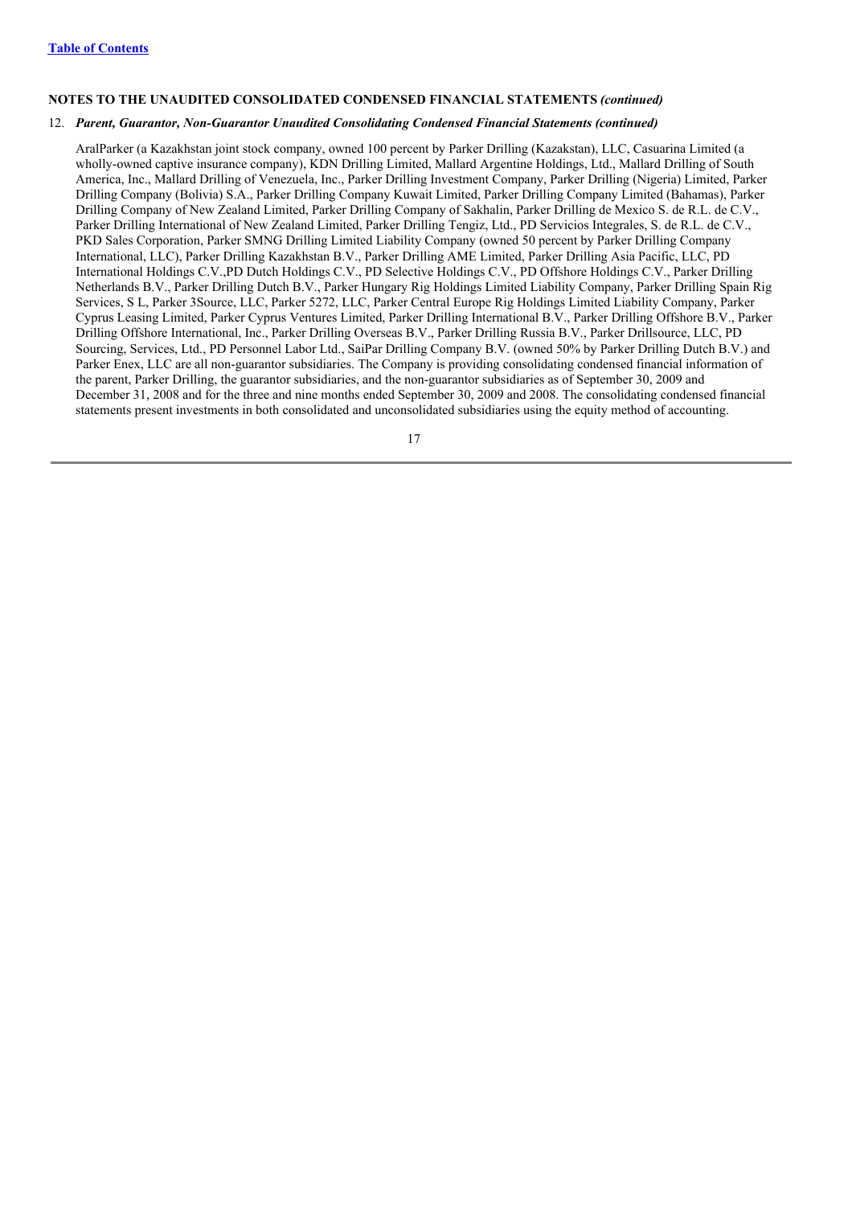**NOTES TO THE UNAUDITED CONSOLIDATED CONDENSED FINANCIAL STATEMENTS** ***(continued)***

12. ***Parent, Guarantor, Non-Guarantor Unaudited Consolidating Condensed Financial Statements (continued)***

AralParker (a Kazakhstan joint stock company, owned 100 percent by Parker Drilling (Kazakstan), LLC, Casuarina Limited (a wholly-owned captive insurance company), KDN Drilling Limited, Mallard Argentine Holdings, Ltd., Mallard Drilling of South America, Inc., Mallard Drilling of Venezuela, Inc., Parker Drilling Investment Company, Parker Drilling (Nigeria) Limited, Parker Drilling Company (Bolivia) S.A., Parker Drilling Company Kuwait Limited, Parker Drilling Company Limited (Bahamas), Parker Drilling Company of New Zealand Limited, Parker Drilling Company of Sakhalin, Parker Drilling de Mexico S. de R.L. de C.V., Parker Drilling International of New Zealand Limited, Parker Drilling Tengiz, Ltd., PD Servicios Integrales, S. de R.L. de C.V., PKD Sales Corporation, Parker SMNG Drilling Limited Liability Company (owned 50 percent by Parker Drilling Company International, LLC), Parker Drilling Kazakhstan B.V., Parker Drilling AME Limited, Parker Drilling Asia Pacific, LLC, PD International Holdings C.V.,PD Dutch Holdings C.V., PD Selective Holdings C.V., PD Offshore Holdings C.V., Parker Drilling Netherlands B.V., Parker Drilling Dutch B.V., Parker Hungary Rig Holdings Limited Liability Company, Parker Drilling Spain Rig Services, S L, Parker 3Source, LLC, Parker 5272, LLC, Parker Central Europe Rig Holdings Limited Liability Company, Parker Cyprus Leasing Limited, Parker Cyprus Ventures Limited, Parker Drilling International B.V., Parker Drilling Offshore B.V., Parker Drilling Offshore International, Inc., Parker Drilling Overseas B.V., Parker Drilling Russia B.V., Parker Drillsource, LLC, PD Sourcing, Services, Ltd., PD Personnel Labor Ltd., SaiPar Drilling Company B.V. (owned 50% by Parker Drilling Dutch B.V.) and Parker Enex, LLC are all non-guarantor subsidiaries. The Company is providing consolidating condensed financial information of the parent, Parker Drilling, the guarantor subsidiaries, and the non-guarantor subsidiaries as of September 30, 2009 and December 31, 2008 and for the three and nine months ended September 30, 2009 and 2008. The consolidating condensed financial statements present investments in both consolidated and unconsolidated subsidiaries using the equity method of accounting.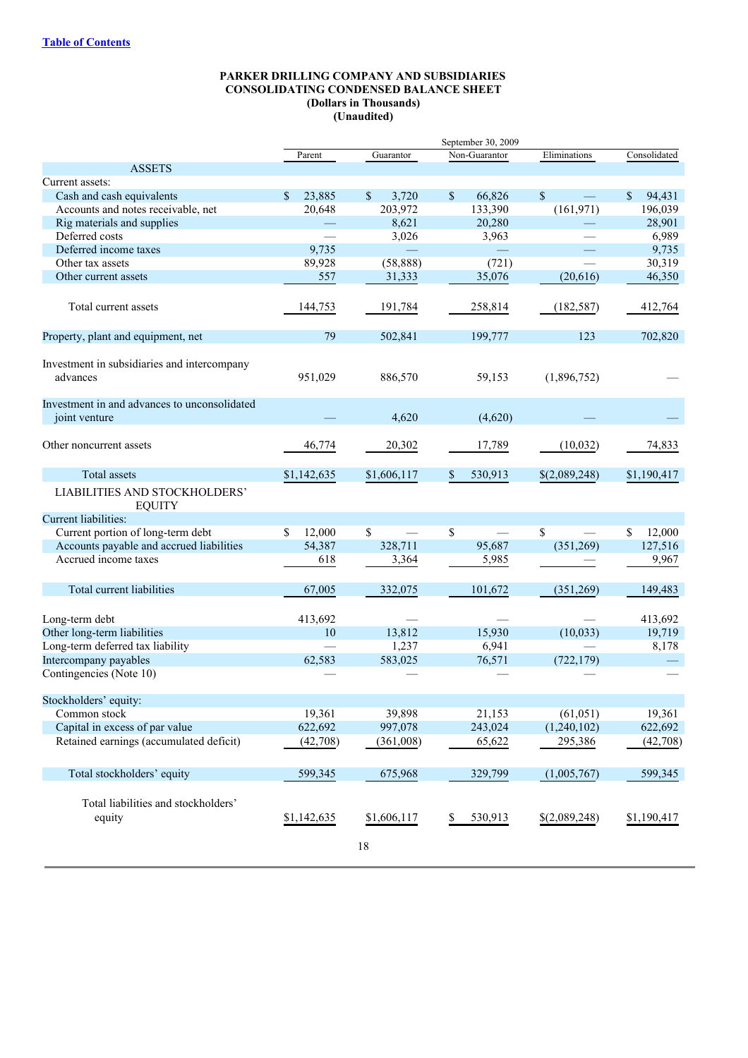Table of Contents

**PARKER DRILLING COMPANY AND SUBSIDIARIES**
**CONSOLIDATING CONDENSED BALANCE SHEET**
**(Dollars in Thousands)**
**(Unaudited)**

| | September 30, 2009 | | | | |
|---|---|---|---|---|---|
| | Parent | Guarantor | Non-Guarantor | Eliminations | Consolidated |
| ASSETS | | | | | |
| Current assets: | | | | | |
| Cash and cash equivalents | $ 23,885 | $ 3,720 | $ 66,826 | $ — | $ 94,431 |
| Accounts and notes receivable, net | 20,648 | 203,972 | 133,390 | (161,971) | 196,039 |
| Rig materials and supplies | — | 8,621 | 20,280 | — | 28,901 |
| Deferred costs | — | 3,026 | 3,963 | — | 6,989 |
| Deferred income taxes | 9,735 | — | — | — | 9,735 |
| Other tax assets | 89,928 | (58,888) | (721) | — | 30,319 |
| Other current assets | 557 | 31,333 | 35,076 | (20,616) | 46,350 |
| Total current assets | 144,753 | 191,784 | 258,814 | (182,587) | 412,764 |
| Property, plant and equipment, net | 79 | 502,841 | 199,777 | 123 | 702,820 |
| Investment in subsidiaries and intercompany advances | 951,029 | 886,570 | 59,153 | (1,896,752) | — |
| Investment in and advances to unconsolidated joint venture | — | 4,620 | (4,620) | — | — |
| Other noncurrent assets | 46,774 | 20,302 | 17,789 | (10,032) | 74,833 |
| Total assets | $1,142,635 | $1,606,117 | $ 530,913 | $(2,089,248) | $1,190,417 |
| LIABILITIES AND STOCKHOLDERS' EQUITY | | | | | |
| Current liabilities: | | | | | |
| Current portion of long-term debt | $ 12,000 | $ — | $ — | $ — | $ 12,000 |
| Accounts payable and accrued liabilities | 54,387 | 328,711 | 95,687 | (351,269) | 127,516 |
| Accrued income taxes | 618 | 3,364 | 5,985 | — | 9,967 |
| Total current liabilities | 67,005 | 332,075 | 101,672 | (351,269) | 149,483 |
| Long-term debt | 413,692 | — | — | — | 413,692 |
| Other long-term liabilities | 10 | 13,812 | 15,930 | (10,033) | 19,719 |
| Long-term deferred tax liability | — | 1,237 | 6,941 | — | 8,178 |
| Intercompany payables | 62,583 | 583,025 | 76,571 | (722,179) | — |
| Contingencies (Note 10) | — | — | — | — | — |
| Stockholders' equity: | | | | | |
| Common stock | 19,361 | 39,898 | 21,153 | (61,051) | 19,361 |
| Capital in excess of par value | 622,692 | 997,078 | 243,024 | (1,240,102) | 622,692 |
| Retained earnings (accumulated deficit) | (42,708) | (361,008) | 65,622 | 295,386 | (42,708) |
| Total stockholders' equity | 599,345 | 675,968 | 329,799 | (1,005,767) | 599,345 |
| Total liabilities and stockholders' equity | $1,142,635 | $1,606,117 | $ 530,913 | $(2,089,248) | $1,190,417 |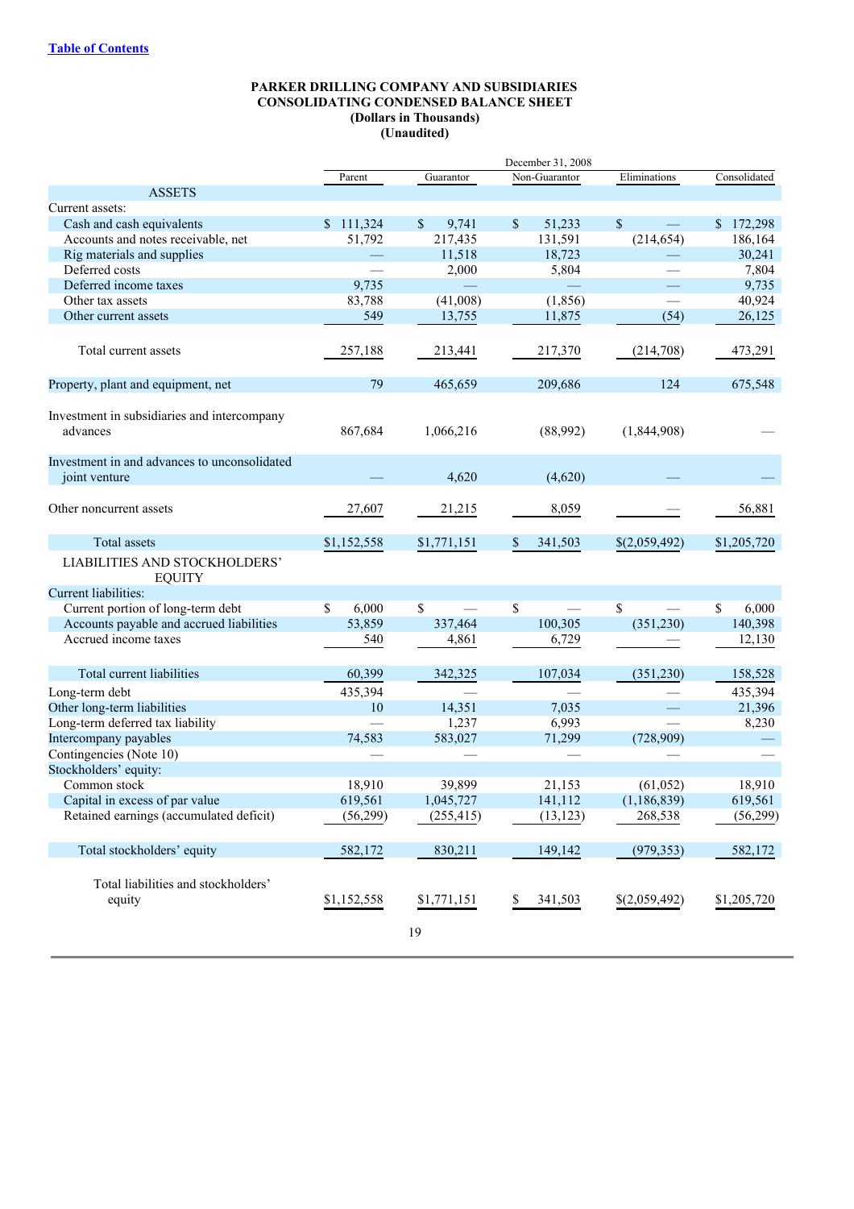Table of Contents

**PARKER DRILLING COMPANY AND SUBSIDIARIES**
**CONSOLIDATING CONDENSED BALANCE SHEET**
**(Dollars in Thousands)**
**(Unaudited)**

| | December 31, 2008 | | | | |
|---|---|---|---|---|---|
| | Parent | Guarantor | Non-Guarantor | Eliminations | Consolidated |
| ASSETS | | | | | |
| Current assets: | | | | | |
| Cash and cash equivalents | $ 111,324 | $ 9,741 | $ 51,233 | $ — | $ 172,298 |
| Accounts and notes receivable, net | 51,792 | 217,435 | 131,591 | (214,654) | 186,164 |
| Rig materials and supplies | — | 11,518 | 18,723 | — | 30,241 |
| Deferred costs | — | 2,000 | 5,804 | — | 7,804 |
| Deferred income taxes | 9,735 | — | — | — | 9,735 |
| Other tax assets | 83,788 | (41,008) | (1,856) | — | 40,924 |
| Other current assets | 549 | 13,755 | 11,875 | (54) | 26,125 |
| Total current assets | 257,188 | 213,441 | 217,370 | (214,708) | 473,291 |
| Property, plant and equipment, net | 79 | 465,659 | 209,686 | 124 | 675,548 |
| Investment in subsidiaries and intercompany advances | 867,684 | 1,066,216 | (88,992) | (1,844,908) | — |
| Investment in and advances to unconsolidated joint venture | — | 4,620 | (4,620) | — | — |
| Other noncurrent assets | 27,607 | 21,215 | 8,059 | — | 56,881 |
| Total assets | $1,152,558 | $1,771,151 | $ 341,503 | $(2,059,492) | $1,205,720 |
| LIABILITIES AND STOCKHOLDERS' EQUITY | | | | | |
| Current liabilities: | | | | | |
| Current portion of long-term debt | $ 6,000 | $ — | $ — | $ — | $ 6,000 |
| Accounts payable and accrued liabilities | 53,859 | 337,464 | 100,305 | (351,230) | 140,398 |
| Accrued income taxes | 540 | 4,861 | 6,729 | — | 12,130 |
| Total current liabilities | 60,399 | 342,325 | 107,034 | (351,230) | 158,528 |
| Long-term debt | 435,394 | — | — | — | 435,394 |
| Other long-term liabilities | 10 | 14,351 | 7,035 | — | 21,396 |
| Long-term deferred tax liability | — | 1,237 | 6,993 | — | 8,230 |
| Intercompany payables | 74,583 | 583,027 | 71,299 | (728,909) | — |
| Contingencies (Note 10) | — | — | — | — | — |
| Stockholders' equity: | | | | | |
| Common stock | 18,910 | 39,899 | 21,153 | (61,052) | 18,910 |
| Capital in excess of par value | 619,561 | 1,045,727 | 141,112 | (1,186,839) | 619,561 |
| Retained earnings (accumulated deficit) | (56,299) | (255,415) | (13,123) | 268,538 | (56,299) |
| Total stockholders' equity | 582,172 | 830,211 | 149,142 | (979,353) | 582,172 |
| Total liabilities and stockholders' equity | $1,152,558 | $1,771,151 | $ 341,503 | $(2,059,492) | $1,205,720 |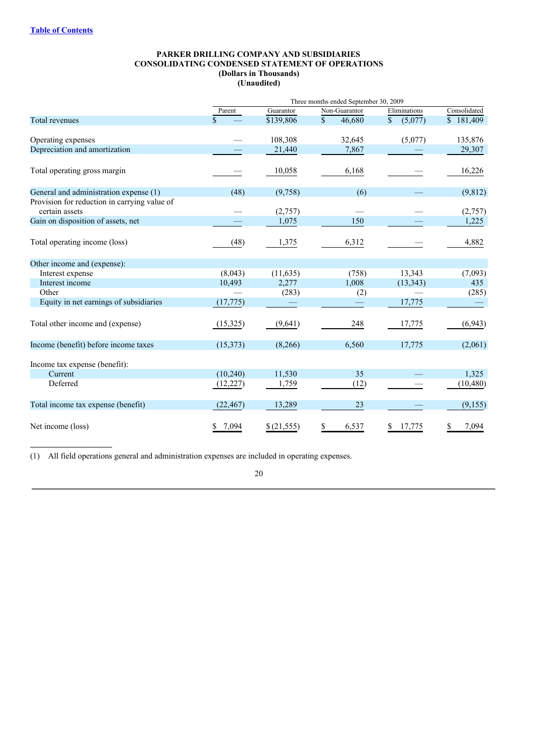[Table of Contents](#)

**PARKER DRILLING COMPANY AND SUBSIDIARIES**
**CONSOLIDATING CONDENSED STATEMENT OF OPERATIONS**
**(Dollars in Thousands)**
**(Unaudited)**

| | Three months ended September 30, 2009 | | | | |
|---|---|---|---|---|---|
| | Parent | Guarantor | Non-Guarantor | Eliminations | Consolidated |
| Total revenues | $ — | $139,806 | $ 46,680 | $ (5,077) | $ 181,409 |
| Operating expenses | — | 108,308 | 32,645 | (5,077) | 135,876 |
| Depreciation and amortization | — | 21,440 | 7,867 | — | 29,307 |
| Total operating gross margin | — | 10,058 | 6,168 | — | 16,226 |
| General and administration expense (1) | (48) | (9,758) | (6) | — | (9,812) |
| Provision for reduction in carrying value of certain assets | — | (2,757) | — | — | (2,757) |
| Gain on disposition of assets, net | — | 1,075 | 150 | — | 1,225 |
| Total operating income (loss) | (48) | 1,375 | 6,312 | — | 4,882 |
| Other income and (expense): | | | | | |
| Interest expense | (8,043) | (11,635) | (758) | 13,343 | (7,093) |
| Interest income | 10,493 | 2,277 | 1,008 | (13,343) | 435 |
| Other | — | (283) | (2) | — | (285) |
| Equity in net earnings of subsidiaries | (17,775) | — | — | 17,775 | — |
| Total other income and (expense) | (15,325) | (9,641) | 248 | 17,775 | (6,943) |
| Income (benefit) before income taxes | (15,373) | (8,266) | 6,560 | 17,775 | (2,061) |
| Income tax expense (benefit): | | | | | |
| Current | (10,240) | 11,530 | 35 | — | 1,325 |
| Deferred | (12,227) | 1,759 | (12) | — | (10,480) |
| Total income tax expense (benefit) | (22,467) | 13,289 | 23 | — | (9,155) |
| Net income (loss) | $ 7,094 | $ (21,555) | $ 6,537 | $ 17,775 | $ 7,094 |

(1) All field operations general and administration expenses are included in operating expenses.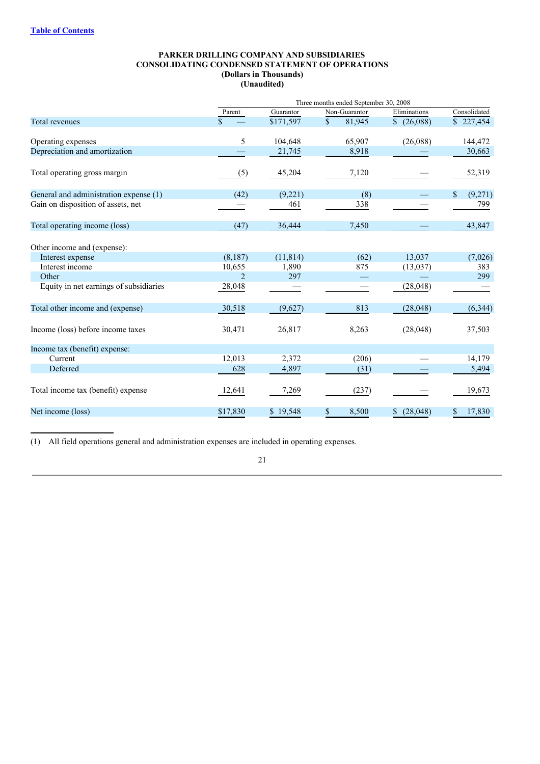[Table of Contents](#)

**PARKER DRILLING COMPANY AND SUBSIDIARIES**
**CONSOLIDATING CONDENSED STATEMENT OF OPERATIONS**
**(Dollars in Thousands)**
**(Unaudited)**

| | Three months ended September 30, 2008 | | | | |
|---|---|---|---|---|---|
| | Parent | Guarantor | Non-Guarantor | Eliminations | Consolidated |
| Total revenues | $ — | $171,597 | $ 81,945 | $ (26,088) | $ 227,454 |
| Operating expenses | 5 | 104,648 | 65,907 | (26,088) | 144,472 |
| Depreciation and amortization | — | 21,745 | 8,918 | — | 30,663 |
| Total operating gross margin | (5) | 45,204 | 7,120 | — | 52,319 |
| General and administration expense (1) | (42) | (9,221) | (8) | — | $ (9,271) |
| Gain on disposition of assets, net | — | 461 | 338 | — | 799 |
| Total operating income (loss) | (47) | 36,444 | 7,450 | — | 43,847 |
| Other income and (expense): | | | | | |
| Interest expense | (8,187) | (11,814) | (62) | 13,037 | (7,026) |
| Interest income | 10,655 | 1,890 | 875 | (13,037) | 383 |
| Other | 2 | 297 | — | — | 299 |
| Equity in net earnings of subsidiaries | 28,048 | — | — | (28,048) | — |
| Total other income and (expense) | 30,518 | (9,627) | 813 | (28,048) | (6,344) |
| Income (loss) before income taxes | 30,471 | 26,817 | 8,263 | (28,048) | 37,503 |
| Income tax (benefit) expense: | | | | | |
| Current | 12,013 | 2,372 | (206) | — | 14,179 |
| Deferred | 628 | 4,897 | (31) | — | 5,494 |
| Total income tax (benefit) expense | 12,641 | 7,269 | (237) | — | 19,673 |
| Net income (loss) | $17,830 | $ 19,548 | $ 8,500 | $ (28,048) | $ 17,830 |

(1) All field operations general and administration expenses are included in operating expenses.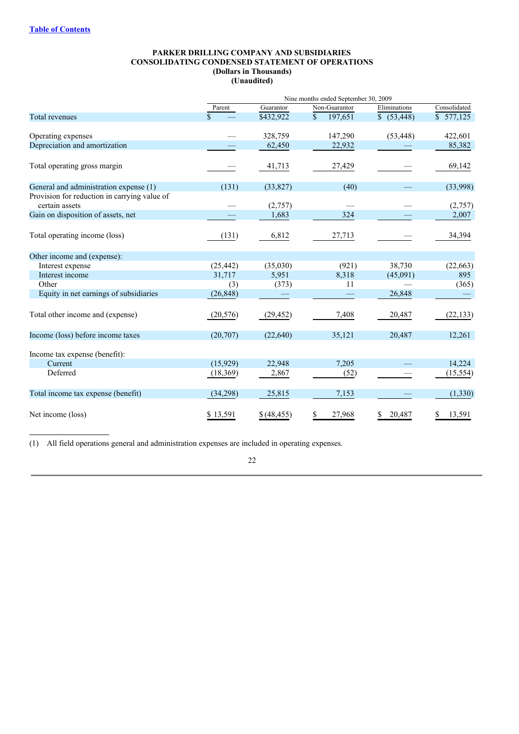[Table of Contents](#)

**PARKER DRILLING COMPANY AND SUBSIDIARIES**
**CONSOLIDATING CONDENSED STATEMENT OF OPERATIONS**
**(Dollars in Thousands)**
**(Unaudited)**

| | Nine months ended September 30, 2009 | | | | |
|---|---|---|---|---|---|
| | Parent | Guarantor | Non-Guarantor | Eliminations | Consolidated |
| Total revenues | $ — | $432,922 | $ 197,651 | $ (53,448) | $ 577,125 |
| Operating expenses | — | 328,759 | 147,290 | (53,448) | 422,601 |
| Depreciation and amortization | — | 62,450 | 22,932 | — | 85,382 |
| Total operating gross margin | — | 41,713 | 27,429 | — | 69,142 |
| General and administration expense (1) | (131) | (33,827) | (40) | — | (33,998) |
| Provision for reduction in carrying value of certain assets | — | (2,757) | — | — | (2,757) |
| Gain on disposition of assets, net | — | 1,683 | 324 | — | 2,007 |
| Total operating income (loss) | (131) | 6,812 | 27,713 | — | 34,394 |
| Other income and (expense): | | | | | |
| Interest expense | (25,442) | (35,030) | (921) | 38,730 | (22,663) |
| Interest income | 31,717 | 5,951 | 8,318 | (45,091) | 895 |
| Other | (3) | (373) | 11 | — | (365) |
| Equity in net earnings of subsidiaries | (26,848) | — | — | 26,848 | — |
| Total other income and (expense) | (20,576) | (29,452) | 7,408 | 20,487 | (22,133) |
| Income (loss) before income taxes | (20,707) | (22,640) | 35,121 | 20,487 | 12,261 |
| Income tax expense (benefit): | | | | | |
| Current | (15,929) | 22,948 | 7,205 | — | 14,224 |
| Deferred | (18,369) | 2,867 | (52) | — | (15,554) |
| Total income tax expense (benefit) | (34,298) | 25,815 | 7,153 | — | (1,330) |
| Net income (loss) | $ 13,591 | $ (48,455) | $ 27,968 | $ 20,487 | $ 13,591 |

(1) All field operations general and administration expenses are included in operating expenses.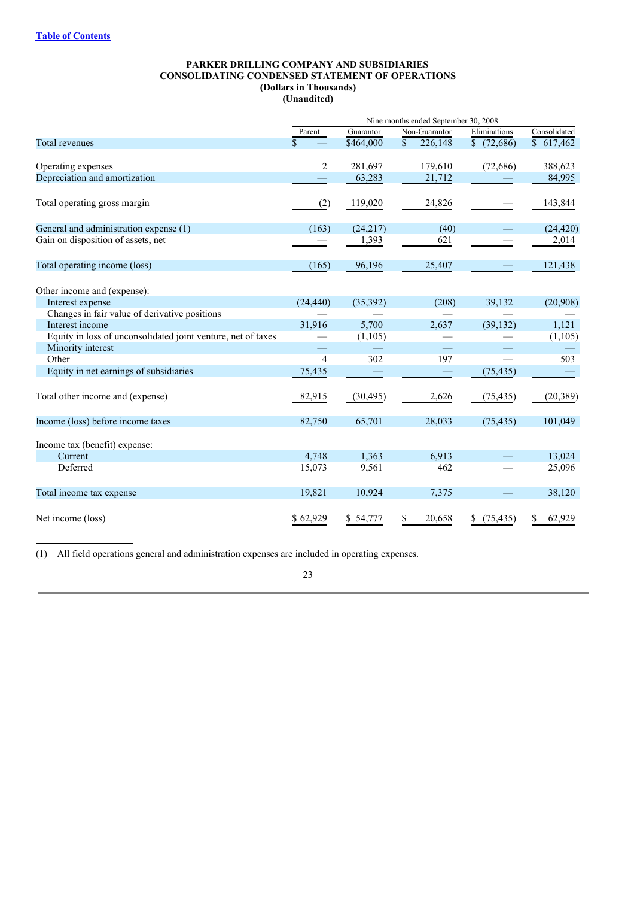[Table of Contents](#)

**PARKER DRILLING COMPANY AND SUBSIDIARIES**
**CONSOLIDATING CONDENSED STATEMENT OF OPERATIONS**
**(Dollars in Thousands)**
**(Unaudited)**

| | Nine months ended September 30, 2008 | | | | |
|---|---|---|---|---|---|
| | Parent | Guarantor | Non-Guarantor | Eliminations | Consolidated |
| Total revenues | $ — | $464,000 | $ 226,148 | $ (72,686) | $ 617,462 |
| Operating expenses | 2 | 281,697 | 179,610 | (72,686) | 388,623 |
| Depreciation and amortization | — | 63,283 | 21,712 | — | 84,995 |
| Total operating gross margin | (2) | 119,020 | 24,826 | — | 143,844 |
| General and administration expense (1) | (163) | (24,217) | (40) | — | (24,420) |
| Gain on disposition of assets, net | — | 1,393 | 621 | — | 2,014 |
| Total operating income (loss) | (165) | 96,196 | 25,407 | — | 121,438 |
| Other income and (expense): | | | | | |
| Interest expense | (24,440) | (35,392) | (208) | 39,132 | (20,908) |
| Changes in fair value of derivative positions | — | — | — | — | — |
| Interest income | 31,916 | 5,700 | 2,637 | (39,132) | 1,121 |
| Equity in loss of unconsolidated joint venture, net of taxes | — | (1,105) | — | — | (1,105) |
| Minority interest | — | — | — | — | — |
| Other | 4 | 302 | 197 | — | 503 |
| Equity in net earnings of subsidiaries | 75,435 | — | — | (75,435) | — |
| Total other income and (expense) | 82,915 | (30,495) | 2,626 | (75,435) | (20,389) |
| Income (loss) before income taxes | 82,750 | 65,701 | 28,033 | (75,435) | 101,049 |
| Income tax (benefit) expense: | | | | | |
| Current | 4,748 | 1,363 | 6,913 | — | 13,024 |
| Deferred | 15,073 | 9,561 | 462 | — | 25,096 |
| Total income tax expense | 19,821 | 10,924 | 7,375 | — | 38,120 |
| Net income (loss) | $ 62,929 | $ 54,777 | $ 20,658 | $ (75,435) | $ 62,929 |

(1) All field operations general and administration expenses are included in operating expenses.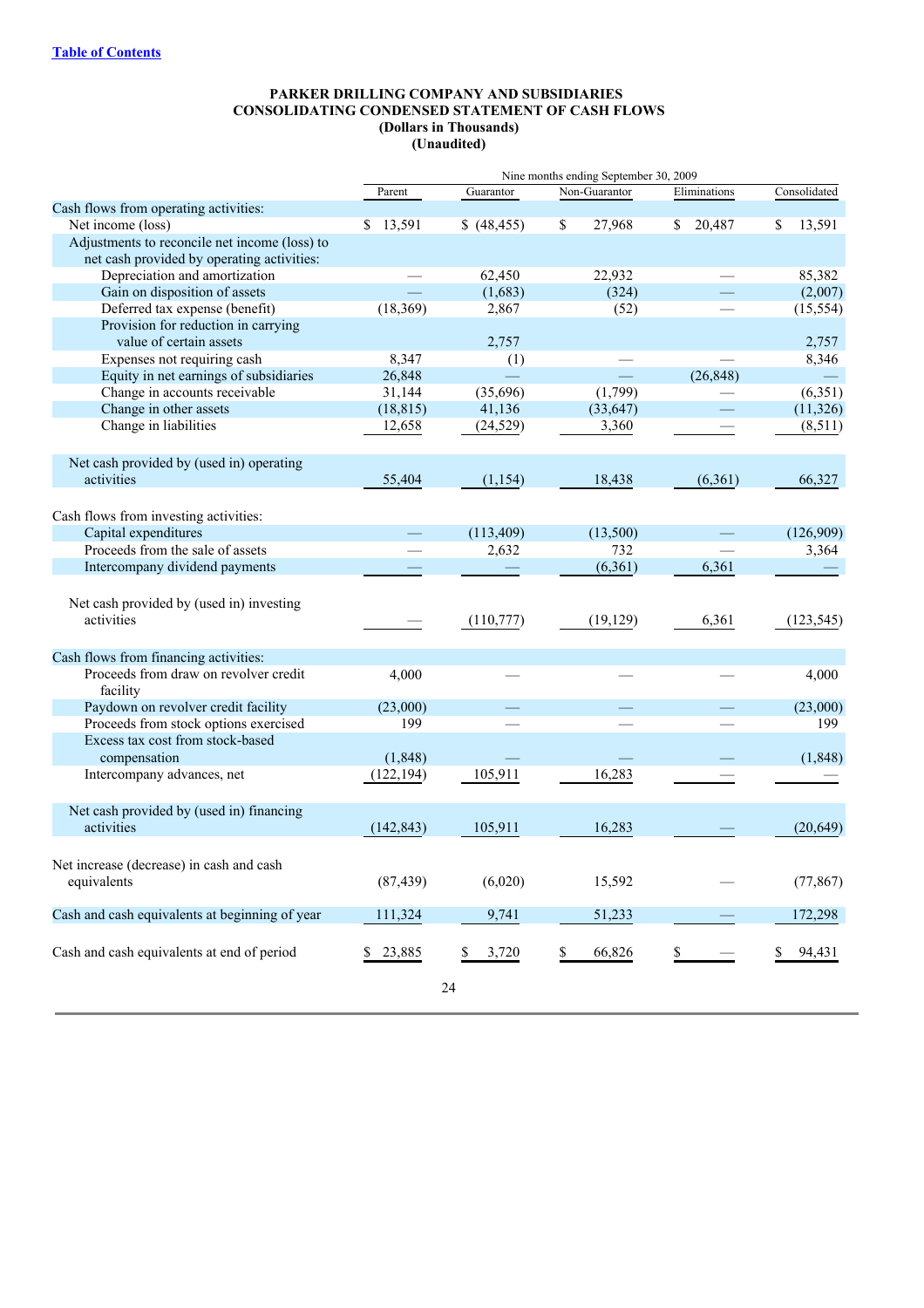[Table of Contents](#)

**PARKER DRILLING COMPANY AND SUBSIDIARIES**
**CONSOLIDATING CONDENSED STATEMENT OF CASH FLOWS**
**(Dollars in Thousands)**
**(Unaudited)**

| | Nine months ending September 30, 2009 | | | | |
|---|---|---|---|---|---|
| | Parent | Guarantor | Non-Guarantor | Eliminations | Consolidated |
| Cash flows from operating activities: | | | | | |
| Net income (loss) | $ 13,591 | $ (48,455) | $ 27,968 | $ 20,487 | $ 13,591 |
| Adjustments to reconcile net income (loss) to net cash provided by operating activities: | | | | | |
| Depreciation and amortization | — | 62,450 | 22,932 | — | 85,382 |
| Gain on disposition of assets | — | (1,683) | (324) | — | (2,007) |
| Deferred tax expense (benefit) | (18,369) | 2,867 | (52) | — | (15,554) |
| Provision for reduction in carrying value of certain assets | | 2,757 | | | 2,757 |
| Expenses not requiring cash | 8,347 | (1) | — | — | 8,346 |
| Equity in net earnings of subsidiaries | 26,848 | — | — | (26,848) | — |
| Change in accounts receivable | 31,144 | (35,696) | (1,799) | — | (6,351) |
| Change in other assets | (18,815) | 41,136 | (33,647) | — | (11,326) |
| Change in liabilities | 12,658 | (24,529) | 3,360 | — | (8,511) |
| Net cash provided by (used in) operating activities | 55,404 | (1,154) | 18,438 | (6,361) | 66,327 |
| Cash flows from investing activities: | | | | | |
| Capital expenditures | — | (113,409) | (13,500) | — | (126,909) |
| Proceeds from the sale of assets | — | 2,632 | 732 | — | 3,364 |
| Intercompany dividend payments | — | — | (6,361) | 6,361 | — |
| Net cash provided by (used in) investing activities | — | (110,777) | (19,129) | 6,361 | (123,545) |
| Cash flows from financing activities: | | | | | |
| Proceeds from draw on revolver credit facility | 4,000 | — | — | — | 4,000 |
| Paydown on revolver credit facility | (23,000) | — | — | — | (23,000) |
| Proceeds from stock options exercised | 199 | — | — | — | 199 |
| Excess tax cost from stock-based compensation | (1,848) | — | — | — | (1,848) |
| Intercompany advances, net | (122,194) | 105,911 | 16,283 | — | — |
| Net cash provided by (used in) financing activities | (142,843) | 105,911 | 16,283 | — | (20,649) |
| Net increase (decrease) in cash and cash equivalents | (87,439) | (6,020) | 15,592 | — | (77,867) |
| Cash and cash equivalents at beginning of year | 111,324 | 9,741 | 51,233 | — | 172,298 |
| Cash and cash equivalents at end of period | $ 23,885 | $ 3,720 | $ 66,826 | $ — | $ 94,431 |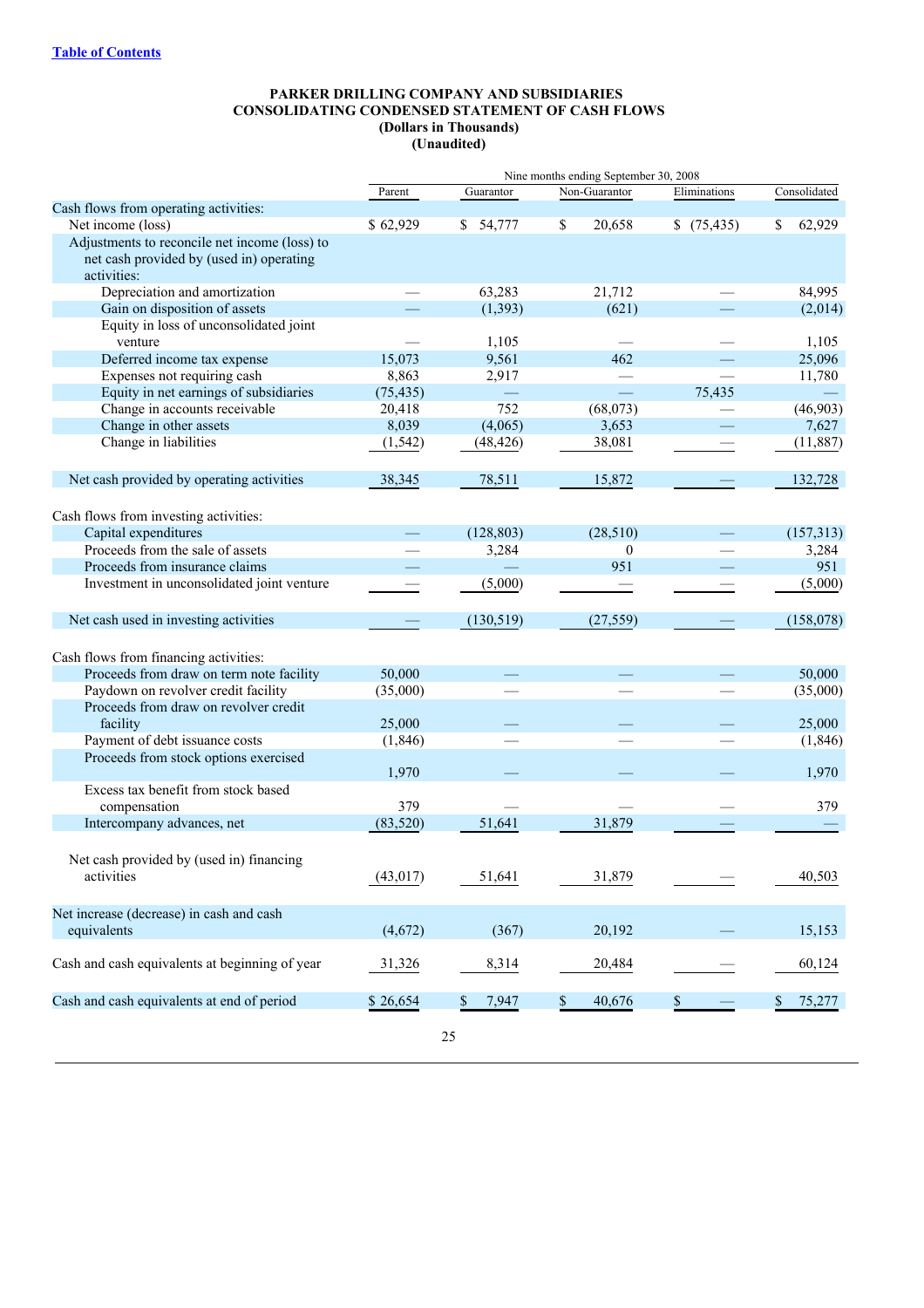**Table of Contents**

**PARKER DRILLING COMPANY AND SUBSIDIARIES**
**CONSOLIDATING CONDENSED STATEMENT OF CASH FLOWS**
**(Dollars in Thousands)**
**(Unaudited)**

| | Nine months ending September 30, 2008 | | | | |
|---|---|---|---|---|---|
| | Parent | Guarantor | Non-Guarantor | Eliminations | Consolidated |
| Cash flows from operating activities: | | | | | |
| Net income (loss) | $ 62,929 | $ 54,777 | $ 20,658 | $ (75,435) | $ 62,929 |
| Adjustments to reconcile net income (loss) to net cash provided by (used in) operating activities: | | | | | |
| Depreciation and amortization | — | 63,283 | 21,712 | — | 84,995 |
| Gain on disposition of assets | — | (1,393) | (621) | — | (2,014) |
| Equity in loss of unconsolidated joint venture | — | 1,105 | — | — | 1,105 |
| Deferred income tax expense | 15,073 | 9,561 | 462 | — | 25,096 |
| Expenses not requiring cash | 8,863 | 2,917 | — | — | 11,780 |
| Equity in net earnings of subsidiaries | (75,435) | — | — | 75,435 | — |
| Change in accounts receivable | 20,418 | 752 | (68,073) | — | (46,903) |
| Change in other assets | 8,039 | (4,065) | 3,653 | — | 7,627 |
| Change in liabilities | (1,542) | (48,426) | 38,081 | — | (11,887) |
| Net cash provided by operating activities | 38,345 | 78,511 | 15,872 | — | 132,728 |
| Cash flows from investing activities: | | | | | |
| Capital expenditures | — | (128,803) | (28,510) | — | (157,313) |
| Proceeds from the sale of assets | — | 3,284 | 0 | — | 3,284 |
| Proceeds from insurance claims | — | — | 951 | — | 951 |
| Investment in unconsolidated joint venture | — | (5,000) | — | — | (5,000) |
| Net cash used in investing activities | — | (130,519) | (27,559) | — | (158,078) |
| Cash flows from financing activities: | | | | | |
| Proceeds from draw on term note facility | 50,000 | — | — | — | 50,000 |
| Paydown on revolver credit facility | (35,000) | — | — | — | (35,000) |
| Proceeds from draw on revolver credit facility | 25,000 | — | — | — | 25,000 |
| Payment of debt issuance costs | (1,846) | — | — | — | (1,846) |
| Proceeds from stock options exercised | 1,970 | — | — | — | 1,970 |
| Excess tax benefit from stock based compensation | 379 | — | — | — | 379 |
| Intercompany advances, net | (83,520) | 51,641 | 31,879 | — | — |
| Net cash provided by (used in) financing activities | (43,017) | 51,641 | 31,879 | — | 40,503 |
| Net increase (decrease) in cash and cash equivalents | (4,672) | (367) | 20,192 | — | 15,153 |
| Cash and cash equivalents at beginning of year | 31,326 | 8,314 | 20,484 | — | 60,124 |
| Cash and cash equivalents at end of period | $ 26,654 | $ 7,947 | $ 40,676 | $ — | $ 75,277 |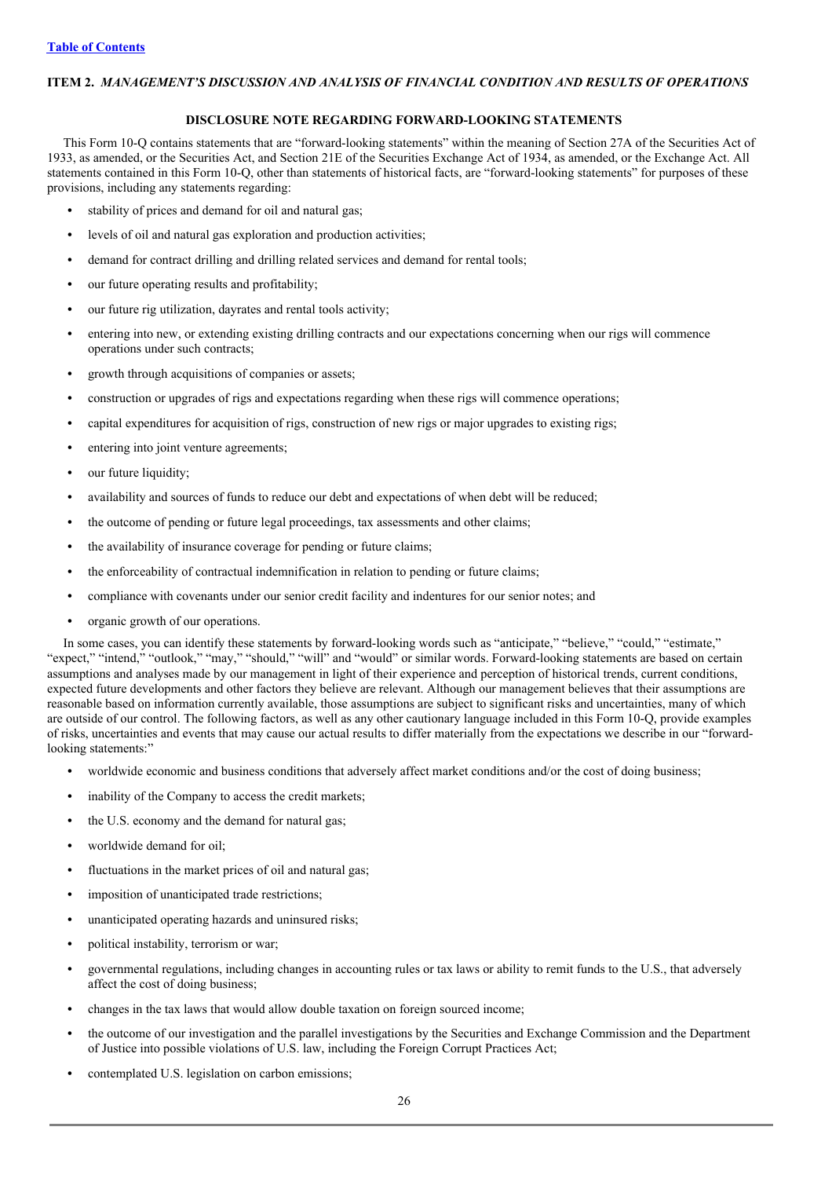[Table of Contents](#)

## ITEM 2. *MANAGEMENT'S DISCUSSION AND ANALYSIS OF FINANCIAL CONDITION AND RESULTS OF OPERATIONS*

### DISCLOSURE NOTE REGARDING FORWARD-LOOKING STATEMENTS

This Form 10-Q contains statements that are "forward-looking statements" within the meaning of Section 27A of the Securities Act of 1933, as amended, or the Securities Act, and Section 21E of the Securities Exchange Act of 1934, as amended, or the Exchange Act. All statements contained in this Form 10-Q, other than statements of historical facts, are "forward-looking statements" for purposes of these provisions, including any statements regarding:

- stability of prices and demand for oil and natural gas;
- levels of oil and natural gas exploration and production activities;
- demand for contract drilling and drilling related services and demand for rental tools;
- our future operating results and profitability;
- our future rig utilization, dayrates and rental tools activity;
- entering into new, or extending existing drilling contracts and our expectations concerning when our rigs will commence operations under such contracts;
- growth through acquisitions of companies or assets;
- construction or upgrades of rigs and expectations regarding when these rigs will commence operations;
- capital expenditures for acquisition of rigs, construction of new rigs or major upgrades to existing rigs;
- entering into joint venture agreements;
- our future liquidity;
- availability and sources of funds to reduce our debt and expectations of when debt will be reduced;
- the outcome of pending or future legal proceedings, tax assessments and other claims;
- the availability of insurance coverage for pending or future claims;
- the enforceability of contractual indemnification in relation to pending or future claims;
- compliance with covenants under our senior credit facility and indentures for our senior notes; and
- organic growth of our operations.

In some cases, you can identify these statements by forward-looking words such as "anticipate," "believe," "could," "estimate," "expect," "intend," "outlook," "may," "should," "will" and "would" or similar words. Forward-looking statements are based on certain assumptions and analyses made by our management in light of their experience and perception of historical trends, current conditions, expected future developments and other factors they believe are relevant. Although our management believes that their assumptions are reasonable based on information currently available, those assumptions are subject to significant risks and uncertainties, many of which are outside of our control. The following factors, as well as any other cautionary language included in this Form 10-Q, provide examples of risks, uncertainties and events that may cause our actual results to differ materially from the expectations we describe in our "forward-looking statements:"

- worldwide economic and business conditions that adversely affect market conditions and/or the cost of doing business;
- inability of the Company to access the credit markets;
- the U.S. economy and the demand for natural gas;
- worldwide demand for oil;
- fluctuations in the market prices of oil and natural gas;
- imposition of unanticipated trade restrictions;
- unanticipated operating hazards and uninsured risks;
- political instability, terrorism or war;
- governmental regulations, including changes in accounting rules or tax laws or ability to remit funds to the U.S., that adversely affect the cost of doing business;
- changes in the tax laws that would allow double taxation on foreign sourced income;
- the outcome of our investigation and the parallel investigations by the Securities and Exchange Commission and the Department of Justice into possible violations of U.S. law, including the Foreign Corrupt Practices Act;
- contemplated U.S. legislation on carbon emissions;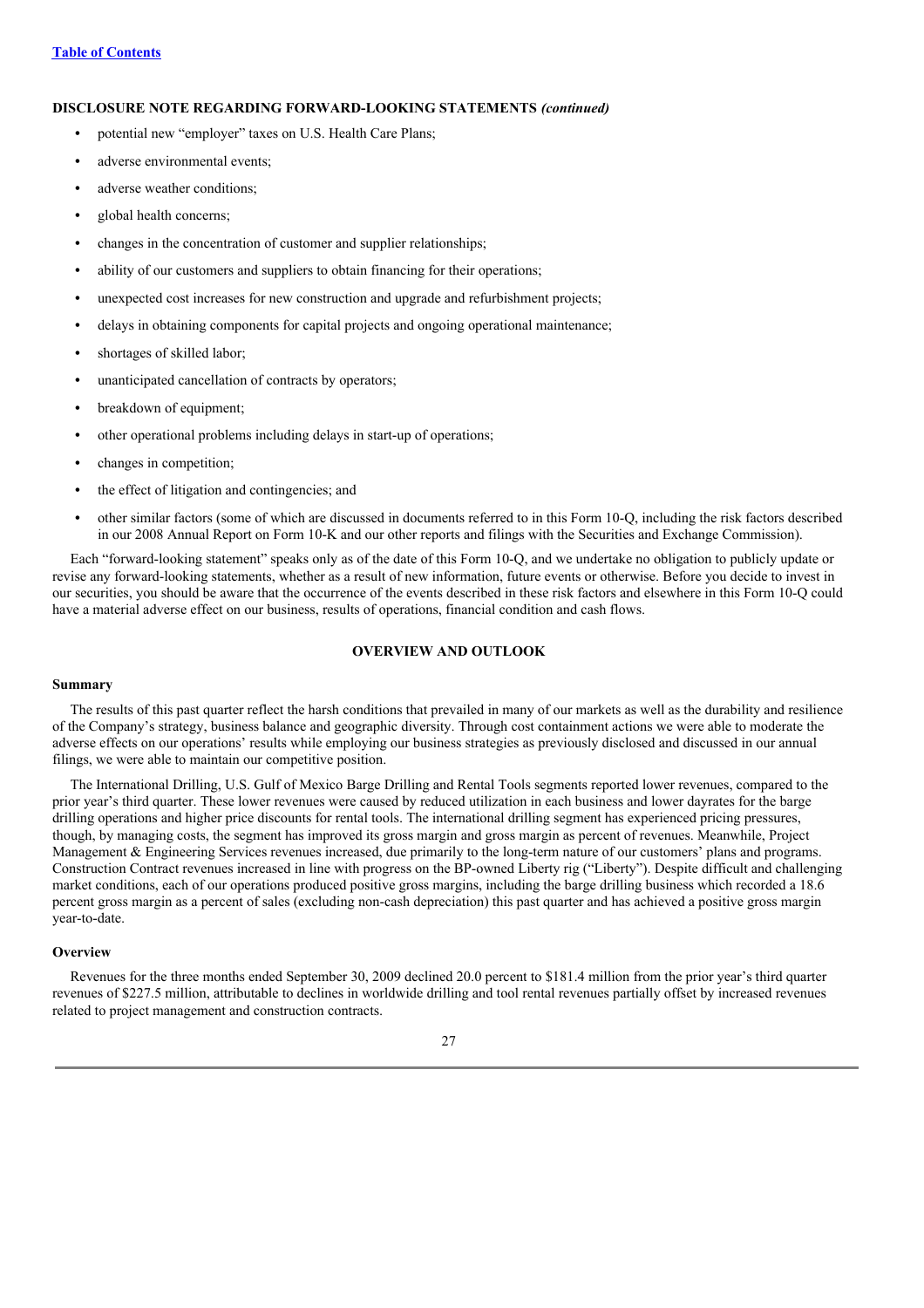[Table of Contents](#)

**DISCLOSURE NOTE REGARDING FORWARD-LOOKING STATEMENTS *(continued)***

- potential new "employer" taxes on U.S. Health Care Plans;
- adverse environmental events;
- adverse weather conditions;
- global health concerns;
- changes in the concentration of customer and supplier relationships;
- ability of our customers and suppliers to obtain financing for their operations;
- unexpected cost increases for new construction and upgrade and refurbishment projects;
- delays in obtaining components for capital projects and ongoing operational maintenance;
- shortages of skilled labor;
- unanticipated cancellation of contracts by operators;
- breakdown of equipment;
- other operational problems including delays in start-up of operations;
- changes in competition;
- the effect of litigation and contingencies; and
- other similar factors (some of which are discussed in documents referred to in this Form 10-Q, including the risk factors described in our 2008 Annual Report on Form 10-K and our other reports and filings with the Securities and Exchange Commission).

Each "forward-looking statement" speaks only as of the date of this Form 10-Q, and we undertake no obligation to publicly update or revise any forward-looking statements, whether as a result of new information, future events or otherwise. Before you decide to invest in our securities, you should be aware that the occurrence of the events described in these risk factors and elsewhere in this Form 10-Q could have a material adverse effect on our business, results of operations, financial condition and cash flows.

## OVERVIEW AND OUTLOOK

### Summary

The results of this past quarter reflect the harsh conditions that prevailed in many of our markets as well as the durability and resilience of the Company's strategy, business balance and geographic diversity. Through cost containment actions we were able to moderate the adverse effects on our operations' results while employing our business strategies as previously disclosed and discussed in our annual filings, we were able to maintain our competitive position.

The International Drilling, U.S. Gulf of Mexico Barge Drilling and Rental Tools segments reported lower revenues, compared to the prior year's third quarter. These lower revenues were caused by reduced utilization in each business and lower dayrates for the barge drilling operations and higher price discounts for rental tools. The international drilling segment has experienced pricing pressures, though, by managing costs, the segment has improved its gross margin and gross margin as percent of revenues. Meanwhile, Project Management & Engineering Services revenues increased, due primarily to the long-term nature of our customers' plans and programs. Construction Contract revenues increased in line with progress on the BP-owned Liberty rig ("Liberty"). Despite difficult and challenging market conditions, each of our operations produced positive gross margins, including the barge drilling business which recorded a 18.6 percent gross margin as a percent of sales (excluding non-cash depreciation) this past quarter and has achieved a positive gross margin year-to-date.

### Overview

Revenues for the three months ended September 30, 2009 declined 20.0 percent to $181.4 million from the prior year's third quarter revenues of $227.5 million, attributable to declines in worldwide drilling and tool rental revenues partially offset by increased revenues related to project management and construction contracts.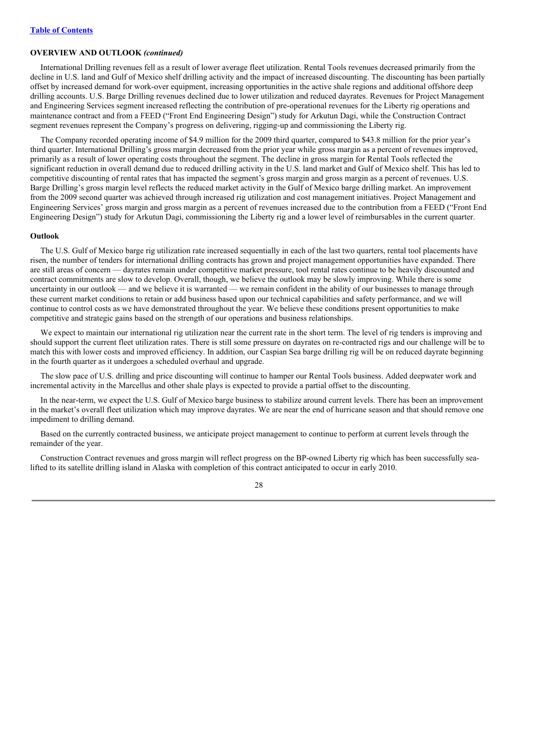[Table of Contents](#)

**OVERVIEW AND OUTLOOK** ***(continued)***

International Drilling revenues fell as a result of lower average fleet utilization. Rental Tools revenues decreased primarily from the decline in U.S. land and Gulf of Mexico shelf drilling activity and the impact of increased discounting. The discounting has been partially offset by increased demand for work-over equipment, increasing opportunities in the active shale regions and additional offshore deep drilling accounts. U.S. Barge Drilling revenues declined due to lower utilization and reduced dayrates. Revenues for Project Management and Engineering Services segment increased reflecting the contribution of pre-operational revenues for the Liberty rig operations and maintenance contract and from a FEED ("Front End Engineering Design") study for Arkutun Dagi, while the Construction Contract segment revenues represent the Company's progress on delivering, rigging-up and commissioning the Liberty rig.

The Company recorded operating income of $4.9 million for the 2009 third quarter, compared to $43.8 million for the prior year's third quarter. International Drilling's gross margin decreased from the prior year while gross margin as a percent of revenues improved, primarily as a result of lower operating costs throughout the segment. The decline in gross margin for Rental Tools reflected the significant reduction in overall demand due to reduced drilling activity in the U.S. land market and Gulf of Mexico shelf. This has led to competitive discounting of rental rates that has impacted the segment's gross margin and gross margin as a percent of revenues. U.S. Barge Drilling's gross margin level reflects the reduced market activity in the Gulf of Mexico barge drilling market. An improvement from the 2009 second quarter was achieved through increased rig utilization and cost management initiatives. Project Management and Engineering Services' gross margin and gross margin as a percent of revenues increased due to the contribution from a FEED ("Front End Engineering Design") study for Arkutun Dagi, commissioning the Liberty rig and a lower level of reimbursables in the current quarter.

**Outlook**

The U.S. Gulf of Mexico barge rig utilization rate increased sequentially in each of the last two quarters, rental tool placements have risen, the number of tenders for international drilling contracts has grown and project management opportunities have expanded. There are still areas of concern — dayrates remain under competitive market pressure, tool rental rates continue to be heavily discounted and contract commitments are slow to develop. Overall, though, we believe the outlook may be slowly improving. While there is some uncertainty in our outlook — and we believe it is warranted — we remain confident in the ability of our businesses to manage through these current market conditions to retain or add business based upon our technical capabilities and safety performance, and we will continue to control costs as we have demonstrated throughout the year. We believe these conditions present opportunities to make competitive and strategic gains based on the strength of our operations and business relationships.

We expect to maintain our international rig utilization near the current rate in the short term. The level of rig tenders is improving and should support the current fleet utilization rates. There is still some pressure on dayrates on re-contracted rigs and our challenge will be to match this with lower costs and improved efficiency. In addition, our Caspian Sea barge drilling rig will be on reduced dayrate beginning in the fourth quarter as it undergoes a scheduled overhaul and upgrade.

The slow pace of U.S. drilling and price discounting will continue to hamper our Rental Tools business. Added deepwater work and incremental activity in the Marcellus and other shale plays is expected to provide a partial offset to the discounting.

In the near-term, we expect the U.S. Gulf of Mexico barge business to stabilize around current levels. There has been an improvement in the market's overall fleet utilization which may improve dayrates. We are near the end of hurricane season and that should remove one impediment to drilling demand.

Based on the currently contracted business, we anticipate project management to continue to perform at current levels through the remainder of the year.

Construction Contract revenues and gross margin will reflect progress on the BP-owned Liberty rig which has been successfully sea-lifted to its satellite drilling island in Alaska with completion of this contract anticipated to occur in early 2010.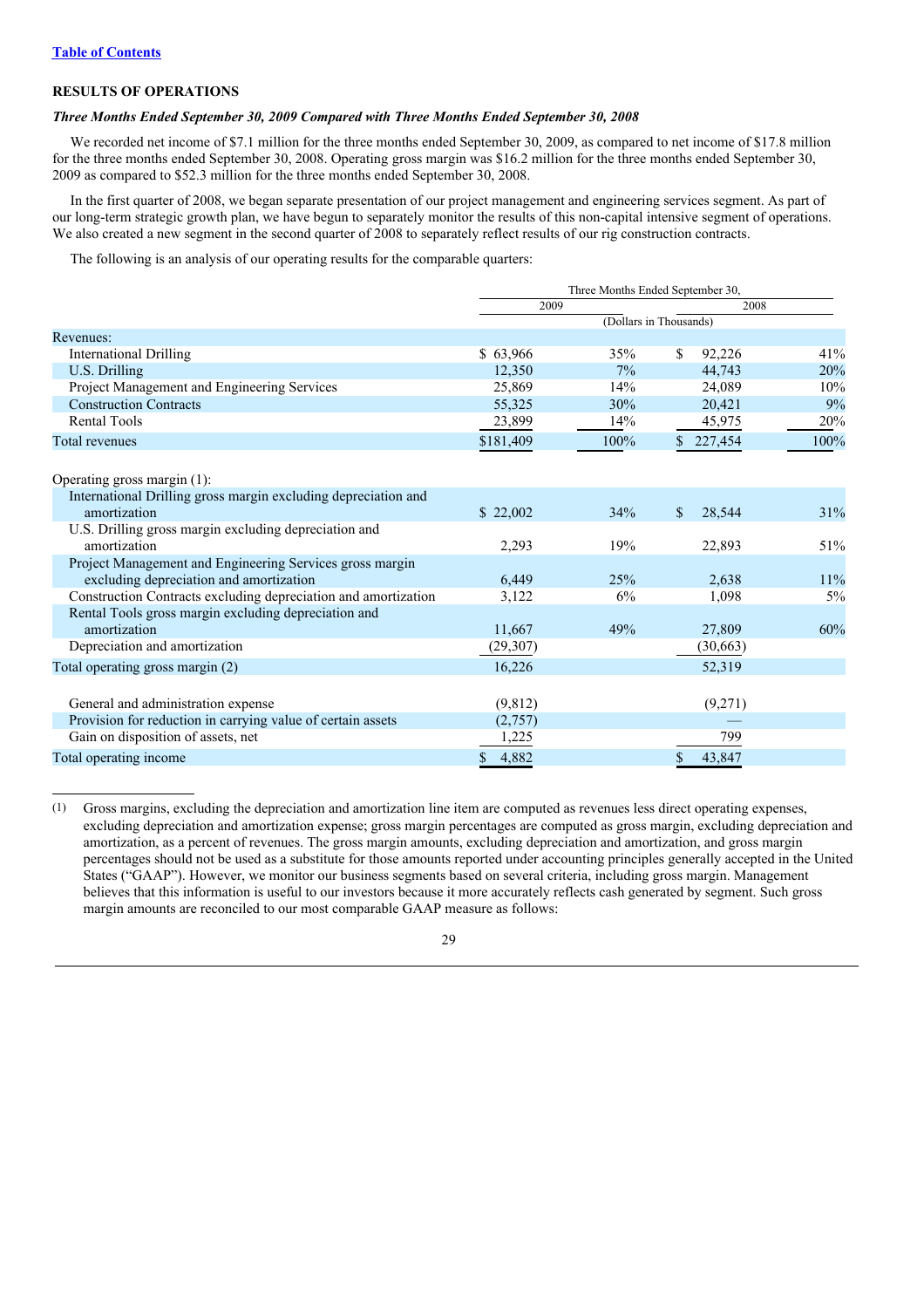[Table of Contents](#)

## RESULTS OF OPERATIONS

***Three Months Ended September 30, 2009 Compared with Three Months Ended September 30, 2008***

We recorded net income of $7.1 million for the three months ended September 30, 2009, as compared to net income of $17.8 million for the three months ended September 30, 2008. Operating gross margin was $16.2 million for the three months ended September 30, 2009 as compared to $52.3 million for the three months ended September 30, 2008.

In the first quarter of 2008, we began separate presentation of our project management and engineering services segment. As part of our long-term strategic growth plan, we have begun to separately monitor the results of this non-capital intensive segment of operations. We also created a new segment in the second quarter of 2008 to separately reflect results of our rig construction contracts.

The following is an analysis of our operating results for the comparable quarters:

| | Three Months Ended September 30, | | | |
|---|---|---|---|---|
| | 2009 | | 2008 | |
| | (Dollars in Thousands) | | | |
| Revenues: | | | | |
| International Drilling | $ 63,966 | 35% | $ 92,226 | 41% |
| U.S. Drilling | 12,350 | 7% | 44,743 | 20% |
| Project Management and Engineering Services | 25,869 | 14% | 24,089 | 10% |
| Construction Contracts | 55,325 | 30% | 20,421 | 9% |
| Rental Tools | 23,899 | 14% | 45,975 | 20% |
| Total revenues | $181,409 | 100% | $ 227,454 | 100% |
| | | | | |
| Operating gross margin (1): | | | | |
| International Drilling gross margin excluding depreciation and amortization | $ 22,002 | 34% | $ 28,544 | 31% |
| U.S. Drilling gross margin excluding depreciation and amortization | 2,293 | 19% | 22,893 | 51% |
| Project Management and Engineering Services gross margin excluding depreciation and amortization | 6,449 | 25% | 2,638 | 11% |
| Construction Contracts excluding depreciation and amortization | 3,122 | 6% | 1,098 | 5% |
| Rental Tools gross margin excluding depreciation and amortization | 11,667 | 49% | 27,809 | 60% |
| Depreciation and amortization | (29,307) | | (30,663) | |
| Total operating gross margin (2) | 16,226 | | 52,319 | |
| | | | | |
| General and administration expense | (9,812) | | (9,271) | |
| Provision for reduction in carrying value of certain assets | (2,757) | | — | |
| Gain on disposition of assets, net | 1,225 | | 799 | |
| Total operating income | $ 4,882 | | $ 43,847 | |

(1) Gross margins, excluding the depreciation and amortization line item are computed as revenues less direct operating expenses, excluding depreciation and amortization expense; gross margin percentages are computed as gross margin, excluding depreciation and amortization, as a percent of revenues. The gross margin amounts, excluding depreciation and amortization, and gross margin percentages should not be used as a substitute for those amounts reported under accounting principles generally accepted in the United States ("GAAP"). However, we monitor our business segments based on several criteria, including gross margin. Management believes that this information is useful to our investors because it more accurately reflects cash generated by segment. Such gross margin amounts are reconciled to our most comparable GAAP measure as follows: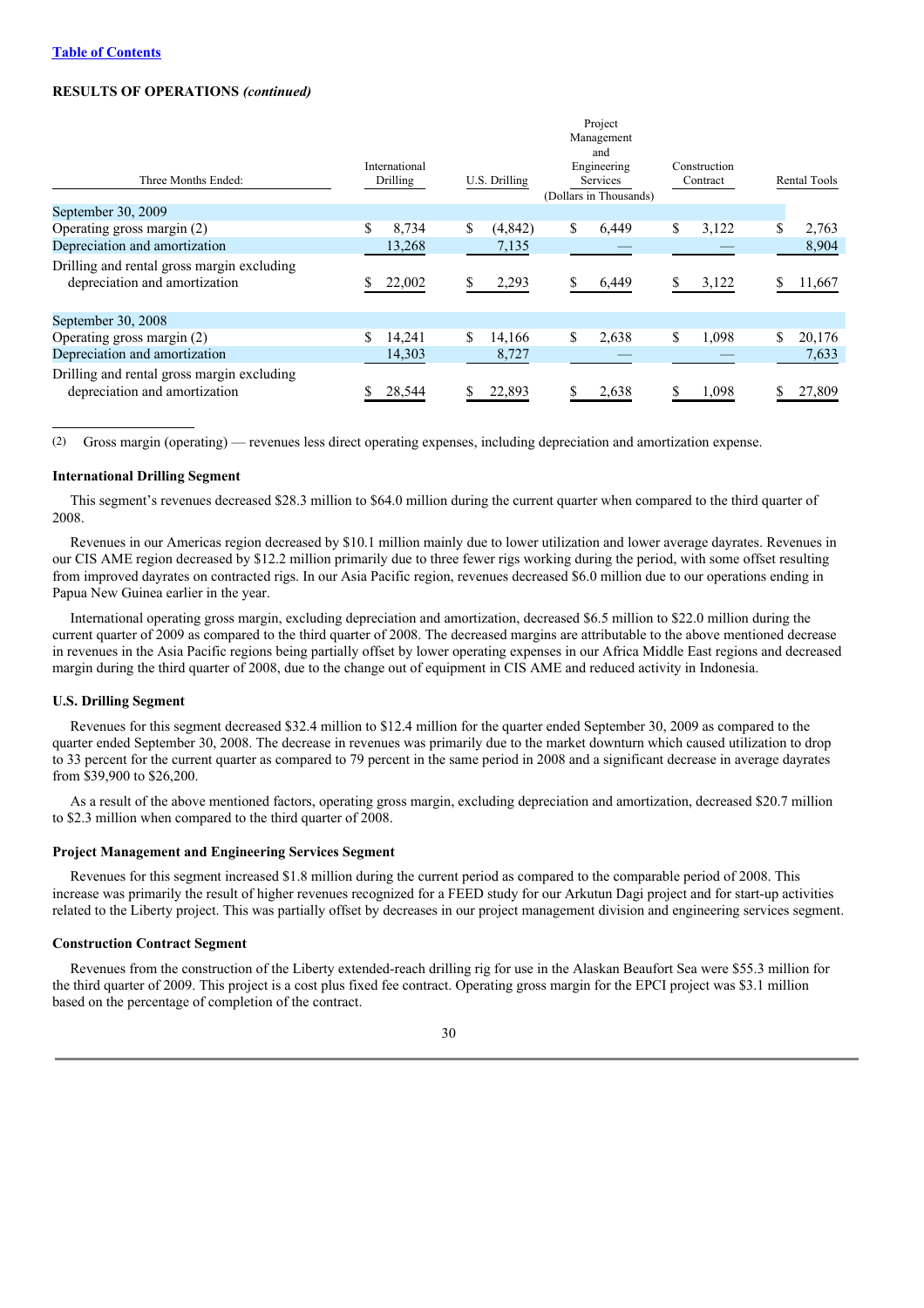[Table of Contents](#)

**RESULTS OF OPERATIONS *(continued)***

| Three Months Ended: | International Drilling | U.S. Drilling | Project Management and Engineering Services | Construction Contract | Rental Tools |
|---|---|---|---|---|---|
| | | | (Dollars in Thousands) | | |
| September 30, 2009 | | | | | |
| Operating gross margin (2) | $ 8,734 | $ (4,842) | $ 6,449 | $ 3,122 | $ 2,763 |
| Depreciation and amortization | 13,268 | 7,135 | — | — | 8,904 |
| Drilling and rental gross margin excluding depreciation and amortization | $ 22,002 | $ 2,293 | $ 6,449 | $ 3,122 | $ 11,667 |
| September 30, 2008 | | | | | |
| Operating gross margin (2) | $ 14,241 | $ 14,166 | $ 2,638 | $ 1,098 | $ 20,176 |
| Depreciation and amortization | 14,303 | 8,727 | — | — | 7,633 |
| Drilling and rental gross margin excluding depreciation and amortization | $ 28,544 | $ 22,893 | $ 2,638 | $ 1,098 | $ 27,809 |

(2) Gross margin (operating) — revenues less direct operating expenses, including depreciation and amortization expense.

#### International Drilling Segment

This segment's revenues decreased $28.3 million to $64.0 million during the current quarter when compared to the third quarter of 2008.

Revenues in our Americas region decreased by $10.1 million mainly due to lower utilization and lower average dayrates. Revenues in our CIS AME region decreased by $12.2 million primarily due to three fewer rigs working during the period, with some offset resulting from improved dayrates on contracted rigs. In our Asia Pacific region, revenues decreased $6.0 million due to our operations ending in Papua New Guinea earlier in the year.

International operating gross margin, excluding depreciation and amortization, decreased $6.5 million to $22.0 million during the current quarter of 2009 as compared to the third quarter of 2008. The decreased margins are attributable to the above mentioned decrease in revenues in the Asia Pacific regions being partially offset by lower operating expenses in our Africa Middle East regions and decreased margin during the third quarter of 2008, due to the change out of equipment in CIS AME and reduced activity in Indonesia.

#### U.S. Drilling Segment

Revenues for this segment decreased $32.4 million to $12.4 million for the quarter ended September 30, 2009 as compared to the quarter ended September 30, 2008. The decrease in revenues was primarily due to the market downturn which caused utilization to drop to 33 percent for the current quarter as compared to 79 percent in the same period in 2008 and a significant decrease in average dayrates from $39,900 to $26,200.

As a result of the above mentioned factors, operating gross margin, excluding depreciation and amortization, decreased $20.7 million to $2.3 million when compared to the third quarter of 2008.

#### Project Management and Engineering Services Segment

Revenues for this segment increased $1.8 million during the current period as compared to the comparable period of 2008. This increase was primarily the result of higher revenues recognized for a FEED study for our Arkutun Dagi project and for start-up activities related to the Liberty project. This was partially offset by decreases in our project management division and engineering services segment.

#### Construction Contract Segment

Revenues from the construction of the Liberty extended-reach drilling rig for use in the Alaskan Beaufort Sea were $55.3 million for the third quarter of 2009. This project is a cost plus fixed fee contract. Operating gross margin for the EPCI project was $3.1 million based on the percentage of completion of the contract.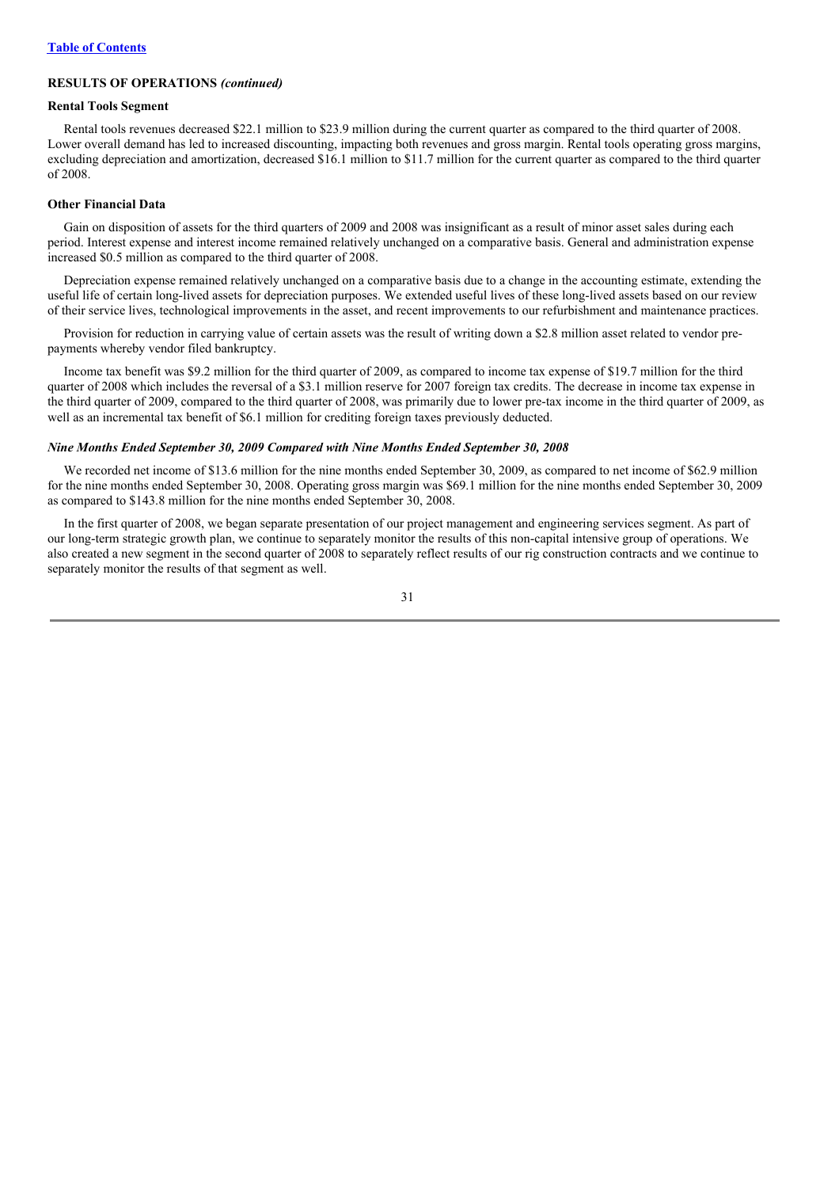[Table of Contents](#)

**RESULTS OF OPERATIONS** ***(continued)***

**Rental Tools Segment**

Rental tools revenues decreased $22.1 million to $23.9 million during the current quarter as compared to the third quarter of 2008. Lower overall demand has led to increased discounting, impacting both revenues and gross margin. Rental tools operating gross margins, excluding depreciation and amortization, decreased $16.1 million to $11.7 million for the current quarter as compared to the third quarter of 2008.

**Other Financial Data**

Gain on disposition of assets for the third quarters of 2009 and 2008 was insignificant as a result of minor asset sales during each period. Interest expense and interest income remained relatively unchanged on a comparative basis. General and administration expense increased $0.5 million as compared to the third quarter of 2008.

Depreciation expense remained relatively unchanged on a comparative basis due to a change in the accounting estimate, extending the useful life of certain long-lived assets for depreciation purposes. We extended useful lives of these long-lived assets based on our review of their service lives, technological improvements in the asset, and recent improvements to our refurbishment and maintenance practices.

Provision for reduction in carrying value of certain assets was the result of writing down a $2.8 million asset related to vendor pre-payments whereby vendor filed bankruptcy.

Income tax benefit was $9.2 million for the third quarter of 2009, as compared to income tax expense of $19.7 million for the third quarter of 2008 which includes the reversal of a $3.1 million reserve for 2007 foreign tax credits. The decrease in income tax expense in the third quarter of 2009, compared to the third quarter of 2008, was primarily due to lower pre-tax income in the third quarter of 2009, as well as an incremental tax benefit of $6.1 million for crediting foreign taxes previously deducted.

***Nine Months Ended September 30, 2009 Compared with Nine Months Ended September 30, 2008***

We recorded net income of $13.6 million for the nine months ended September 30, 2009, as compared to net income of $62.9 million for the nine months ended September 30, 2008. Operating gross margin was $69.1 million for the nine months ended September 30, 2009 as compared to $143.8 million for the nine months ended September 30, 2008.

In the first quarter of 2008, we began separate presentation of our project management and engineering services segment. As part of our long-term strategic growth plan, we continue to separately monitor the results of this non-capital intensive group of operations. We also created a new segment in the second quarter of 2008 to separately reflect results of our rig construction contracts and we continue to separately monitor the results of that segment as well.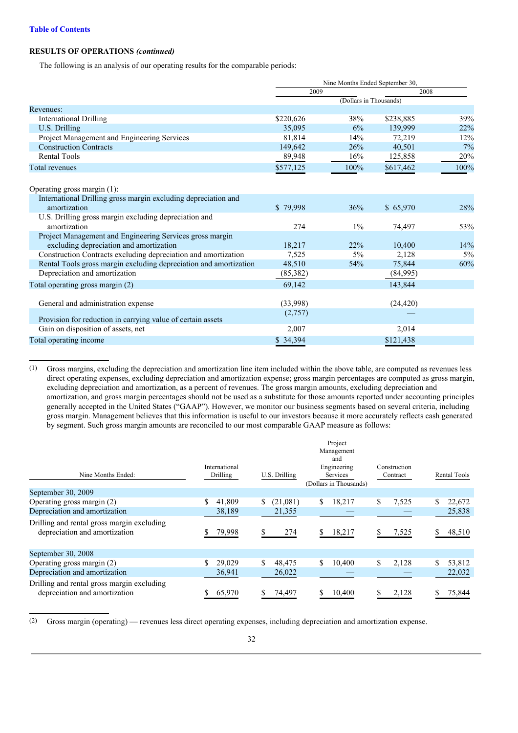[Table of Contents](#)

**RESULTS OF OPERATIONS** ***(continued)***

The following is an analysis of our operating results for the comparable periods:

| | Nine Months Ended September 30, | | | |
|---|---|---|---|---|
| | 2009 | | 2008 | |
| | (Dollars in Thousands) | | | |
| Revenues: | | | | |
| International Drilling | $220,626 | 38% | $238,885 | 39% |
| U.S. Drilling | 35,095 | 6% | 139,999 | 22% |
| Project Management and Engineering Services | 81,814 | 14% | 72,219 | 12% |
| Construction Contracts | 149,642 | 26% | 40,501 | 7% |
| Rental Tools | 89,948 | 16% | 125,858 | 20% |
| Total revenues | $577,125 | 100% | $617,462 | 100% |
| Operating gross margin (1): | | | | |
| International Drilling gross margin excluding depreciation and amortization | $ 79,998 | 36% | $ 65,970 | 28% |
| U.S. Drilling gross margin excluding depreciation and amortization | 274 | 1% | 74,497 | 53% |
| Project Management and Engineering Services gross margin excluding depreciation and amortization | 18,217 | 22% | 10,400 | 14% |
| Construction Contracts excluding depreciation and amortization | 7,525 | 5% | 2,128 | 5% |
| Rental Tools gross margin excluding depreciation and amortization | 48,510 | 54% | 75,844 | 60% |
| Depreciation and amortization | (85,382) | | (84,995) | |
| Total operating gross margin (2) | 69,142 | | 143,844 | |
| General and administration expense | (33,998) | | (24,420) | |
| Provision for reduction in carrying value of certain assets | (2,757) | | — | |
| Gain on disposition of assets, net | 2,007 | | 2,014 | |
| Total operating income | $ 34,394 | | $121,438 | |

(1) Gross margins, excluding the depreciation and amortization line item included within the above table, are computed as revenues less direct operating expenses, excluding depreciation and amortization expense; gross margin percentages are computed as gross margin, excluding depreciation and amortization, as a percent of revenues. The gross margin amounts, excluding depreciation and amortization, and gross margin percentages should not be used as a substitute for those amounts reported under accounting principles generally accepted in the United States ("GAAP"). However, we monitor our business segments based on several criteria, including gross margin. Management believes that this information is useful to our investors because it more accurately reflects cash generated by segment. Such gross margin amounts are reconciled to our most comparable GAAP measure as follows:

| Nine Months Ended: | International Drilling | U.S. Drilling | Project Management and Engineering Services | Construction Contract | Rental Tools |
|---|---|---|---|---|---|
| | | | (Dollars in Thousands) | | |
| September 30, 2009 | | | | | |
| Operating gross margin (2) | $ 41,809 | $ (21,081) | $ 18,217 | $ 7,525 | $ 22,672 |
| Depreciation and amortization | 38,189 | 21,355 | — | — | 25,838 |
| Drilling and rental gross margin excluding depreciation and amortization | $ 79,998 | $ 274 | $ 18,217 | $ 7,525 | $ 48,510 |
| September 30, 2008 | | | | | |
| Operating gross margin (2) | $ 29,029 | $ 48,475 | $ 10,400 | $ 2,128 | $ 53,812 |
| Depreciation and amortization | 36,941 | 26,022 | — | — | 22,032 |
| Drilling and rental gross margin excluding depreciation and amortization | $ 65,970 | $ 74,497 | $ 10,400 | $ 2,128 | $ 75,844 |

(2) Gross margin (operating) — revenues less direct operating expenses, including depreciation and amortization expense.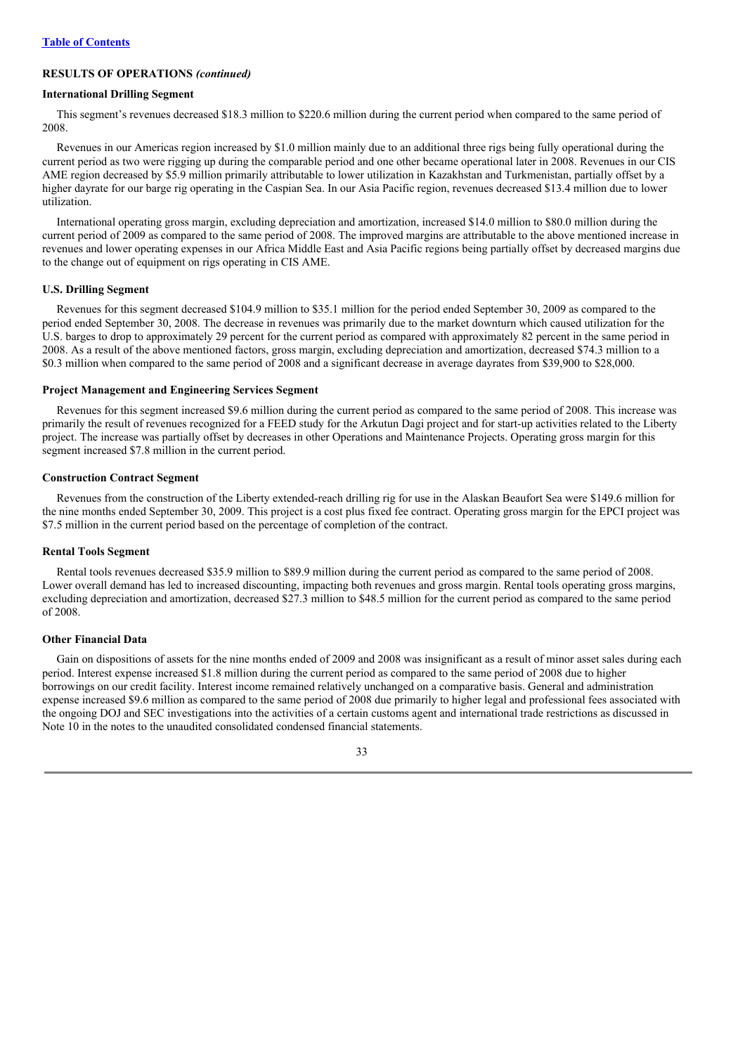[Table of Contents](#)

**RESULTS OF OPERATIONS *(continued)***

**International Drilling Segment**

This segment's revenues decreased $18.3 million to $220.6 million during the current period when compared to the same period of 2008.

Revenues in our Americas region increased by $1.0 million mainly due to an additional three rigs being fully operational during the current period as two were rigging up during the comparable period and one other became operational later in 2008. Revenues in our CIS AME region decreased by $5.9 million primarily attributable to lower utilization in Kazakhstan and Turkmenistan, partially offset by a higher dayrate for our barge rig operating in the Caspian Sea. In our Asia Pacific region, revenues decreased $13.4 million due to lower utilization.

International operating gross margin, excluding depreciation and amortization, increased $14.0 million to $80.0 million during the current period of 2009 as compared to the same period of 2008. The improved margins are attributable to the above mentioned increase in revenues and lower operating expenses in our Africa Middle East and Asia Pacific regions being partially offset by decreased margins due to the change out of equipment on rigs operating in CIS AME.

**U.S. Drilling Segment**

Revenues for this segment decreased $104.9 million to $35.1 million for the period ended September 30, 2009 as compared to the period ended September 30, 2008. The decrease in revenues was primarily due to the market downturn which caused utilization for the U.S. barges to drop to approximately 29 percent for the current period as compared with approximately 82 percent in the same period in 2008. As a result of the above mentioned factors, gross margin, excluding depreciation and amortization, decreased $74.3 million to a $0.3 million when compared to the same period of 2008 and a significant decrease in average dayrates from $39,900 to $28,000.

**Project Management and Engineering Services Segment**

Revenues for this segment increased $9.6 million during the current period as compared to the same period of 2008. This increase was primarily the result of revenues recognized for a FEED study for the Arkutun Dagi project and for start-up activities related to the Liberty project. The increase was partially offset by decreases in other Operations and Maintenance Projects. Operating gross margin for this segment increased $7.8 million in the current period.

**Construction Contract Segment**

Revenues from the construction of the Liberty extended-reach drilling rig for use in the Alaskan Beaufort Sea were $149.6 million for the nine months ended September 30, 2009. This project is a cost plus fixed fee contract. Operating gross margin for the EPCI project was $7.5 million in the current period based on the percentage of completion of the contract.

**Rental Tools Segment**

Rental tools revenues decreased $35.9 million to $89.9 million during the current period as compared to the same period of 2008. Lower overall demand has led to increased discounting, impacting both revenues and gross margin. Rental tools operating gross margins, excluding depreciation and amortization, decreased $27.3 million to $48.5 million for the current period as compared to the same period of 2008.

**Other Financial Data**

Gain on dispositions of assets for the nine months ended of 2009 and 2008 was insignificant as a result of minor asset sales during each period. Interest expense increased $1.8 million during the current period as compared to the same period of 2008 due to higher borrowings on our credit facility. Interest income remained relatively unchanged on a comparative basis. General and administration expense increased $9.6 million as compared to the same period of 2008 due primarily to higher legal and professional fees associated with the ongoing DOJ and SEC investigations into the activities of a certain customs agent and international trade restrictions as discussed in Note 10 in the notes to the unaudited consolidated condensed financial statements.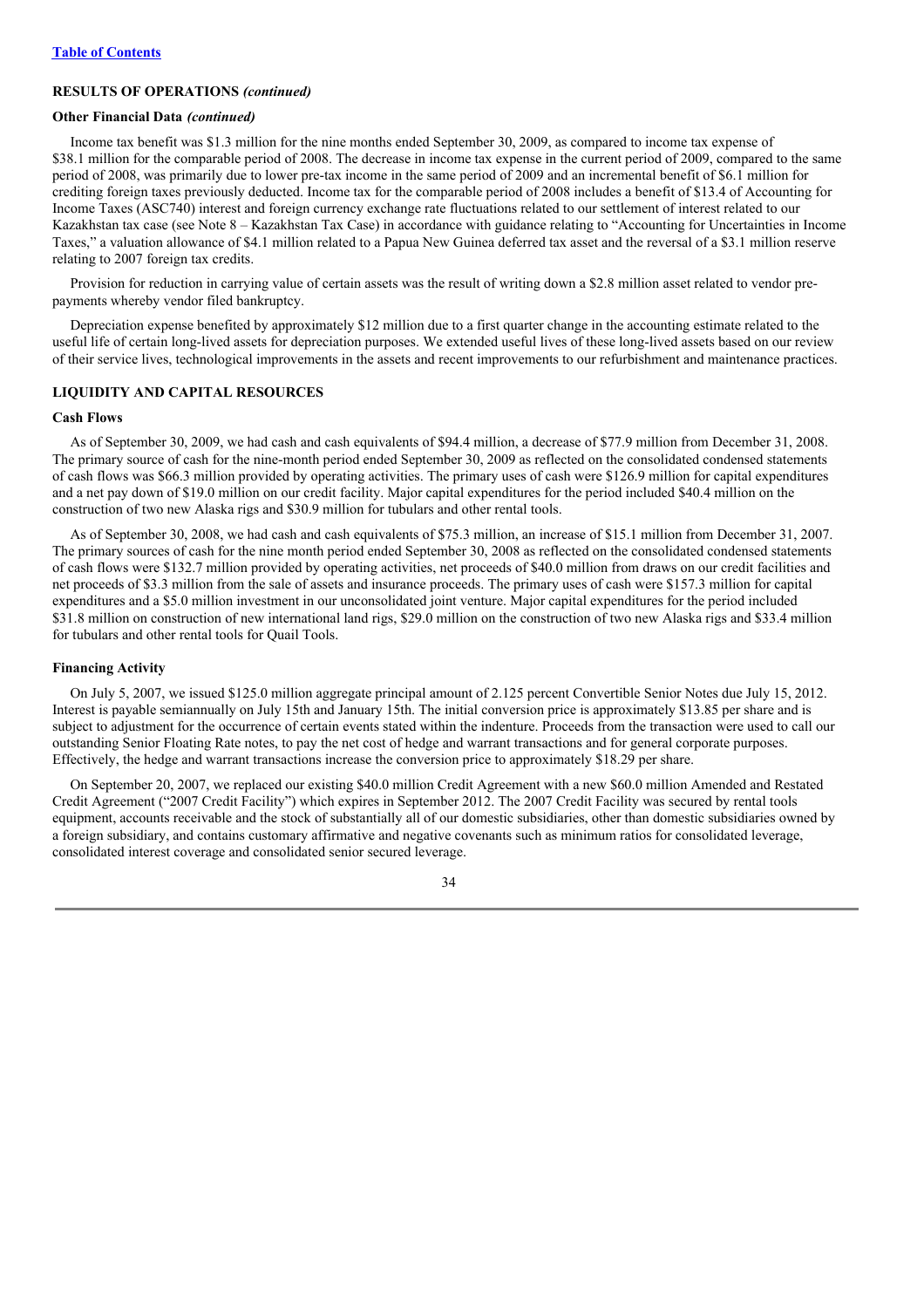[Table of Contents](#)

### RESULTS OF OPERATIONS *(continued)*

#### Other Financial Data *(continued)*

Income tax benefit was $1.3 million for the nine months ended September 30, 2009, as compared to income tax expense of $38.1 million for the comparable period of 2008. The decrease in income tax expense in the current period of 2009, compared to the same period of 2008, was primarily due to lower pre-tax income in the same period of 2009 and an incremental benefit of $6.1 million for crediting foreign taxes previously deducted. Income tax for the comparable period of 2008 includes a benefit of $13.4 of Accounting for Income Taxes (ASC740) interest and foreign currency exchange rate fluctuations related to our settlement of interest related to our Kazakhstan tax case (see Note 8 – Kazakhstan Tax Case) in accordance with guidance relating to "Accounting for Uncertainties in Income Taxes," a valuation allowance of $4.1 million related to a Papua New Guinea deferred tax asset and the reversal of a $3.1 million reserve relating to 2007 foreign tax credits.

Provision for reduction in carrying value of certain assets was the result of writing down a $2.8 million asset related to vendor pre-payments whereby vendor filed bankruptcy.

Depreciation expense benefited by approximately $12 million due to a first quarter change in the accounting estimate related to the useful life of certain long-lived assets for depreciation purposes. We extended useful lives of these long-lived assets based on our review of their service lives, technological improvements in the assets and recent improvements to our refurbishment and maintenance practices.

### LIQUIDITY AND CAPITAL RESOURCES

#### Cash Flows

As of September 30, 2009, we had cash and cash equivalents of $94.4 million, a decrease of $77.9 million from December 31, 2008. The primary source of cash for the nine-month period ended September 30, 2009 as reflected on the consolidated condensed statements of cash flows was $66.3 million provided by operating activities. The primary uses of cash were $126.9 million for capital expenditures and a net pay down of $19.0 million on our credit facility. Major capital expenditures for the period included $40.4 million on the construction of two new Alaska rigs and $30.9 million for tubulars and other rental tools.

As of September 30, 2008, we had cash and cash equivalents of $75.3 million, an increase of $15.1 million from December 31, 2007. The primary sources of cash for the nine month period ended September 30, 2008 as reflected on the consolidated condensed statements of cash flows were $132.7 million provided by operating activities, net proceeds of $40.0 million from draws on our credit facilities and net proceeds of $3.3 million from the sale of assets and insurance proceeds. The primary uses of cash were $157.3 million for capital expenditures and a $5.0 million investment in our unconsolidated joint venture. Major capital expenditures for the period included $31.8 million on construction of new international land rigs, $29.0 million on the construction of two new Alaska rigs and $33.4 million for tubulars and other rental tools for Quail Tools.

#### Financing Activity

On July 5, 2007, we issued $125.0 million aggregate principal amount of 2.125 percent Convertible Senior Notes due July 15, 2012. Interest is payable semiannually on July 15th and January 15th. The initial conversion price is approximately $13.85 per share and is subject to adjustment for the occurrence of certain events stated within the indenture. Proceeds from the transaction were used to call our outstanding Senior Floating Rate notes, to pay the net cost of hedge and warrant transactions and for general corporate purposes. Effectively, the hedge and warrant transactions increase the conversion price to approximately $18.29 per share.

On September 20, 2007, we replaced our existing $40.0 million Credit Agreement with a new $60.0 million Amended and Restated Credit Agreement ("2007 Credit Facility") which expires in September 2012. The 2007 Credit Facility was secured by rental tools equipment, accounts receivable and the stock of substantially all of our domestic subsidiaries, other than domestic subsidiaries owned by a foreign subsidiary, and contains customary affirmative and negative covenants such as minimum ratios for consolidated leverage, consolidated interest coverage and consolidated senior secured leverage.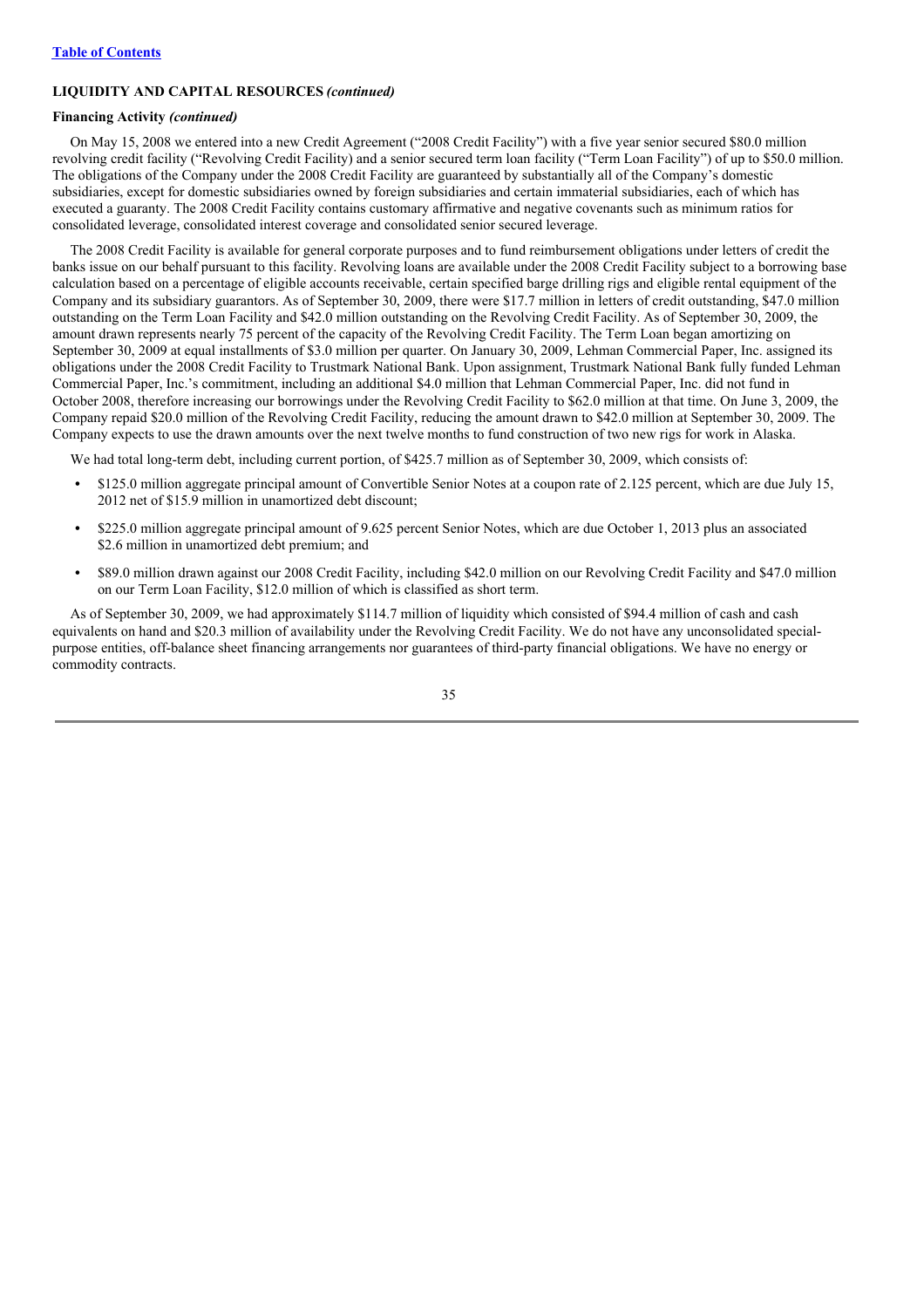[Table of Contents](#)

**LIQUIDITY AND CAPITAL RESOURCES** ***(continued)***

**Financing Activity** ***(continued)***

On May 15, 2008 we entered into a new Credit Agreement ("2008 Credit Facility") with a five year senior secured $80.0 million revolving credit facility ("Revolving Credit Facility) and a senior secured term loan facility ("Term Loan Facility") of up to $50.0 million. The obligations of the Company under the 2008 Credit Facility are guaranteed by substantially all of the Company's domestic subsidiaries, except for domestic subsidiaries owned by foreign subsidiaries and certain immaterial subsidiaries, each of which has executed a guaranty. The 2008 Credit Facility contains customary affirmative and negative covenants such as minimum ratios for consolidated leverage, consolidated interest coverage and consolidated senior secured leverage.

The 2008 Credit Facility is available for general corporate purposes and to fund reimbursement obligations under letters of credit the banks issue on our behalf pursuant to this facility. Revolving loans are available under the 2008 Credit Facility subject to a borrowing base calculation based on a percentage of eligible accounts receivable, certain specified barge drilling rigs and eligible rental equipment of the Company and its subsidiary guarantors. As of September 30, 2009, there were $17.7 million in letters of credit outstanding, $47.0 million outstanding on the Term Loan Facility and $42.0 million outstanding on the Revolving Credit Facility. As of September 30, 2009, the amount drawn represents nearly 75 percent of the capacity of the Revolving Credit Facility. The Term Loan began amortizing on September 30, 2009 at equal installments of $3.0 million per quarter. On January 30, 2009, Lehman Commercial Paper, Inc. assigned its obligations under the 2008 Credit Facility to Trustmark National Bank. Upon assignment, Trustmark National Bank fully funded Lehman Commercial Paper, Inc.'s commitment, including an additional $4.0 million that Lehman Commercial Paper, Inc. did not fund in October 2008, therefore increasing our borrowings under the Revolving Credit Facility to $62.0 million at that time. On June 3, 2009, the Company repaid $20.0 million of the Revolving Credit Facility, reducing the amount drawn to $42.0 million at September 30, 2009. The Company expects to use the drawn amounts over the next twelve months to fund construction of two new rigs for work in Alaska.

We had total long-term debt, including current portion, of $425.7 million as of September 30, 2009, which consists of:

- $125.0 million aggregate principal amount of Convertible Senior Notes at a coupon rate of 2.125 percent, which are due July 15, 2012 net of $15.9 million in unamortized debt discount;
- $225.0 million aggregate principal amount of 9.625 percent Senior Notes, which are due October 1, 2013 plus an associated $2.6 million in unamortized debt premium; and
- $89.0 million drawn against our 2008 Credit Facility, including $42.0 million on our Revolving Credit Facility and $47.0 million on our Term Loan Facility, $12.0 million of which is classified as short term.

As of September 30, 2009, we had approximately $114.7 million of liquidity which consisted of $94.4 million of cash and cash equivalents on hand and $20.3 million of availability under the Revolving Credit Facility. We do not have any unconsolidated special-purpose entities, off-balance sheet financing arrangements nor guarantees of third-party financial obligations. We have no energy or commodity contracts.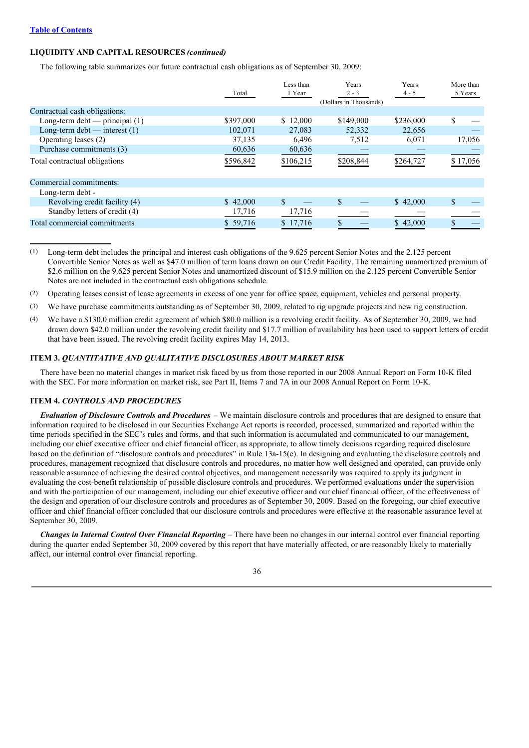[Table of Contents](#)

**LIQUIDITY AND CAPITAL RESOURCES** ***(continued)***

The following table summarizes our future contractual cash obligations as of September 30, 2009:

| | Total | Less than 1 Year | Years 2 - 3 | Years 4 - 5 | More than 5 Years |
|---|---|---|---|---|---|
| | | | (Dollars in Thousands) | | |
| Contractual cash obligations: | | | | | |
| Long-term debt — principal (1) | $397,000 | $ 12,000 | $149,000 | $236,000 | $ — |
| Long-term debt — interest (1) | 102,071 | 27,083 | 52,332 | 22,656 | — |
| Operating leases (2) | 37,135 | 6,496 | 7,512 | 6,071 | 17,056 |
| Purchase commitments (3) | 60,636 | 60,636 | — | — | — |
| Total contractual obligations | $596,842 | $106,215 | $208,844 | $264,727 | $ 17,056 |
| Commercial commitments: | | | | | |
| Long-term debt - | | | | | |
| Revolving credit facility (4) | $ 42,000 | $ — | $ — | $ 42,000 | $ — |
| Standby letters of credit (4) | 17,716 | 17,716 | — | — | — |
| Total commercial commitments | $ 59,716 | $ 17,716 | $ — | $ 42,000 | $ — |

(1) Long-term debt includes the principal and interest cash obligations of the 9.625 percent Senior Notes and the 2.125 percent Convertible Senior Notes as well as $47.0 million of term loans drawn on our Credit Facility. The remaining unamortized premium of $2.6 million on the 9.625 percent Senior Notes and unamortized discount of $15.9 million on the 2.125 percent Convertible Senior Notes are not included in the contractual cash obligations schedule.

(2) Operating leases consist of lease agreements in excess of one year for office space, equipment, vehicles and personal property.

(3) We have purchase commitments outstanding as of September 30, 2009, related to rig upgrade projects and new rig construction.

(4) We have a $130.0 million credit agreement of which $80.0 million is a revolving credit facility. As of September 30, 2009, we had drawn down $42.0 million under the revolving credit facility and $17.7 million of availability has been used to support letters of credit that have been issued. The revolving credit facility expires May 14, 2013.

### ITEM 3. *QUANTITATIVE AND QUALITATIVE DISCLOSURES ABOUT MARKET RISK*

There have been no material changes in market risk faced by us from those reported in our 2008 Annual Report on Form 10-K filed with the SEC. For more information on market risk, see Part II, Items 7 and 7A in our 2008 Annual Report on Form 10-K.

### ITEM 4. *CONTROLS AND PROCEDURES*

***Evaluation of Disclosure Controls and Procedures*** – We maintain disclosure controls and procedures that are designed to ensure that information required to be disclosed in our Securities Exchange Act reports is recorded, processed, summarized and reported within the time periods specified in the SEC's rules and forms, and that such information is accumulated and communicated to our management, including our chief executive officer and chief financial officer, as appropriate, to allow timely decisions regarding required disclosure based on the definition of "disclosure controls and procedures" in Rule 13a-15(e). In designing and evaluating the disclosure controls and procedures, management recognized that disclosure controls and procedures, no matter how well designed and operated, can provide only reasonable assurance of achieving the desired control objectives, and management necessarily was required to apply its judgment in evaluating the cost-benefit relationship of possible disclosure controls and procedures. We performed evaluations under the supervision and with the participation of our management, including our chief executive officer and our chief financial officer, of the effectiveness of the design and operation of our disclosure controls and procedures as of September 30, 2009. Based on the foregoing, our chief executive officer and chief financial officer concluded that our disclosure controls and procedures were effective at the reasonable assurance level at September 30, 2009.

***Changes in Internal Control Over Financial Reporting*** – There have been no changes in our internal control over financial reporting during the quarter ended September 30, 2009 covered by this report that have materially affected, or are reasonably likely to materially affect, our internal control over financial reporting.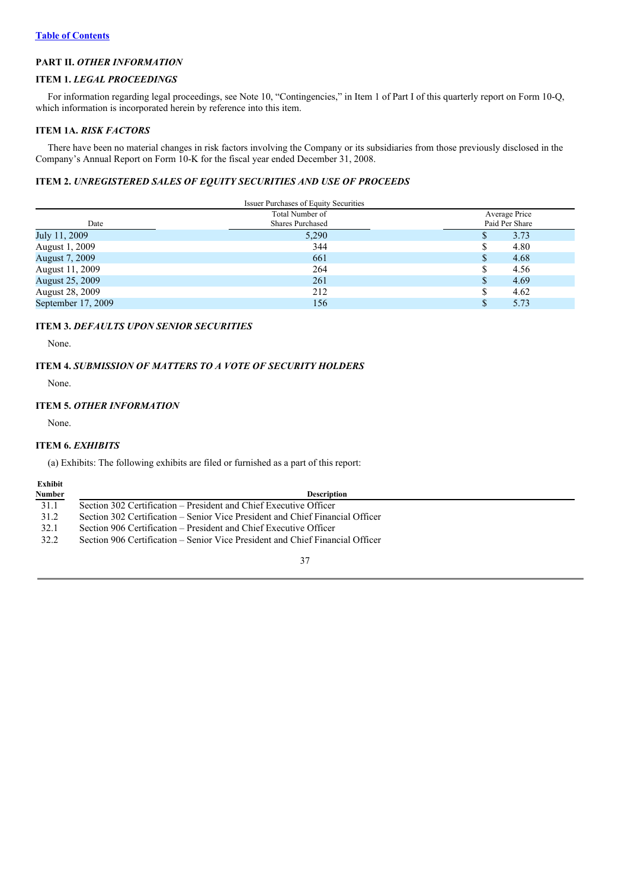[Table of Contents](#)

## PART II. *OTHER INFORMATION*

### ITEM 1. *LEGAL PROCEEDINGS*

For information regarding legal proceedings, see Note 10, "Contingencies," in Item 1 of Part I of this quarterly report on Form 10-Q, which information is incorporated herein by reference into this item.

### ITEM 1A. *RISK FACTORS*

There have been no material changes in risk factors involving the Company or its subsidiaries from those previously disclosed in the Company's Annual Report on Form 10-K for the fiscal year ended December 31, 2008.

### ITEM 2. *UNREGISTERED SALES OF EQUITY SECURITIES AND USE OF PROCEEDS*

Issuer Purchases of Equity Securities

| Date | Total Number of Shares Purchased | Average Price Paid Per Share |
|---|---|---|
| July 11, 2009 | 5,290 | $ 3.73 |
| August 1, 2009 | 344 | $ 4.80 |
| August 7, 2009 | 661 | $ 4.68 |
| August 11, 2009 | 264 | $ 4.56 |
| August 25, 2009 | 261 | $ 4.69 |
| August 28, 2009 | 212 | $ 4.62 |
| September 17, 2009 | 156 | $ 5.73 |

### ITEM 3. *DEFAULTS UPON SENIOR SECURITIES*

None.

### ITEM 4. *SUBMISSION OF MATTERS TO A VOTE OF SECURITY HOLDERS*

None.

### ITEM 5. *OTHER INFORMATION*

None.

### ITEM 6. *EXHIBITS*

(a) Exhibits: The following exhibits are filed or furnished as a part of this report:

| Exhibit Number | Description |
|---|---|
| 31.1 | Section 302 Certification – President and Chief Executive Officer |
| 31.2 | Section 302 Certification – Senior Vice President and Chief Financial Officer |
| 32.1 | Section 906 Certification – President and Chief Executive Officer |
| 32.2 | Section 906 Certification – Senior Vice President and Chief Financial Officer |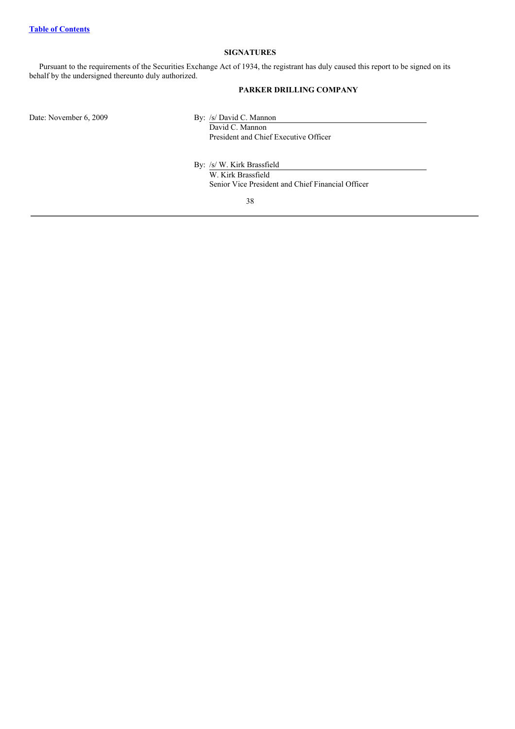## SIGNATURES

Pursuant to the requirements of the Securities Exchange Act of 1934, the registrant has duly caused this report to be signed on its behalf by the undersigned thereunto duly authorized.

**PARKER DRILLING COMPANY**

Date: November 6, 2009

By: /s/ David C. Mannon
David C. Mannon
President and Chief Executive Officer

By: /s/ W. Kirk Brassfield
W. Kirk Brassfield
Senior Vice President and Chief Financial Officer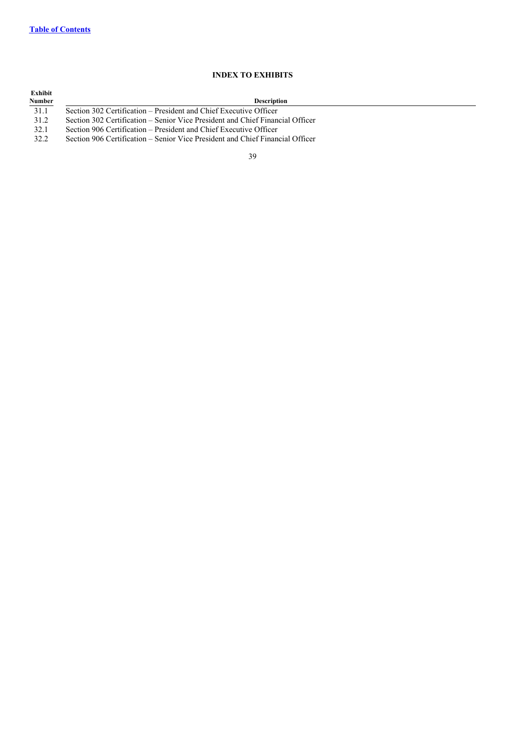[Table of Contents](#)

## INDEX TO EXHIBITS

| Exhibit Number | Description |
|---|---|
| 31.1 | Section 302 Certification – President and Chief Executive Officer |
| 31.2 | Section 302 Certification – Senior Vice President and Chief Financial Officer |
| 32.1 | Section 906 Certification – President and Chief Executive Officer |
| 32.2 | Section 906 Certification – Senior Vice President and Chief Financial Officer |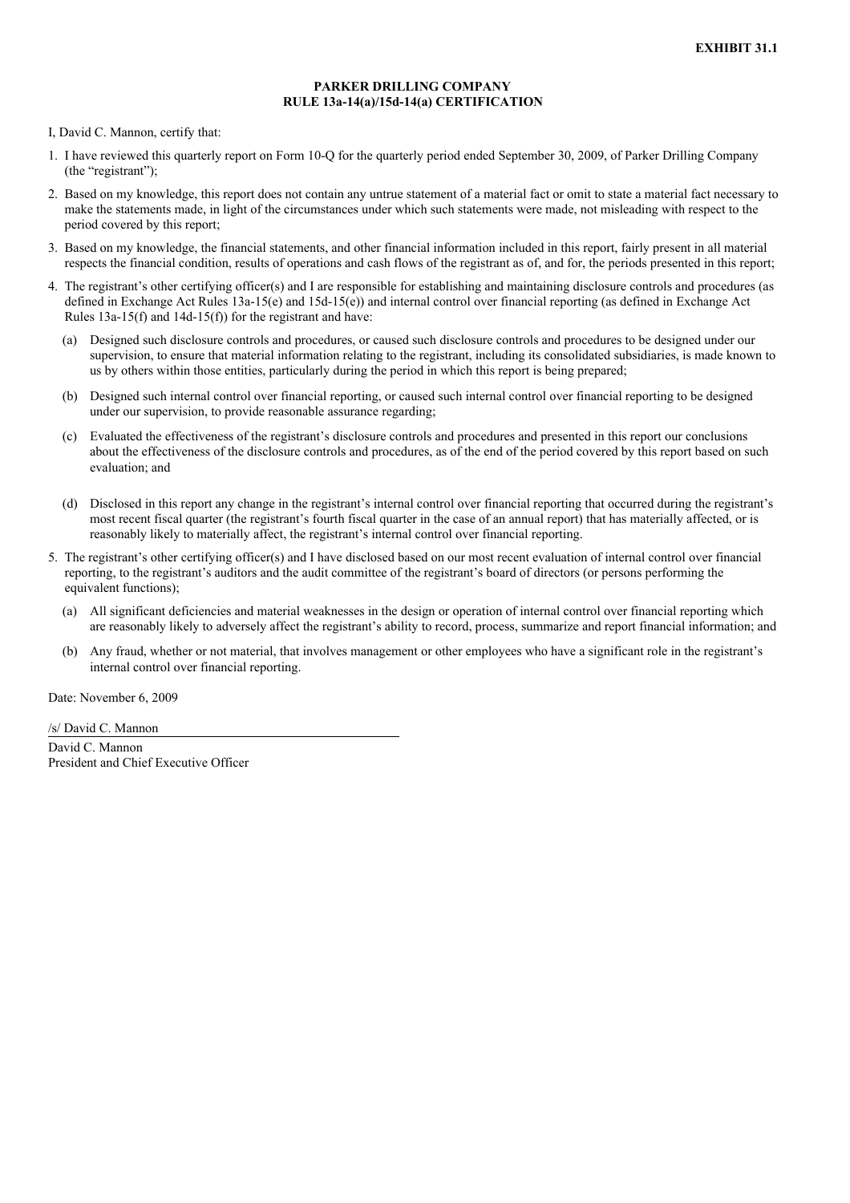**EXHIBIT 31.1**

**PARKER DRILLING COMPANY**
**RULE 13a-14(a)/15d-14(a) CERTIFICATION**

I, David C. Mannon, certify that:

1. I have reviewed this quarterly report on Form 10-Q for the quarterly period ended September 30, 2009, of Parker Drilling Company (the "registrant");

2. Based on my knowledge, this report does not contain any untrue statement of a material fact or omit to state a material fact necessary to make the statements made, in light of the circumstances under which such statements were made, not misleading with respect to the period covered by this report;

3. Based on my knowledge, the financial statements, and other financial information included in this report, fairly present in all material respects the financial condition, results of operations and cash flows of the registrant as of, and for, the periods presented in this report;

4. The registrant's other certifying officer(s) and I are responsible for establishing and maintaining disclosure controls and procedures (as defined in Exchange Act Rules 13a-15(e) and 15d-15(e)) and internal control over financial reporting (as defined in Exchange Act Rules 13a-15(f) and 14d-15(f)) for the registrant and have:

   (a) Designed such disclosure controls and procedures, or caused such disclosure controls and procedures to be designed under our supervision, to ensure that material information relating to the registrant, including its consolidated subsidiaries, is made known to us by others within those entities, particularly during the period in which this report is being prepared;

   (b) Designed such internal control over financial reporting, or caused such internal control over financial reporting to be designed under our supervision, to provide reasonable assurance regarding;

   (c) Evaluated the effectiveness of the registrant's disclosure controls and procedures and presented in this report our conclusions about the effectiveness of the disclosure controls and procedures, as of the end of the period covered by this report based on such evaluation; and

   (d) Disclosed in this report any change in the registrant's internal control over financial reporting that occurred during the registrant's most recent fiscal quarter (the registrant's fourth fiscal quarter in the case of an annual report) that has materially affected, or is reasonably likely to materially affect, the registrant's internal control over financial reporting.

5. The registrant's other certifying officer(s) and I have disclosed based on our most recent evaluation of internal control over financial reporting, to the registrant's auditors and the audit committee of the registrant's board of directors (or persons performing the equivalent functions);

   (a) All significant deficiencies and material weaknesses in the design or operation of internal control over financial reporting which are reasonably likely to adversely affect the registrant's ability to record, process, summarize and report financial information; and

   (b) Any fraud, whether or not material, that involves management or other employees who have a significant role in the registrant's internal control over financial reporting.

Date: November 6, 2009

/s/ David C. Mannon

David C. Mannon
President and Chief Executive Officer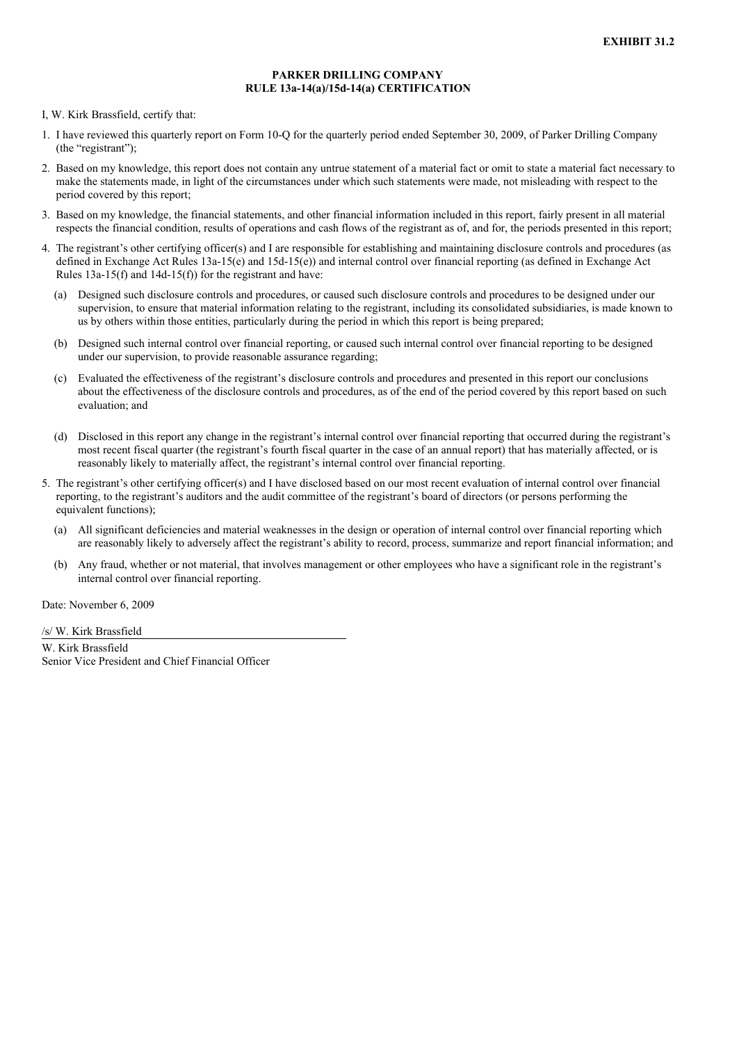**EXHIBIT 31.2**

**PARKER DRILLING COMPANY**
**RULE 13a-14(a)/15d-14(a) CERTIFICATION**

I, W. Kirk Brassfield, certify that:

1. I have reviewed this quarterly report on Form 10-Q for the quarterly period ended September 30, 2009, of Parker Drilling Company (the "registrant");
2. Based on my knowledge, this report does not contain any untrue statement of a material fact or omit to state a material fact necessary to make the statements made, in light of the circumstances under which such statements were made, not misleading with respect to the period covered by this report;
3. Based on my knowledge, the financial statements, and other financial information included in this report, fairly present in all material respects the financial condition, results of operations and cash flows of the registrant as of, and for, the periods presented in this report;
4. The registrant's other certifying officer(s) and I are responsible for establishing and maintaining disclosure controls and procedures (as defined in Exchange Act Rules 13a-15(e) and 15d-15(e)) and internal control over financial reporting (as defined in Exchange Act Rules 13a-15(f) and 14d-15(f)) for the registrant and have:
   (a) Designed such disclosure controls and procedures, or caused such disclosure controls and procedures to be designed under our supervision, to ensure that material information relating to the registrant, including its consolidated subsidiaries, is made known to us by others within those entities, particularly during the period in which this report is being prepared;
   (b) Designed such internal control over financial reporting, or caused such internal control over financial reporting to be designed under our supervision, to provide reasonable assurance regarding;
   (c) Evaluated the effectiveness of the registrant's disclosure controls and procedures and presented in this report our conclusions about the effectiveness of the disclosure controls and procedures, as of the end of the period covered by this report based on such evaluation; and
   (d) Disclosed in this report any change in the registrant's internal control over financial reporting that occurred during the registrant's most recent fiscal quarter (the registrant's fourth fiscal quarter in the case of an annual report) that has materially affected, or is reasonably likely to materially affect, the registrant's internal control over financial reporting.
5. The registrant's other certifying officer(s) and I have disclosed based on our most recent evaluation of internal control over financial reporting, to the registrant's auditors and the audit committee of the registrant's board of directors (or persons performing the equivalent functions);
   (a) All significant deficiencies and material weaknesses in the design or operation of internal control over financial reporting which are reasonably likely to adversely affect the registrant's ability to record, process, summarize and report financial information; and
   (b) Any fraud, whether or not material, that involves management or other employees who have a significant role in the registrant's internal control over financial reporting.

Date: November 6, 2009

/s/ W. Kirk Brassfield

W. Kirk Brassfield
Senior Vice President and Chief Financial Officer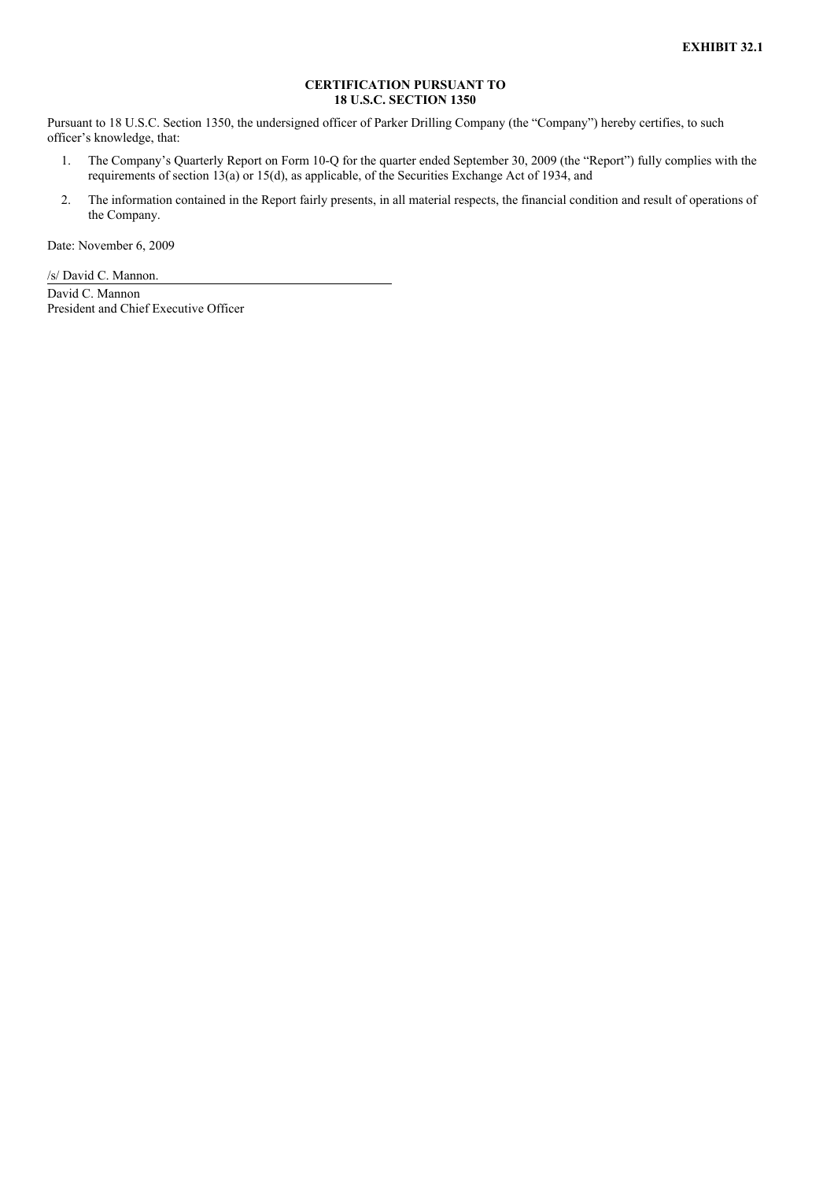**EXHIBIT 32.1**

**CERTIFICATION PURSUANT TO**
**18 U.S.C. SECTION 1350**

Pursuant to 18 U.S.C. Section 1350, the undersigned officer of Parker Drilling Company (the "Company") hereby certifies, to such officer's knowledge, that:

1. The Company's Quarterly Report on Form 10-Q for the quarter ended September 30, 2009 (the "Report") fully complies with the requirements of section 13(a) or 15(d), as applicable, of the Securities Exchange Act of 1934, and

2. The information contained in the Report fairly presents, in all material respects, the financial condition and result of operations of the Company.

Date: November 6, 2009

/s/ David C. Mannon.

David C. Mannon
President and Chief Executive Officer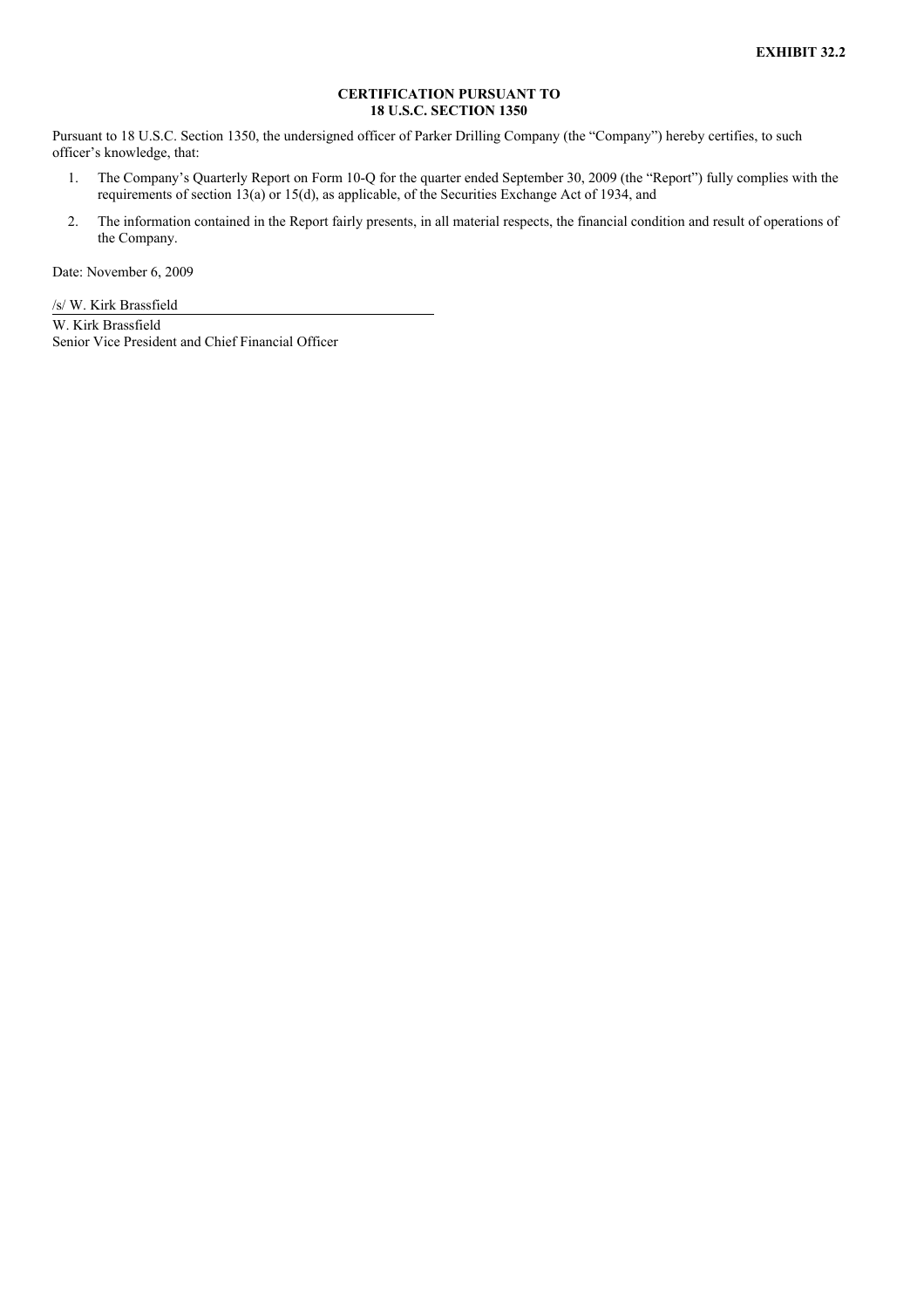**EXHIBIT 32.2**

**CERTIFICATION PURSUANT TO**
**18 U.S.C. SECTION 1350**

Pursuant to 18 U.S.C. Section 1350, the undersigned officer of Parker Drilling Company (the "Company") hereby certifies, to such officer's knowledge, that:

1. The Company's Quarterly Report on Form 10-Q for the quarter ended September 30, 2009 (the "Report") fully complies with the requirements of section 13(a) or 15(d), as applicable, of the Securities Exchange Act of 1934, and

2. The information contained in the Report fairly presents, in all material respects, the financial condition and result of operations of the Company.

Date: November 6, 2009

/s/ W. Kirk Brassfield

W. Kirk Brassfield
Senior Vice President and Chief Financial Officer